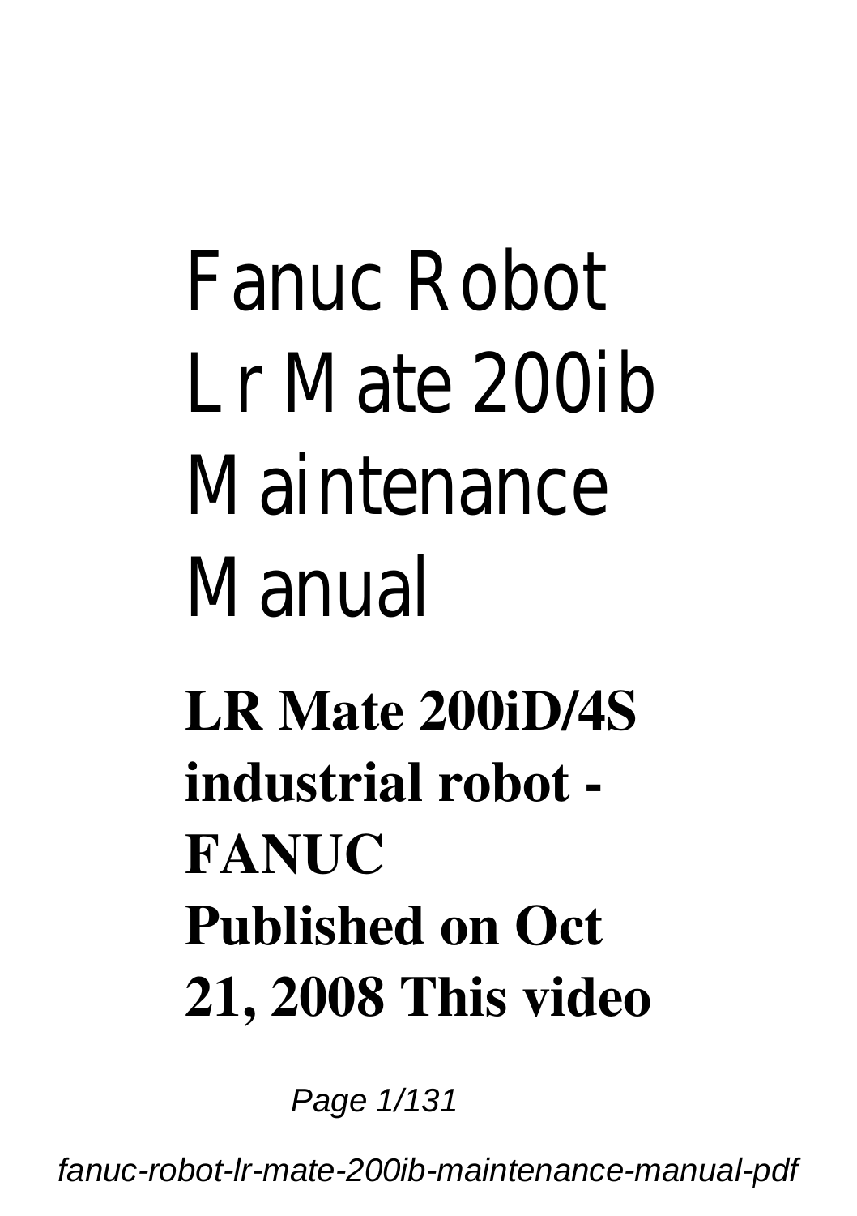# Fanuc Robot Lr Mate 200ib Maintenance Manual

**LR Mate 200iD/4S industrial robot - FANUC**
**Published on Oct 21, 2008 This video**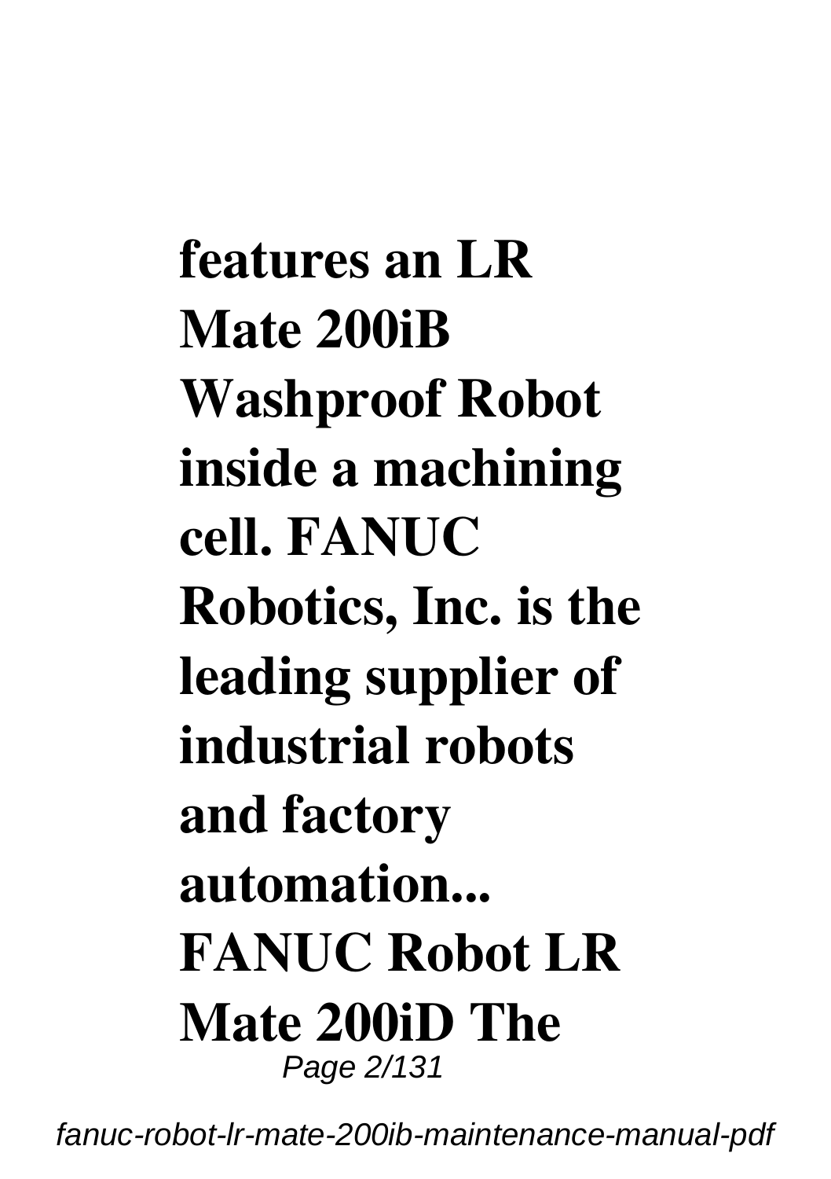**features an LR Mate 200iB Washproof Robot inside a machining cell. FANUC Robotics, Inc. is the leading supplier of industrial robots and factory automation... FANUC Robot LR Mate 200iD The**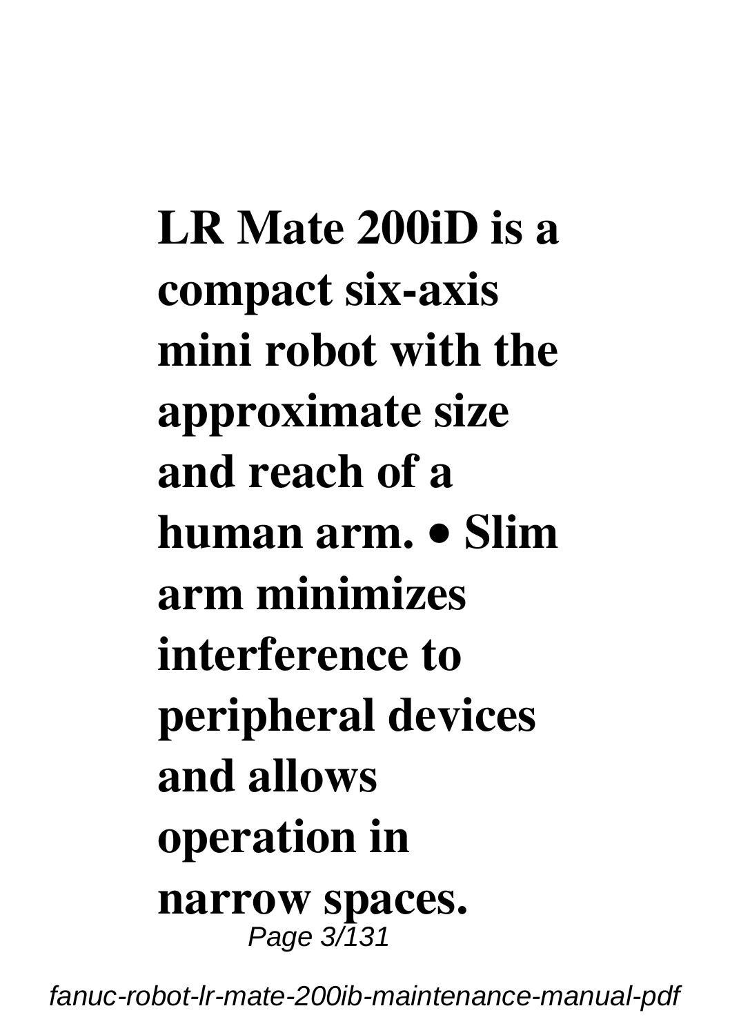**LR Mate 200iD is a compact six-axis mini robot with the approximate size and reach of a human arm. • Slim arm minimizes interference to peripheral devices and allows operation in narrow spaces.**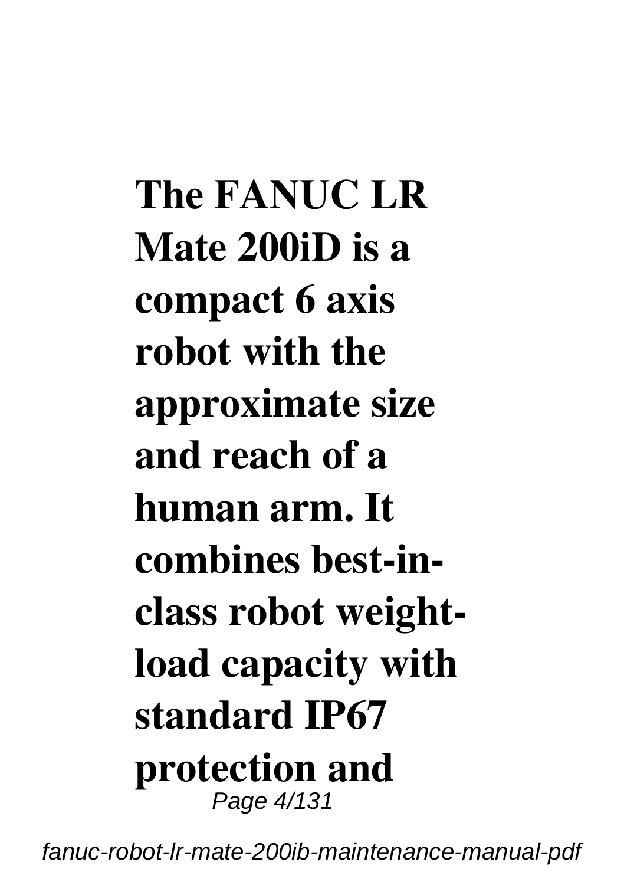**The FANUC LR Mate 200iD is a compact 6 axis robot with the approximate size and reach of a human arm. It combines best-in-class robot weight-load capacity with standard IP67 protection and**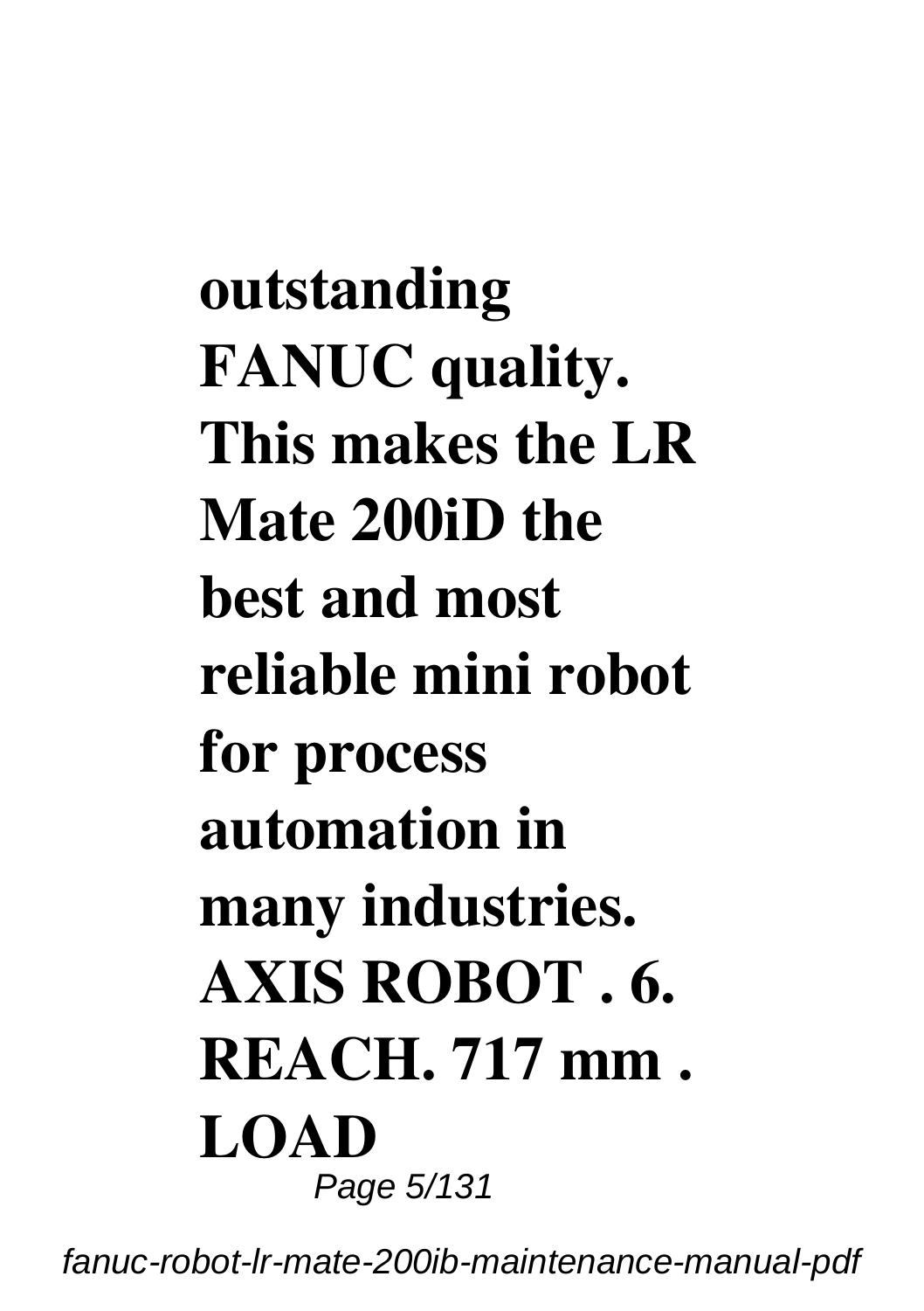**outstanding FANUC quality. This makes the LR Mate 200iD the best and most reliable mini robot for process automation in many industries. AXIS ROBOT . 6. REACH. 717 mm . LOAD**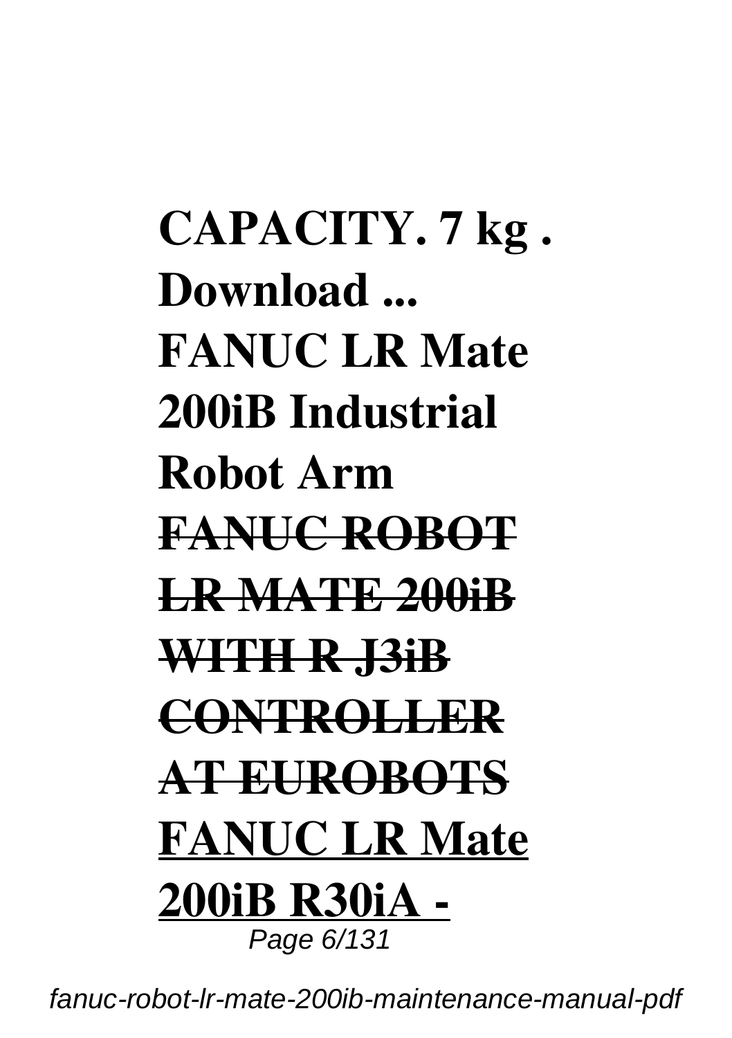**CAPACITY. 7 kg . Download ...**
**FANUC LR Mate 200iB Industrial Robot Arm**
~~**FANUC ROBOT LR MATE 200iB WITH R J3iB CONTROLLER AT EUROBOTS**~~
<u>**FANUC LR Mate 200iB R30iA -**</u>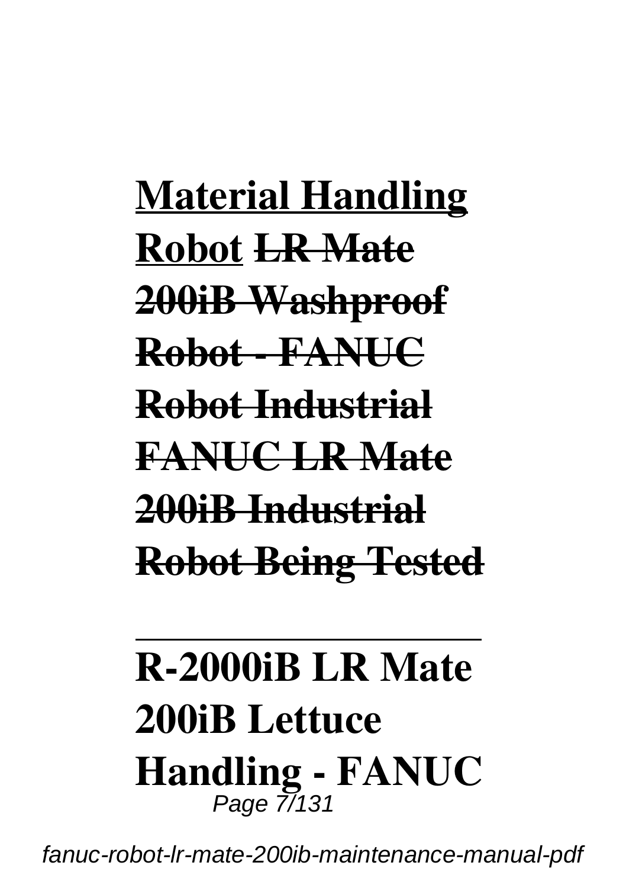**Material Handling Robot** ~~**LR Mate 200iB Washproof Robot - FANUC Robot Industrial FANUC LR Mate 200iB Industrial Robot Being Tested**~~

---

**R-2000iB LR Mate 200iB Lettuce Handling - FANUC**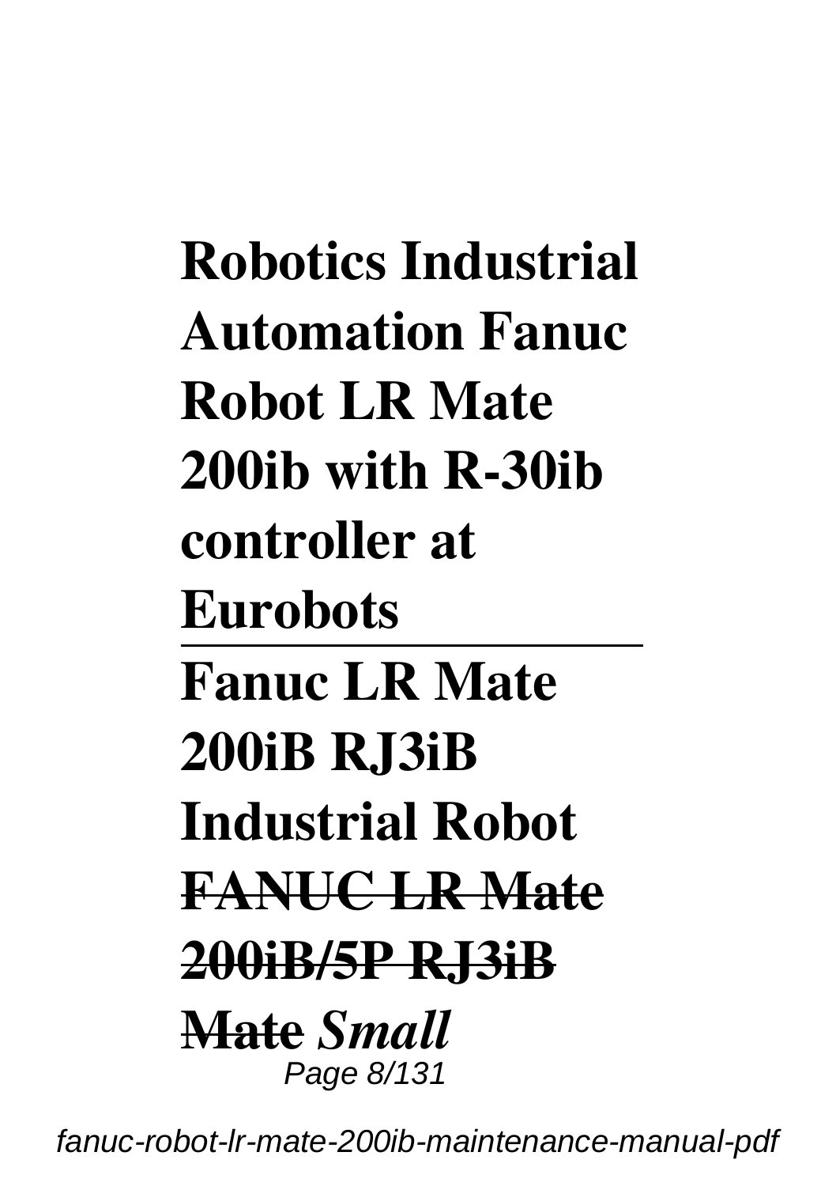**Robotics Industrial Automation Fanuc Robot LR Mate 200ib with R-30ib controller at Eurobots**

---

**Fanuc LR Mate 200iB RJ3iB Industrial Robot**

**~~FANUC LR Mate 200iB/5P RJ3iB Mate~~** ***Small***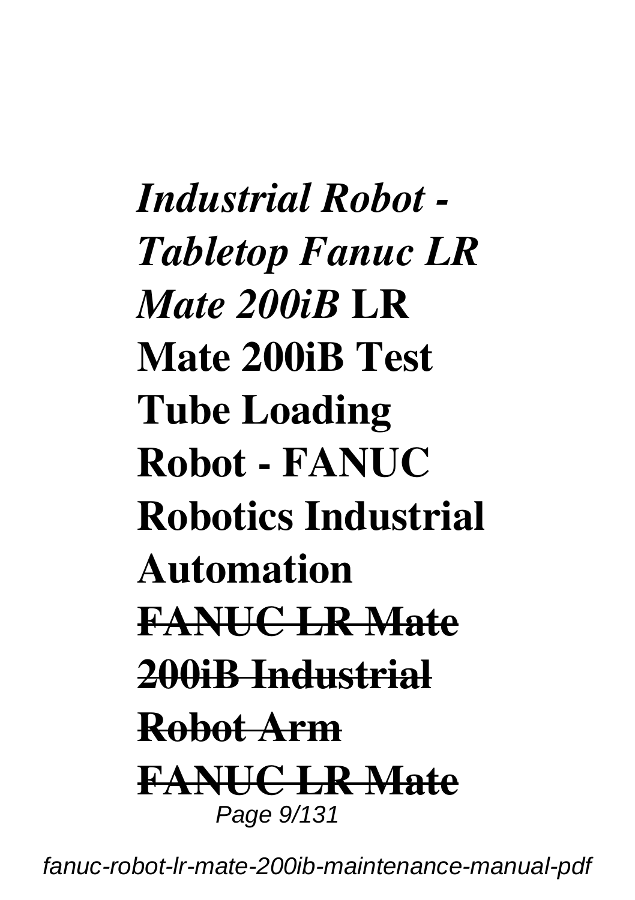***Industrial Robot - Tabletop Fanuc LR Mate 200iB*** **LR Mate 200iB Test Tube Loading Robot - FANUC Robotics Industrial Automation**
**~~FANUC LR Mate 200iB Industrial Robot Arm~~**
**~~FANUC LR Mate~~**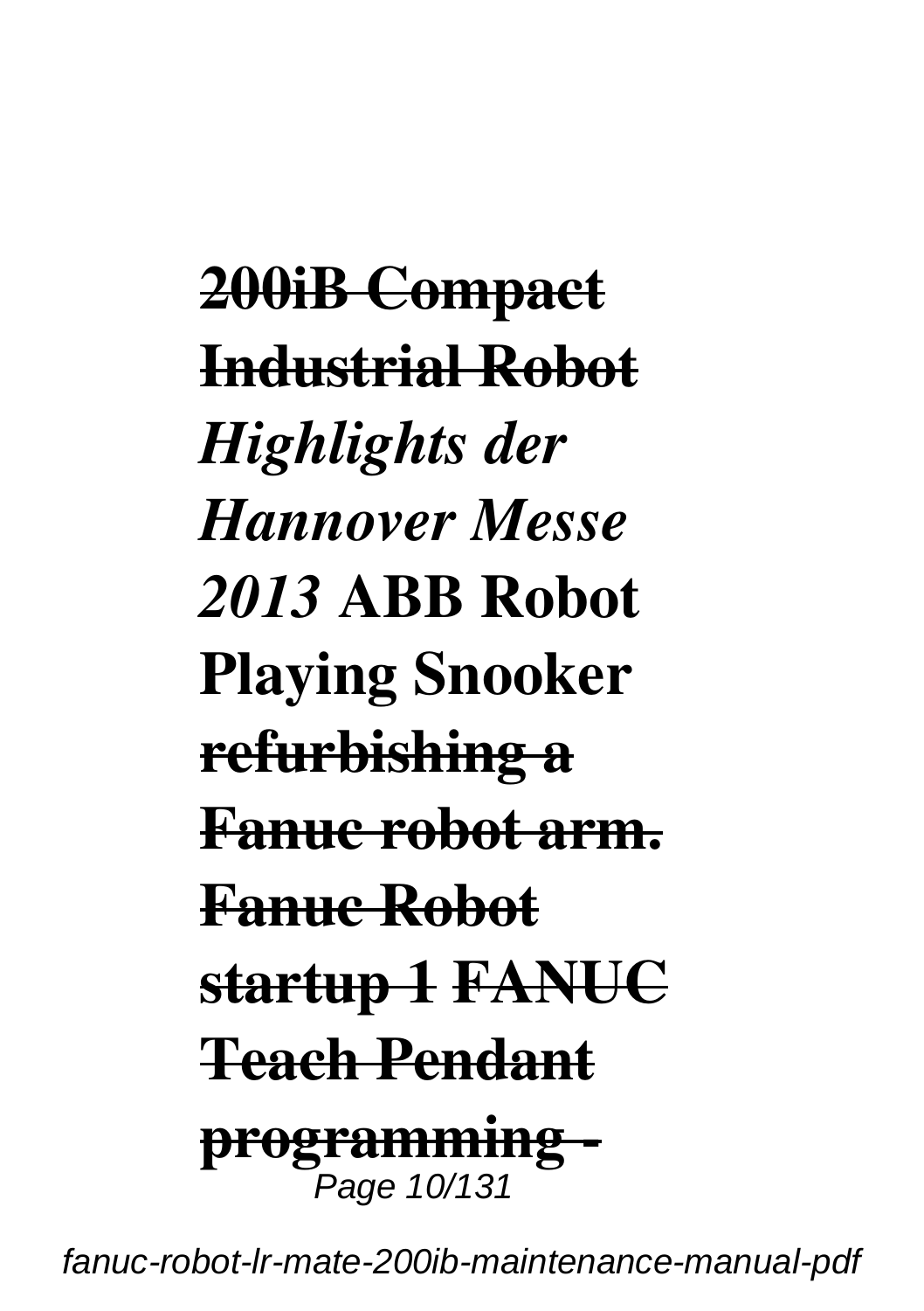~~**200iB Compact Industrial Robot**~~ ***Highlights der Hannover Messe 2013*** **ABB Robot Playing Snooker** ~~**refurbishing a Fanuc robot arm.**~~ ~~**Fanuc Robot startup 1**~~ ~~**FANUC Teach Pendant programming -**~~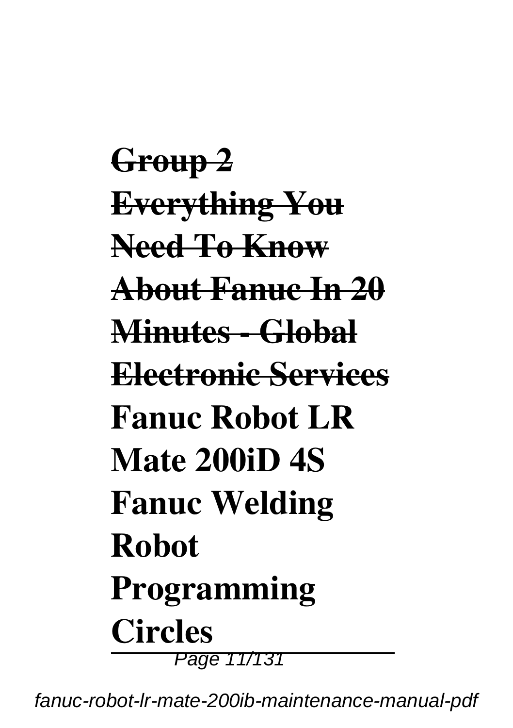~~**Group 2**~~
~~**Everything You Need To Know About Fanuc In 20 Minutes - Global Electronic Services**~~
**Fanuc Robot LR Mate 200iD 4S**
**Fanuc Welding Robot Programming Circles**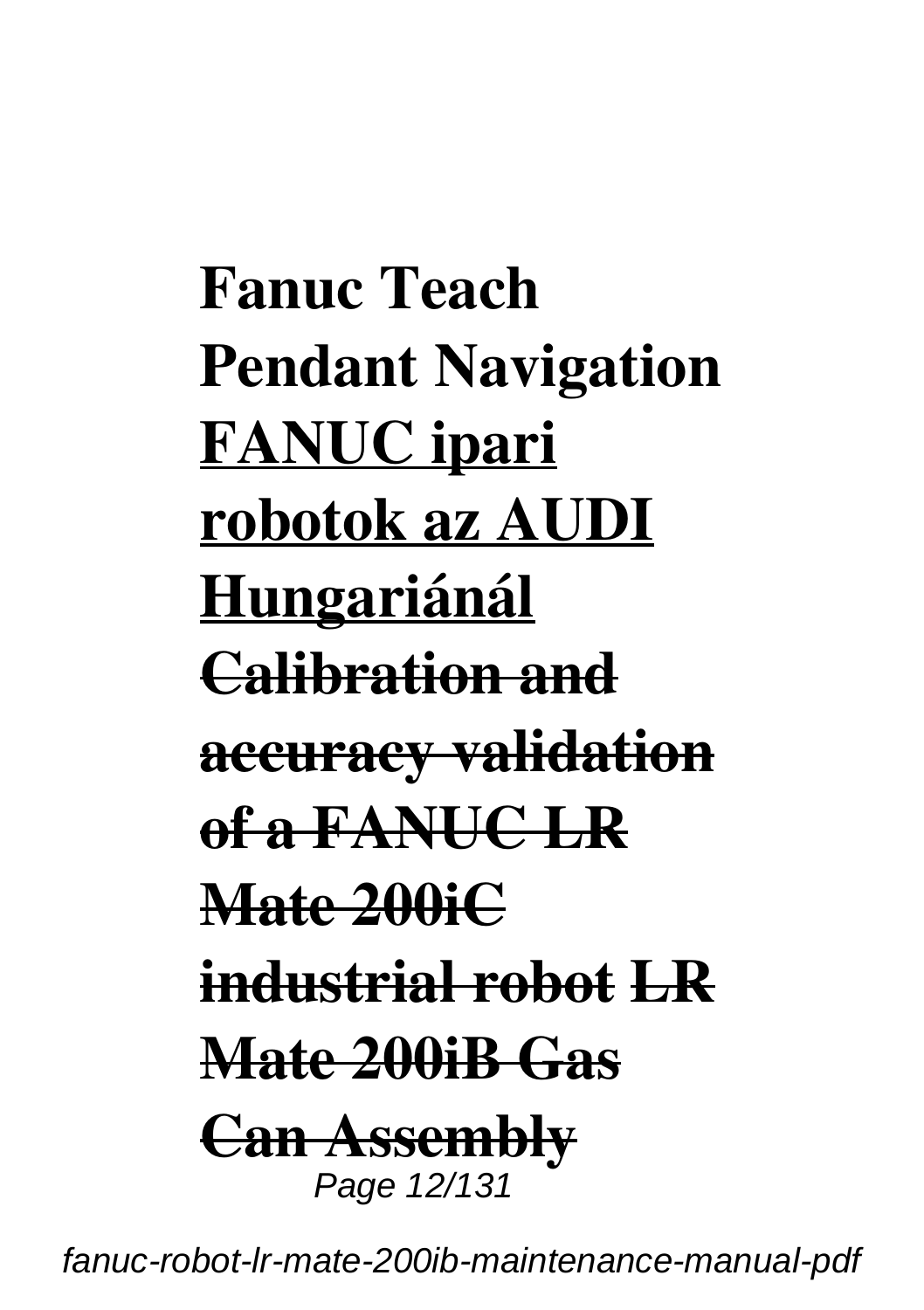**Fanuc Teach Pendant Navigation** **FANUC ipari robotok az AUDI Hungariánál** ~~**Calibration and accuracy validation of a FANUC LR Mate 200iC industrial robot**~~ ~~**LR Mate 200iB Gas Can Assembly**~~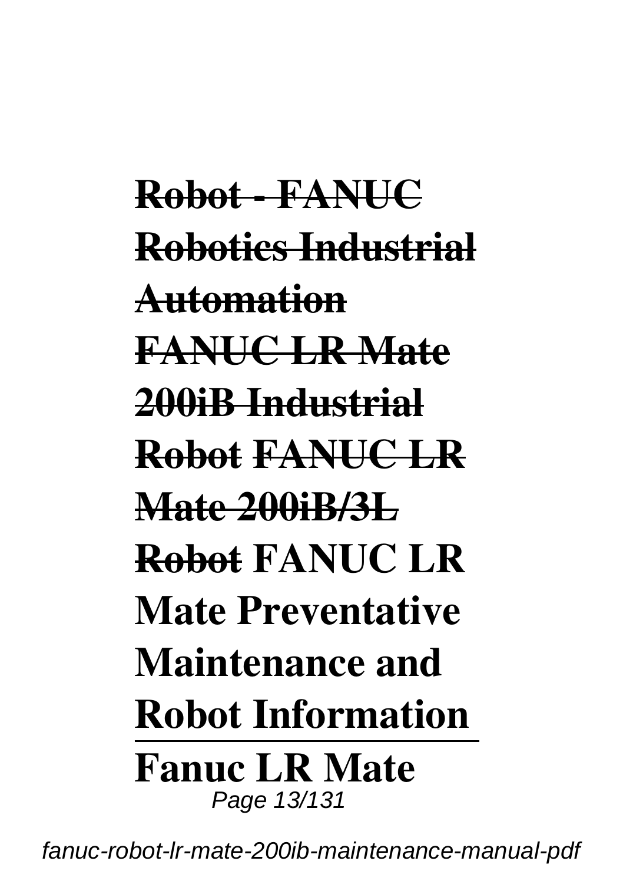**~~Robot - FANUC Robotics Industrial Automation~~** **~~FANUC LR Mate 200iB Industrial Robot~~** **~~FANUC LR Mate 200iB/3L Robot~~** **FANUC LR Mate Preventative Maintenance and Robot Information**

**Fanuc LR Mate**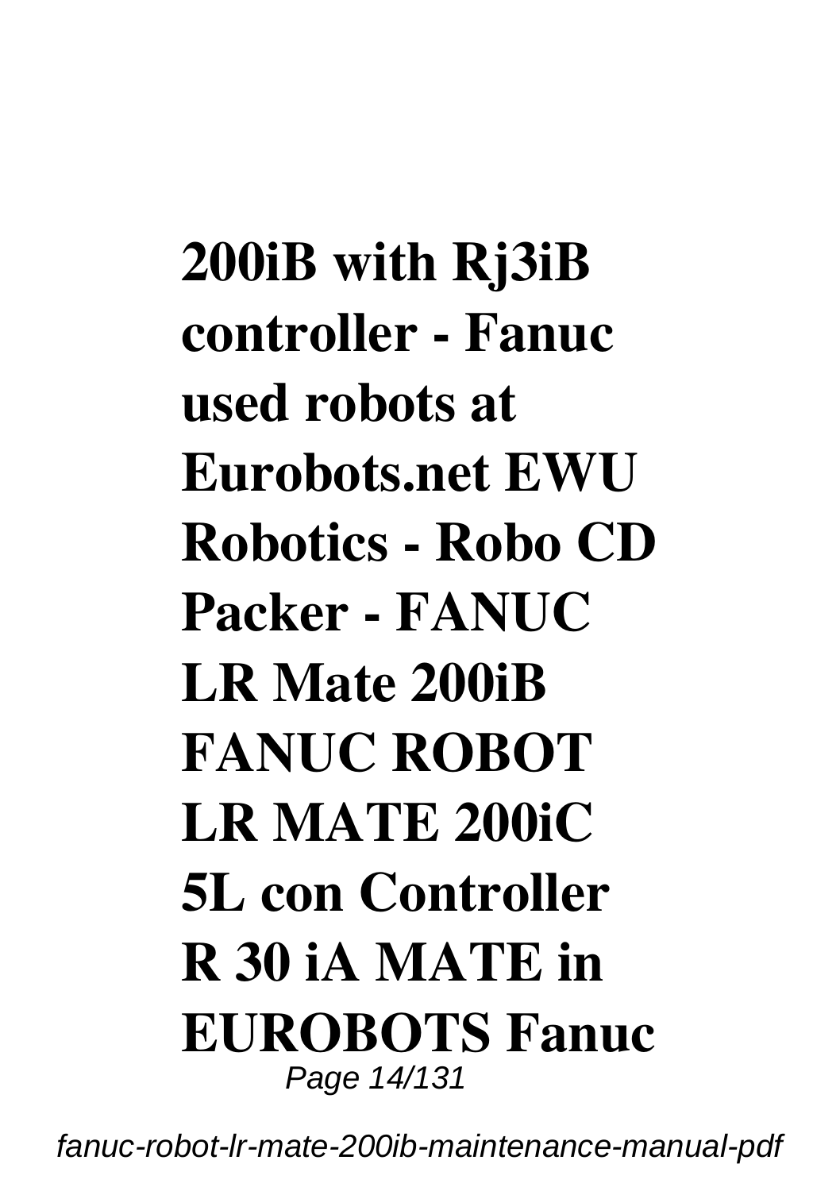**200iB with Rj3iB controller - Fanuc used robots at Eurobots.net EWU Robotics - Robo CD Packer - FANUC LR Mate 200iB FANUC ROBOT LR MATE 200iC 5L con Controller R 30 iA MATE in EUROBOTS Fanuc**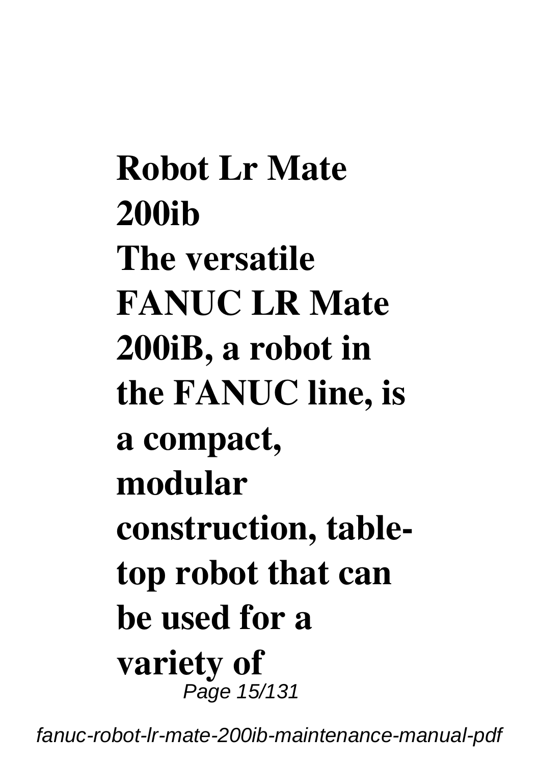**Robot Lr Mate 200ib**

**The versatile FANUC LR Mate 200iB, a robot in the FANUC line, is a compact, modular construction, table-top robot that can be used for a variety of**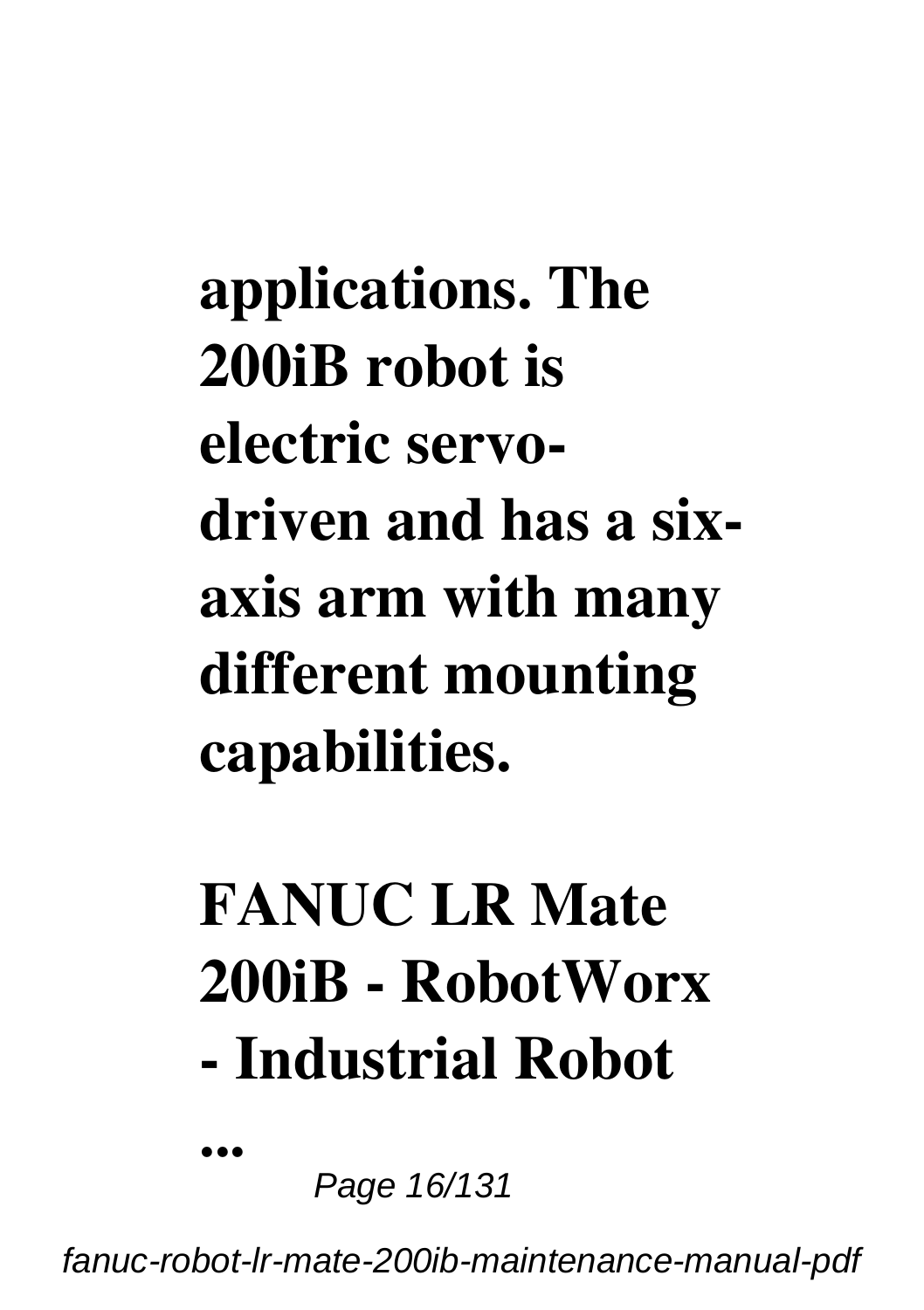**applications. The 200iB robot is electric servo-driven and has a six-axis arm with many different mounting capabilities.**

## FANUC LR Mate 200iB - RobotWorx - Industrial Robot ...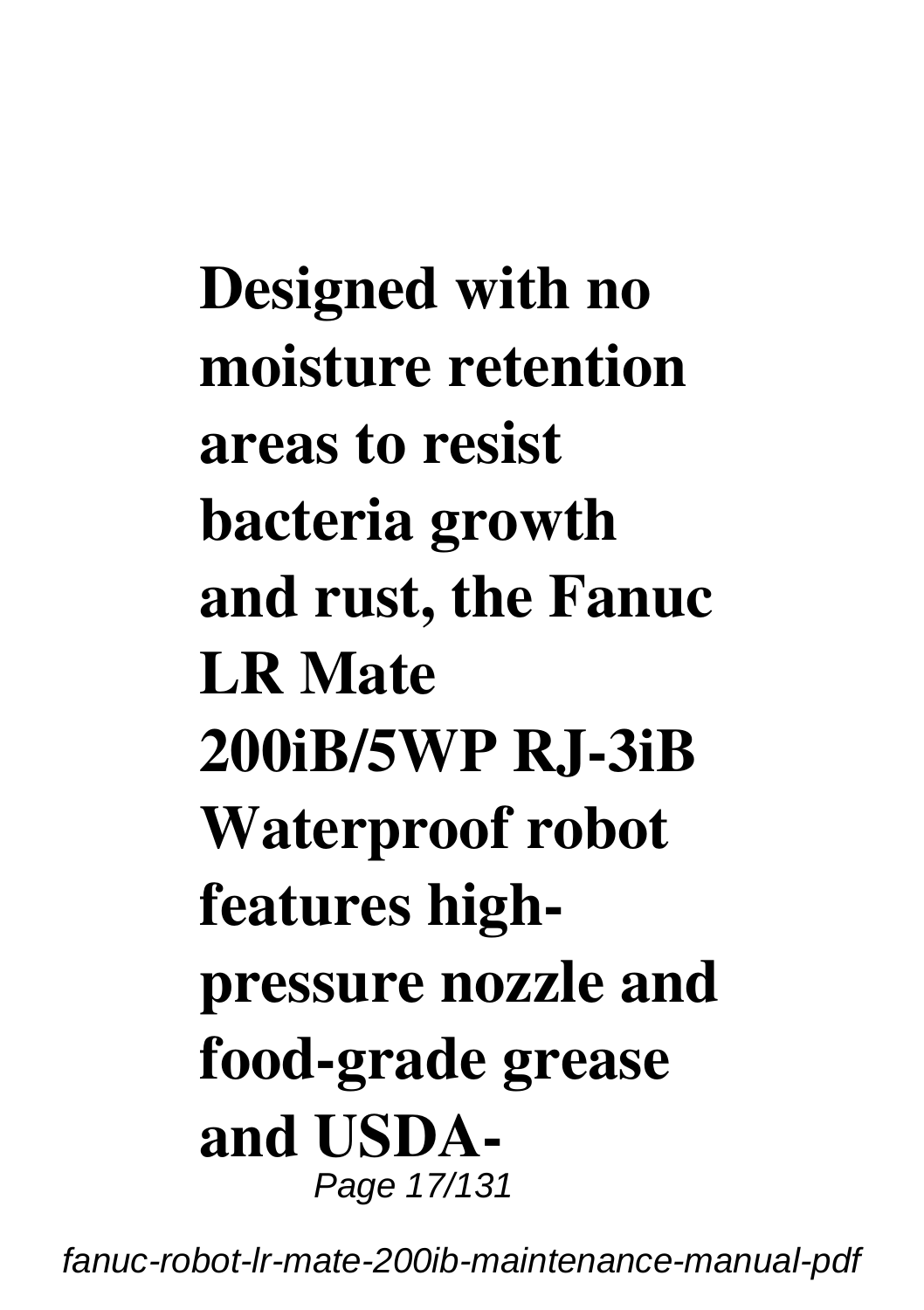**Designed with no moisture retention areas to resist bacteria growth and rust, the Fanuc LR Mate 200iB/5WP RJ-3iB Waterproof robot features high-pressure nozzle and food-grade grease and USDA-**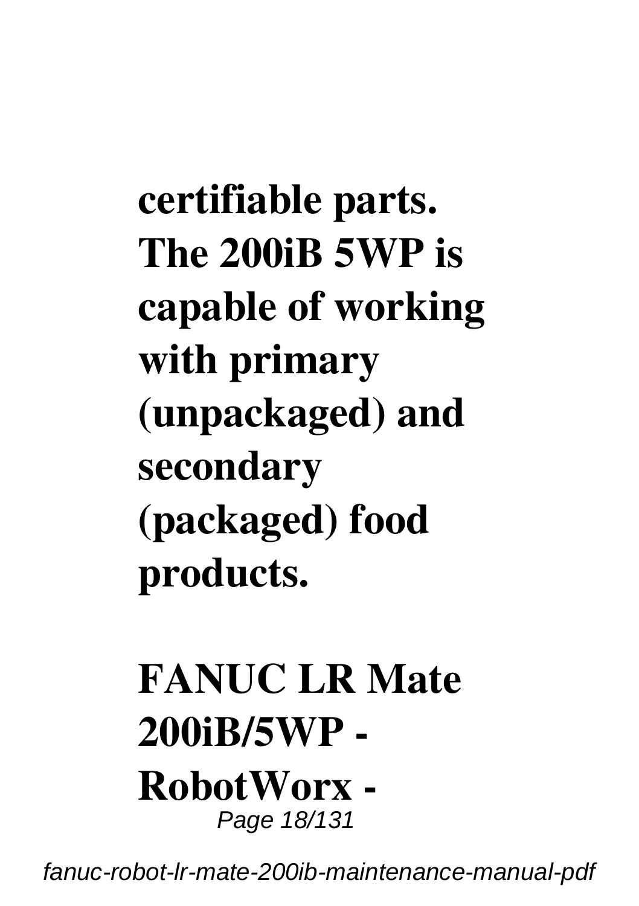**certifiable parts. The 200iB 5WP is capable of working with primary (unpackaged) and secondary (packaged) food products.**

**FANUC LR Mate 200iB/5WP - RobotWorx -**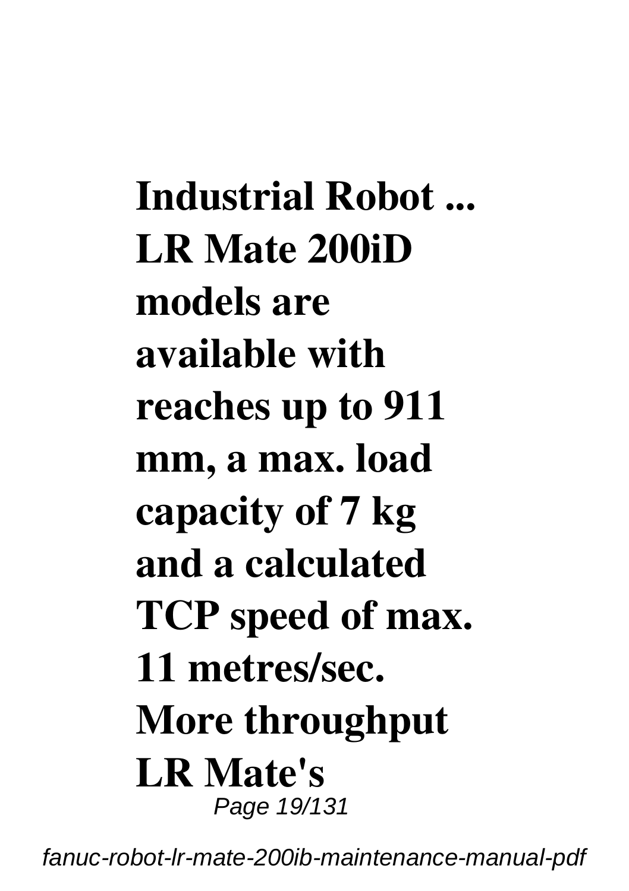**Industrial Robot ... LR Mate 200iD models are available with reaches up to 911 mm, a max. load capacity of 7 kg and a calculated TCP speed of max. 11 metres/sec. More throughput LR Mate's**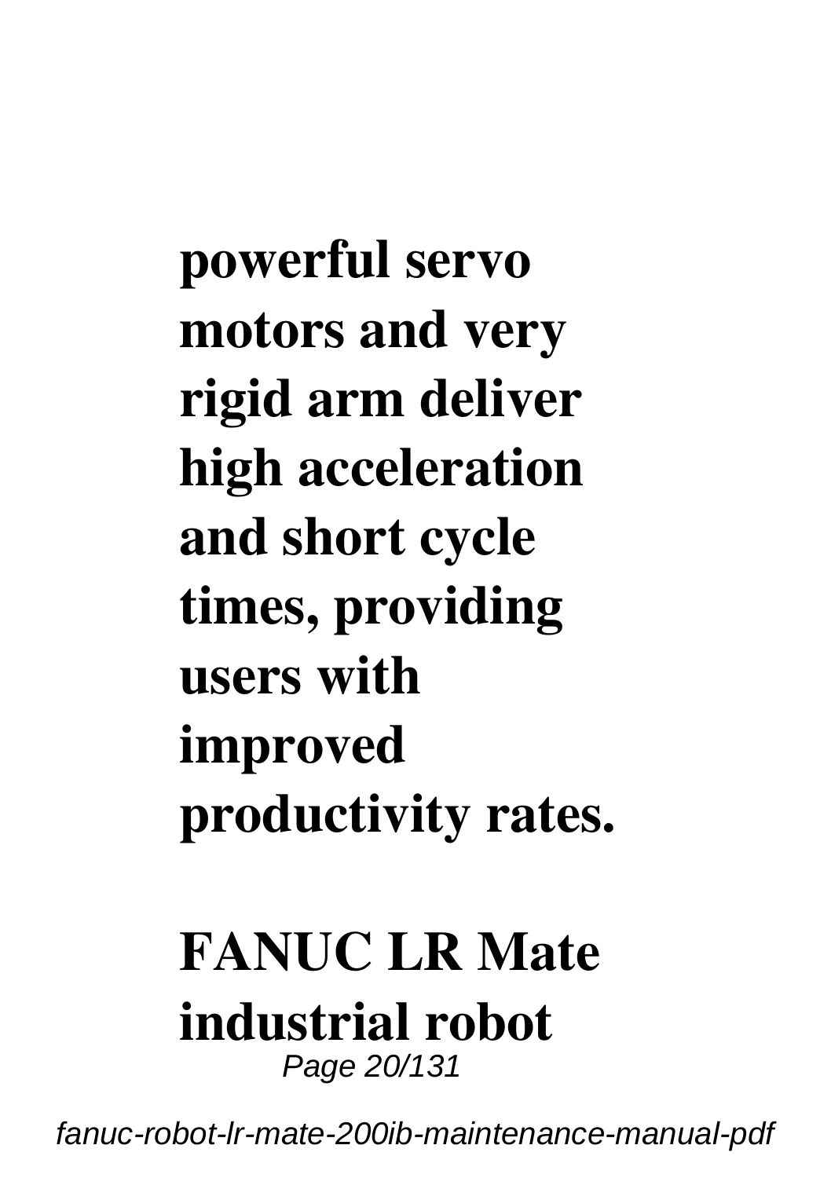**powerful servo motors and very rigid arm deliver high acceleration and short cycle times, providing users with improved productivity rates.**

**FANUC LR Mate industrial robot**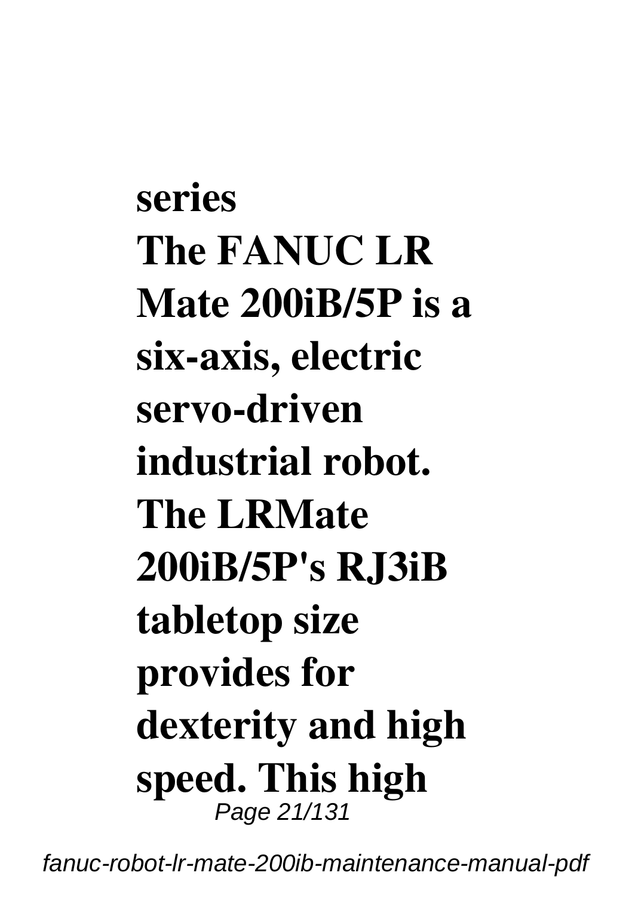**series**
**The FANUC LR Mate 200iB/5P is a six-axis, electric servo-driven industrial robot. The LRMate 200iB/5P's RJ3iB tabletop size provides for dexterity and high speed. This high**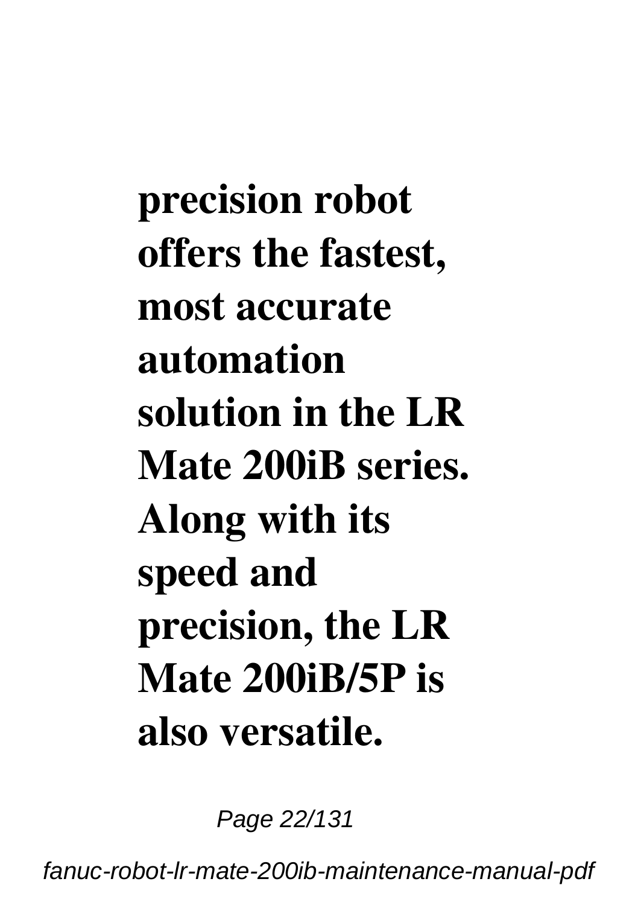**precision robot offers the fastest, most accurate automation solution in the LR Mate 200iB series. Along with its speed and precision, the LR Mate 200iB/5P is also versatile.**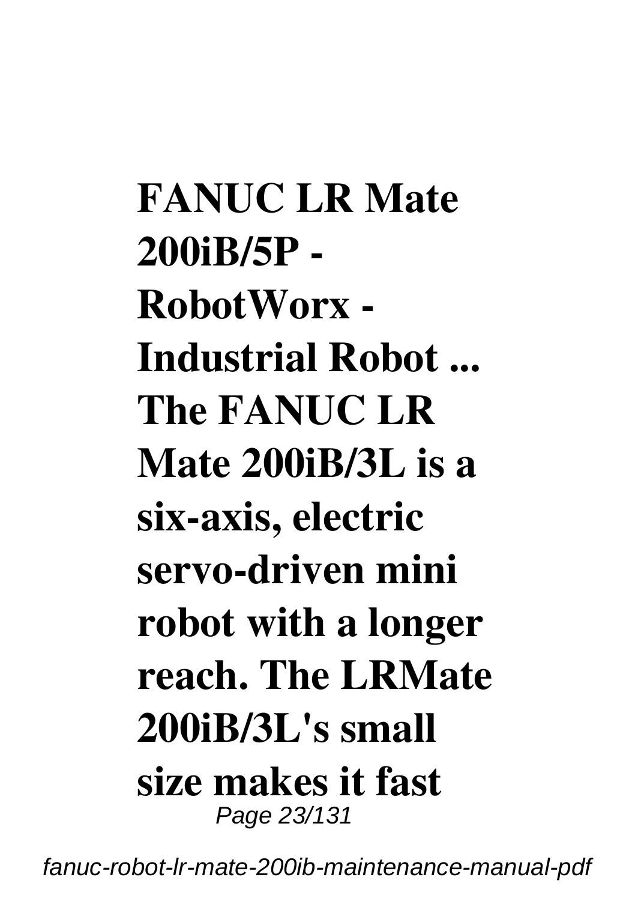**FANUC LR Mate 200iB/5P - RobotWorx - Industrial Robot ...**
**The FANUC LR Mate 200iB/3L is a six-axis, electric servo-driven mini robot with a longer reach. The LRMate 200iB/3L's small size makes it fast**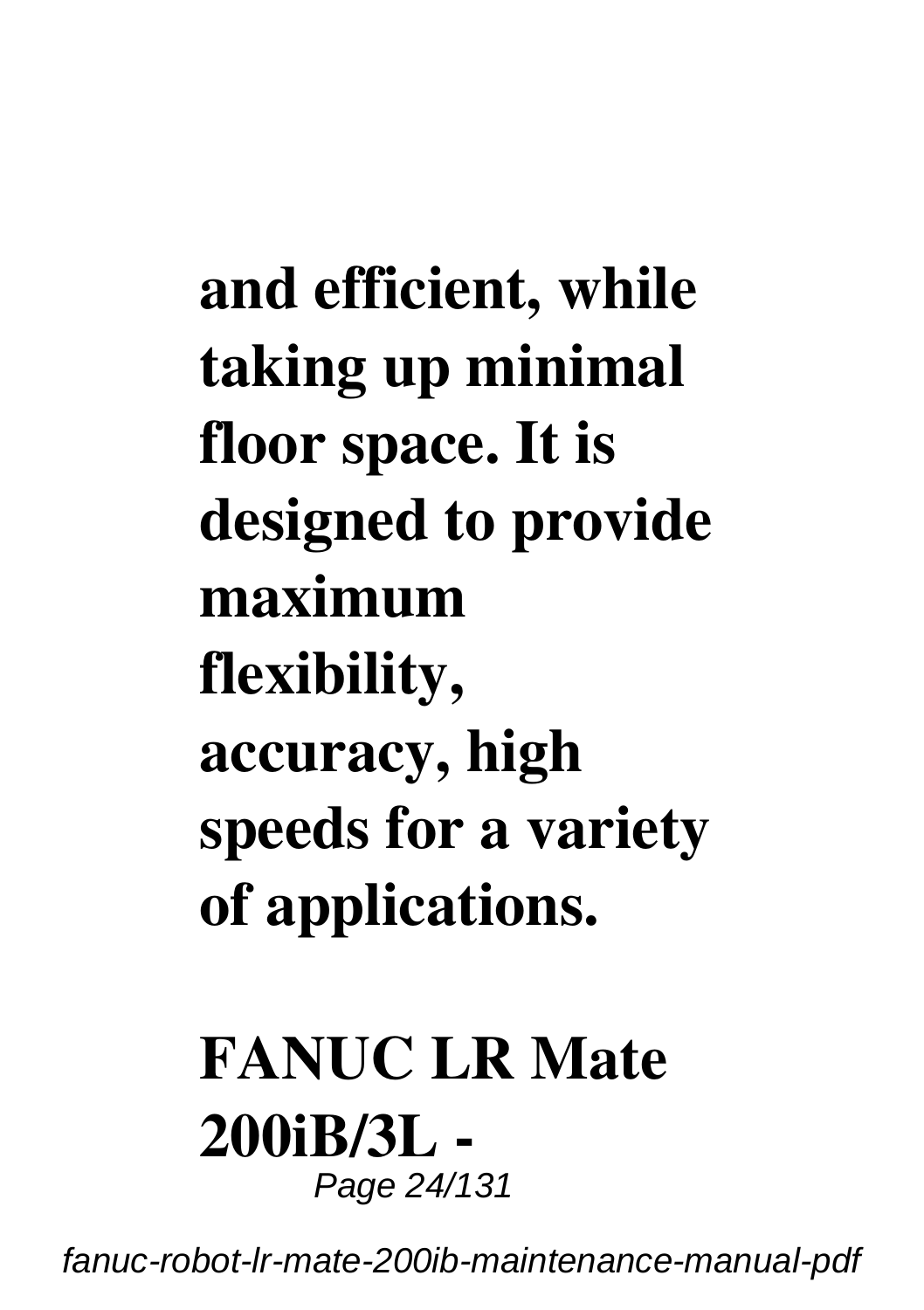**and efficient, while taking up minimal floor space. It is designed to provide maximum flexibility, accuracy, high speeds for a variety of applications.**

**FANUC LR Mate 200iB/3L -**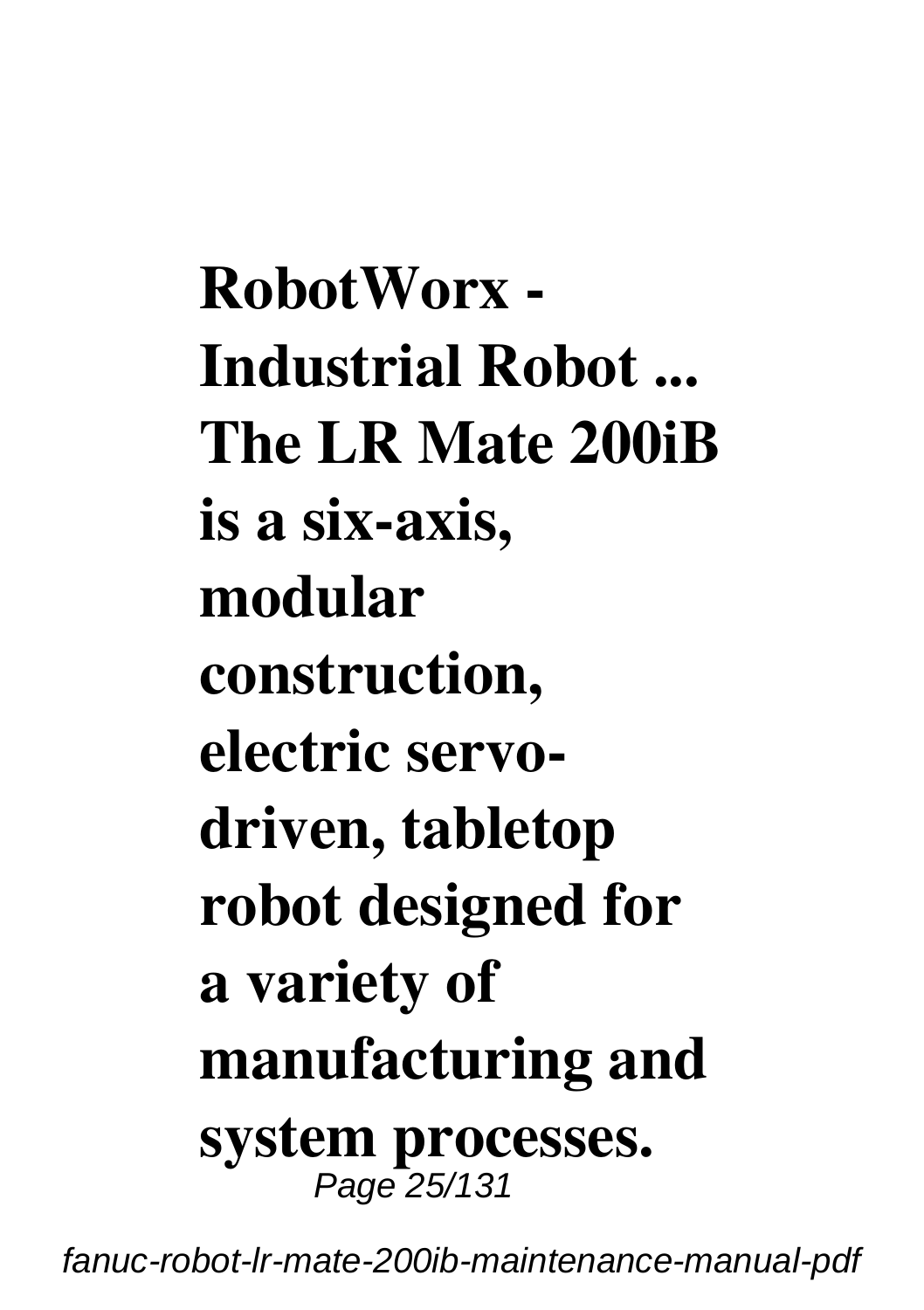**RobotWorx - Industrial Robot ...**
**The LR Mate 200iB is a six-axis, modular construction, electric servo-driven, tabletop robot designed for a variety of manufacturing and system processes.**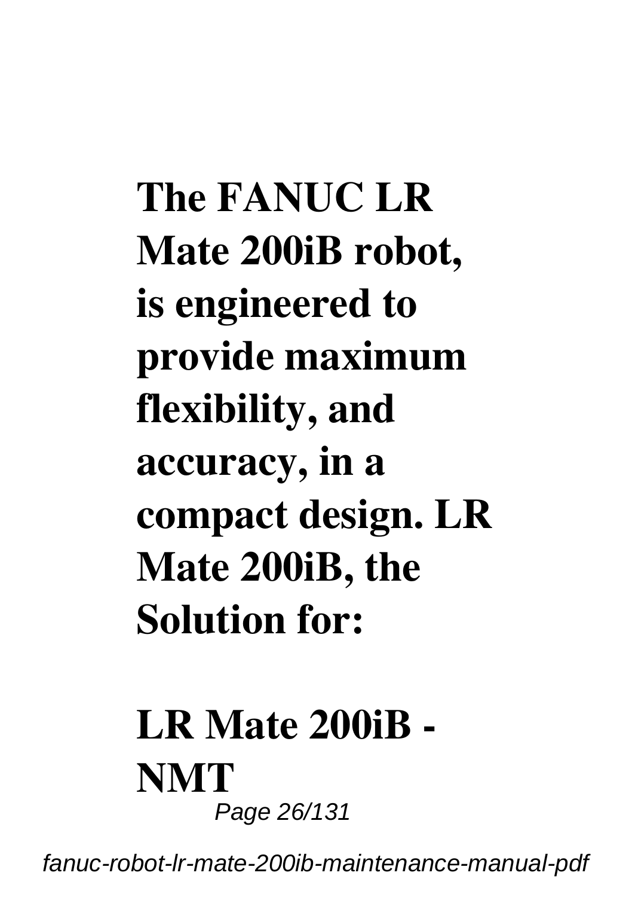**The FANUC LR Mate 200iB robot, is engineered to provide maximum flexibility, and accuracy, in a compact design. LR Mate 200iB, the Solution for:**

## LR Mate 200iB - NMT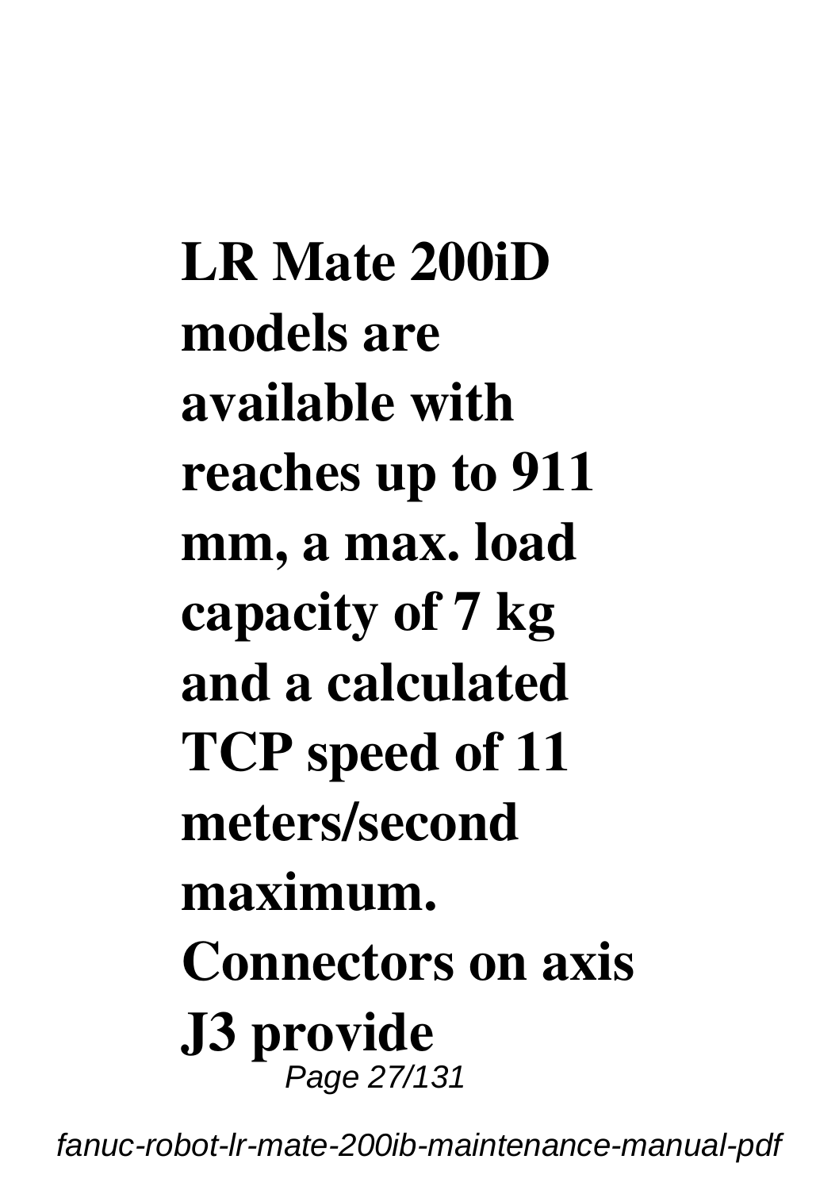**LR Mate 200iD models are available with reaches up to 911 mm, a max. load capacity of 7 kg and a calculated TCP speed of 11 meters/second maximum. Connectors on axis J3 provide**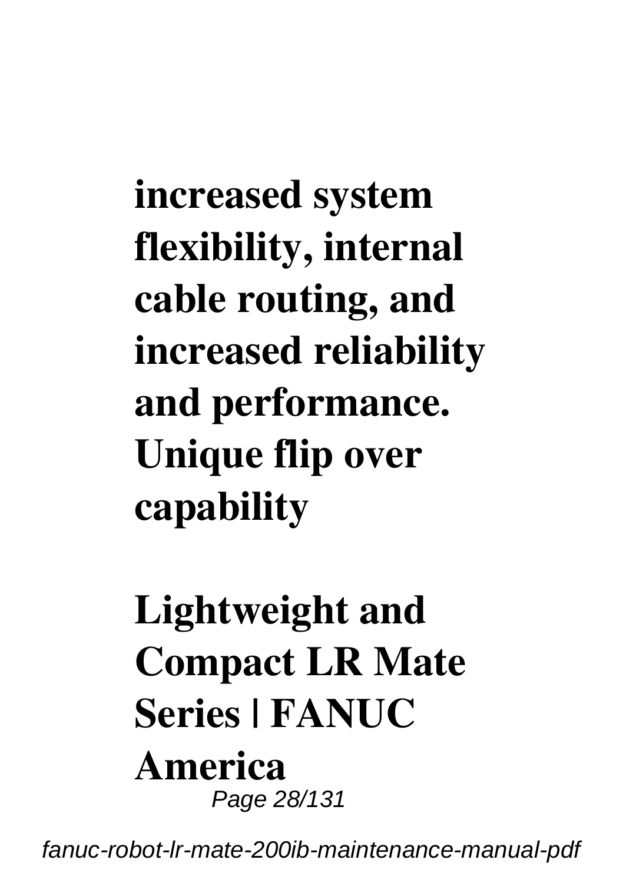**increased system flexibility, internal cable routing, and increased reliability and performance. Unique flip over capability**

**Lightweight and Compact LR Mate Series | FANUC America**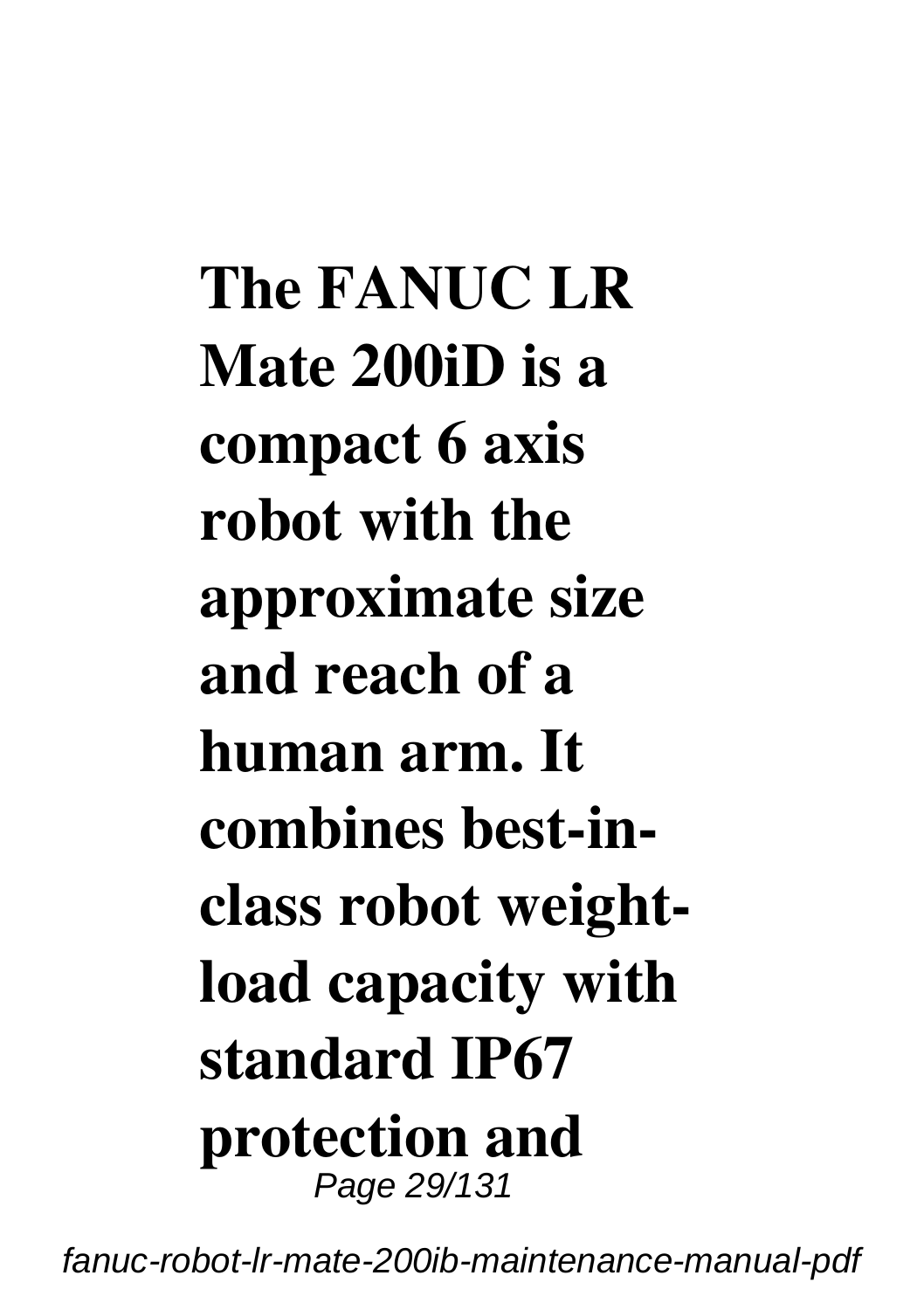**The FANUC LR Mate 200iD is a compact 6 axis robot with the approximate size and reach of a human arm. It combines best-in-class robot weight-load capacity with standard IP67 protection and**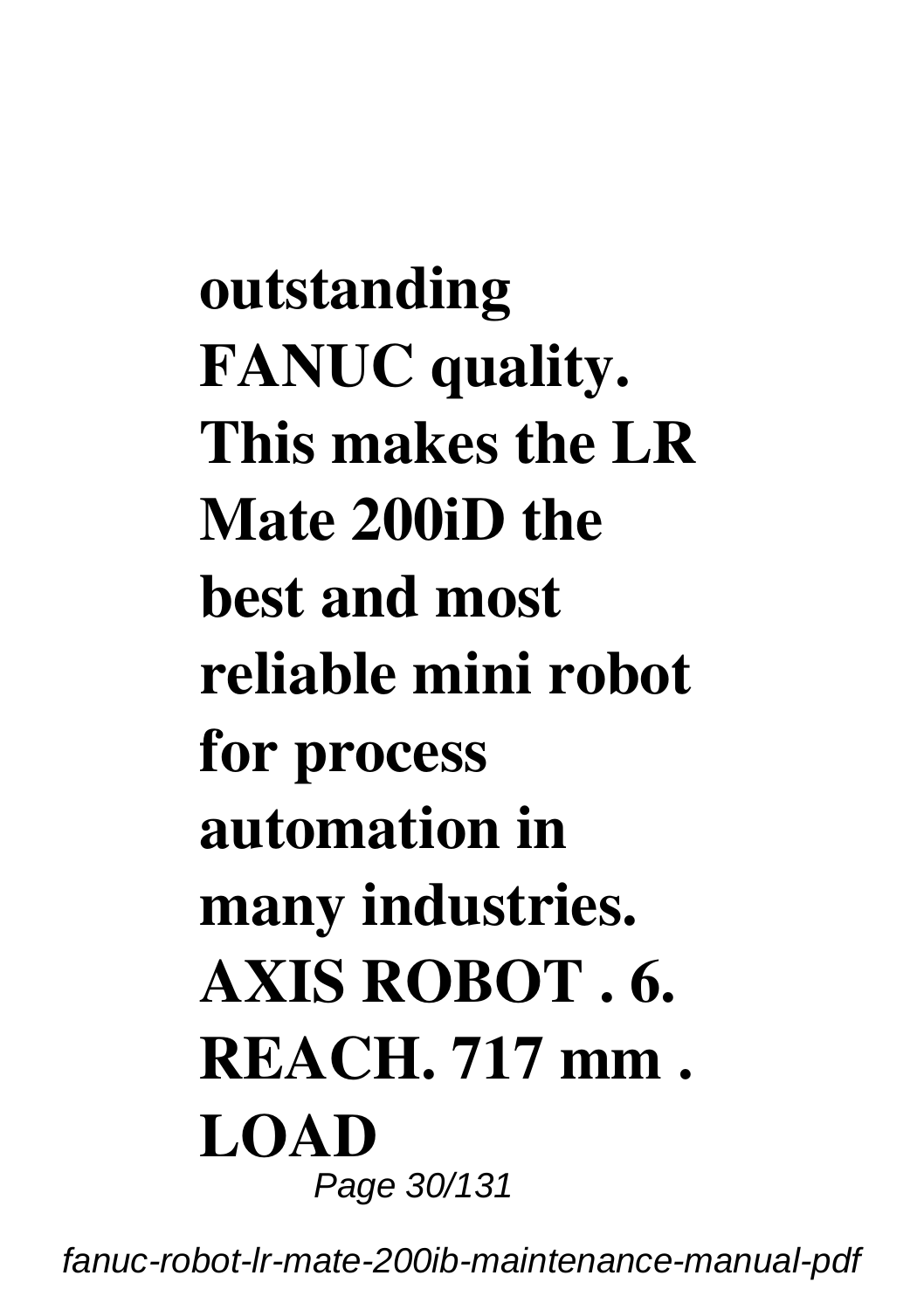**outstanding FANUC quality. This makes the LR Mate 200iD the best and most reliable mini robot for process automation in many industries. AXIS ROBOT . 6. REACH. 717 mm . LOAD**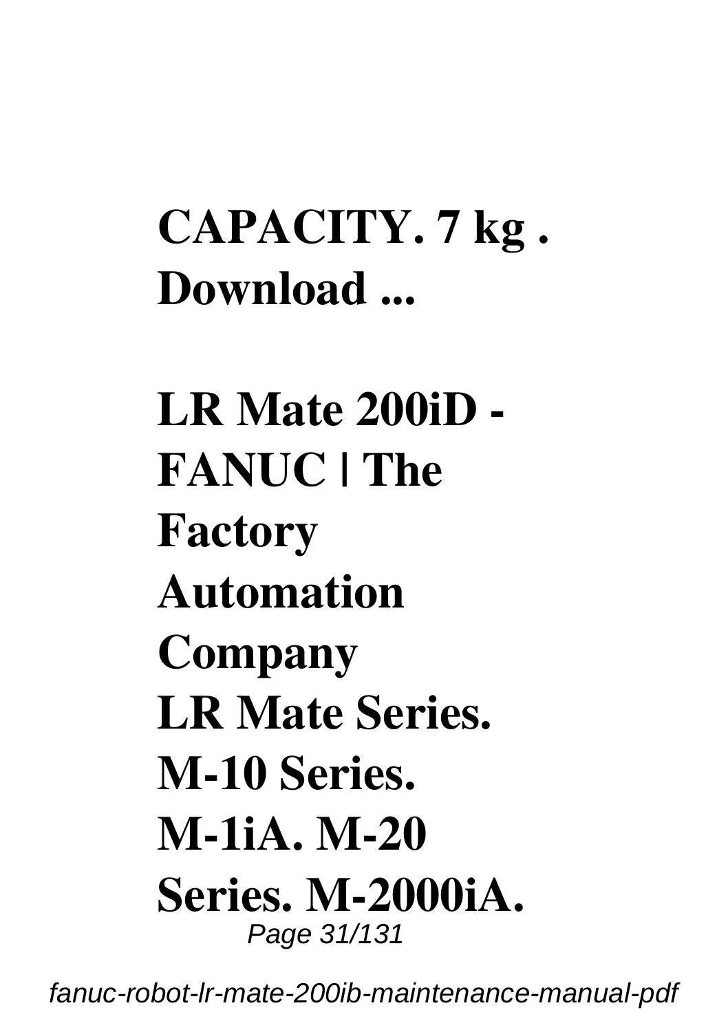**CAPACITY. 7 kg . Download ...**

**LR Mate 200iD - FANUC | The Factory Automation Company**

**LR Mate Series. M-10 Series. M-1iA. M-20 Series. M-2000iA.**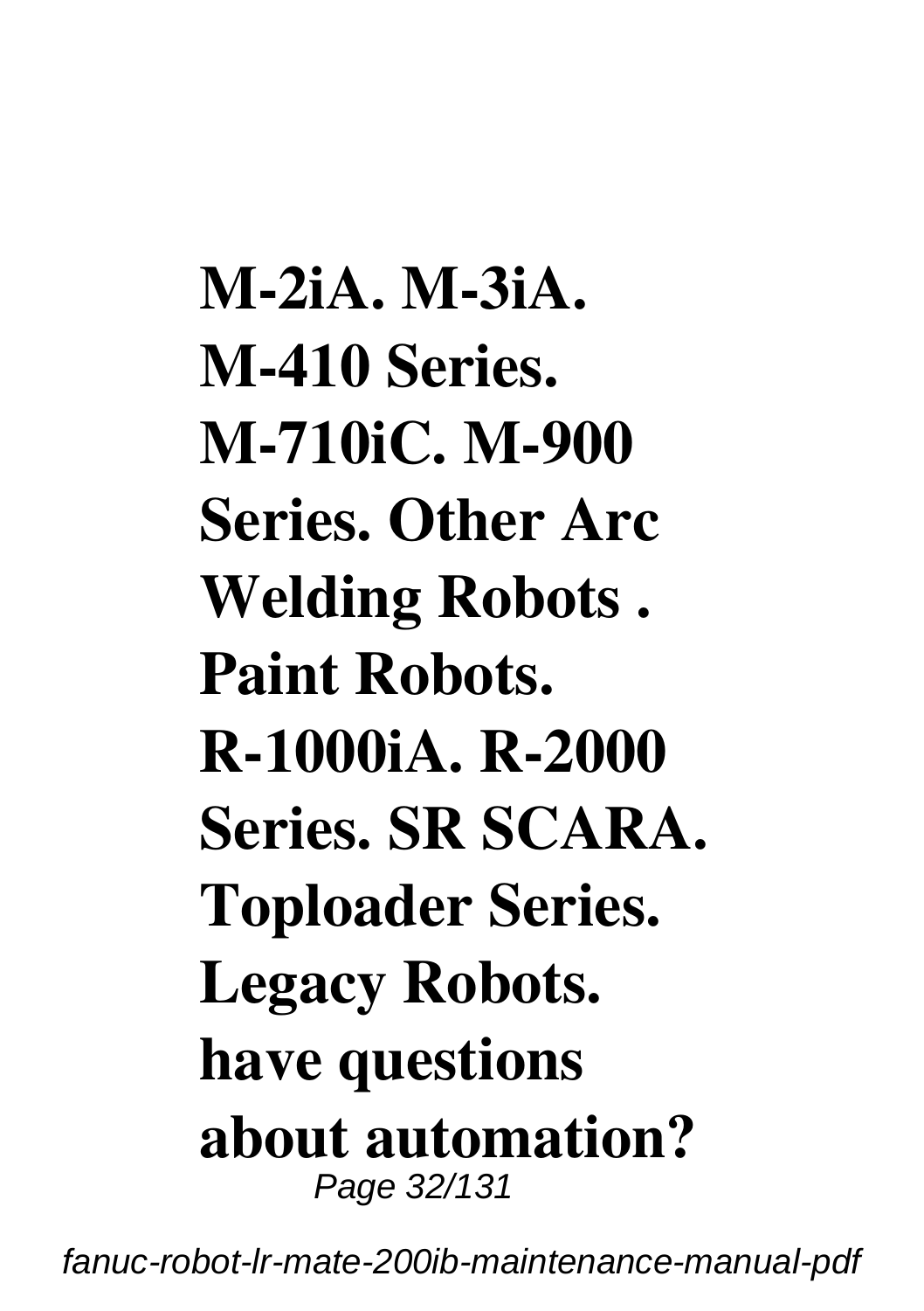**M-2iA. M-3iA. M-410 Series. M-710iC. M-900 Series. Other Arc Welding Robots . Paint Robots. R-1000iA. R-2000 Series. SR SCARA. Toploader Series. Legacy Robots. have questions about automation?**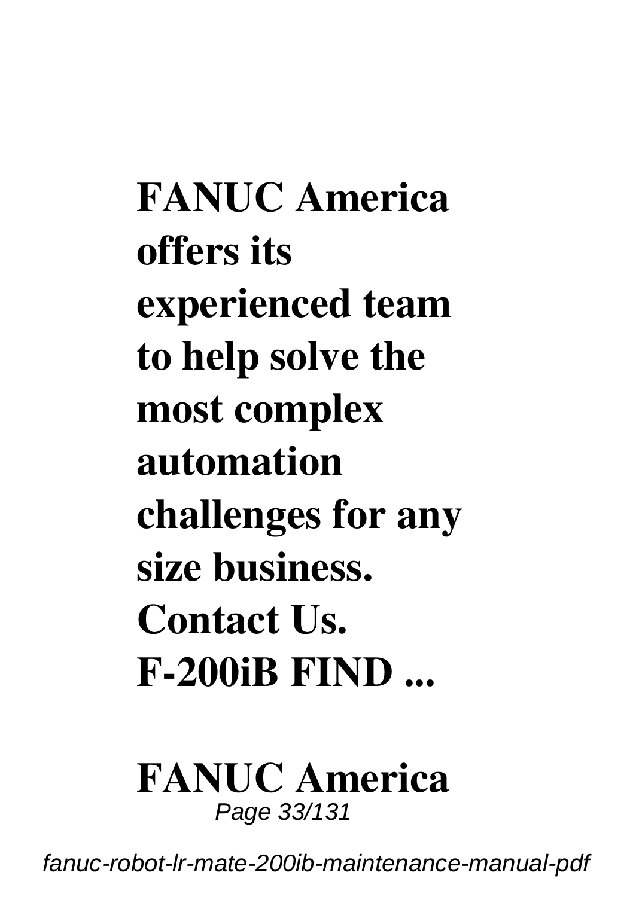**FANUC America offers its experienced team to help solve the most complex automation challenges for any size business. Contact Us. F-200iB FIND ...**

**FANUC America**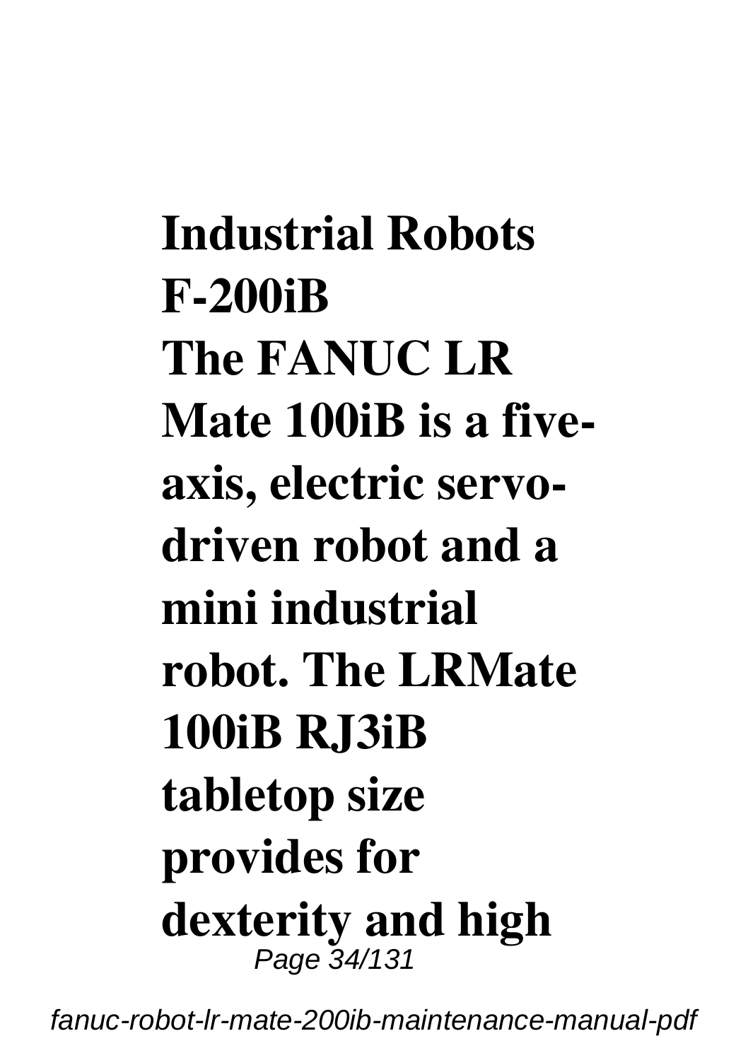**Industrial Robots F-200iB**

**The FANUC LR Mate 100iB is a five-axis, electric servo-driven robot and a mini industrial robot. The LRMate 100iB RJ3iB tabletop size provides for dexterity and high**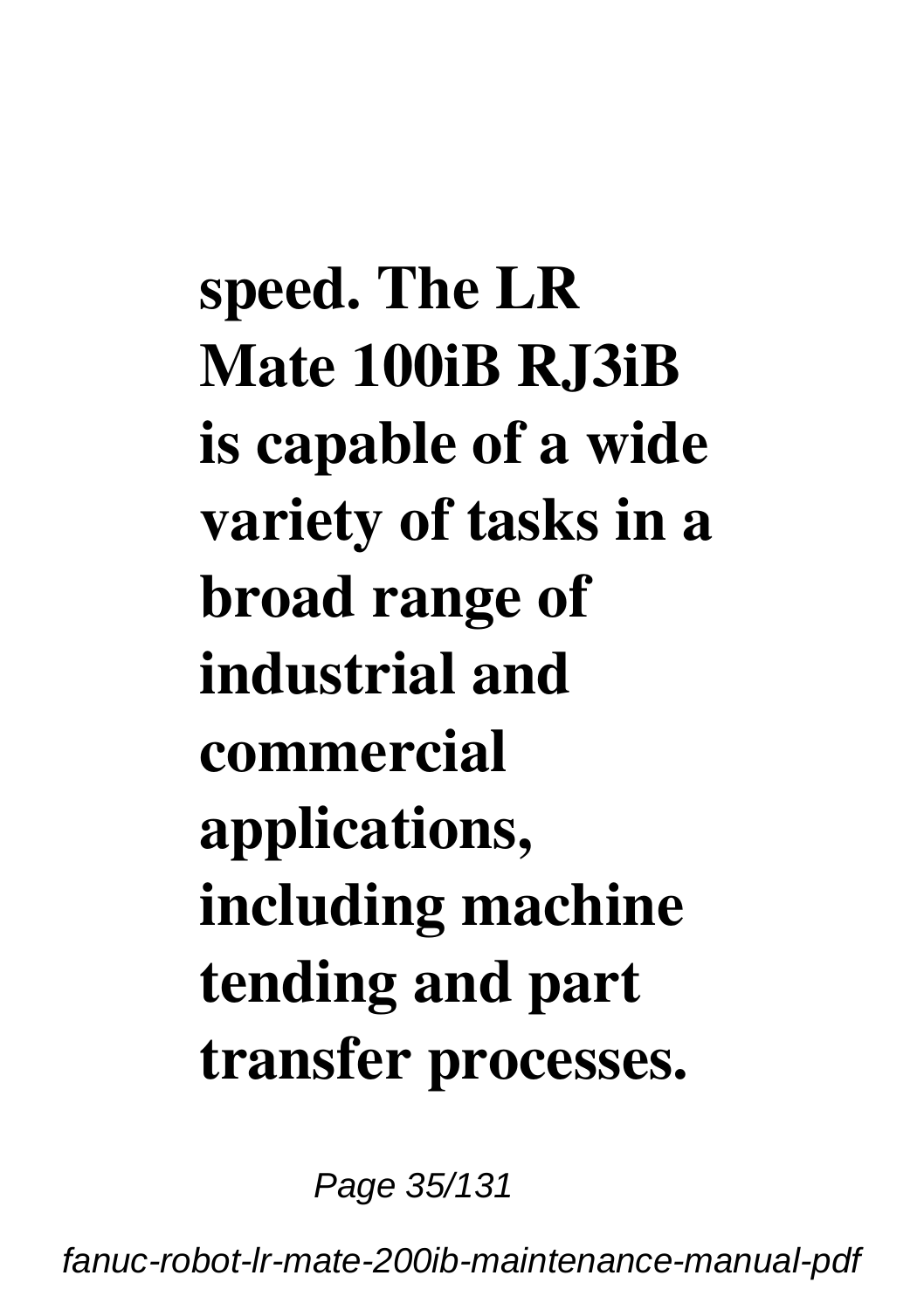**speed. The LR Mate 100iB RJ3iB is capable of a wide variety of tasks in a broad range of industrial and commercial applications, including machine tending and part transfer processes.**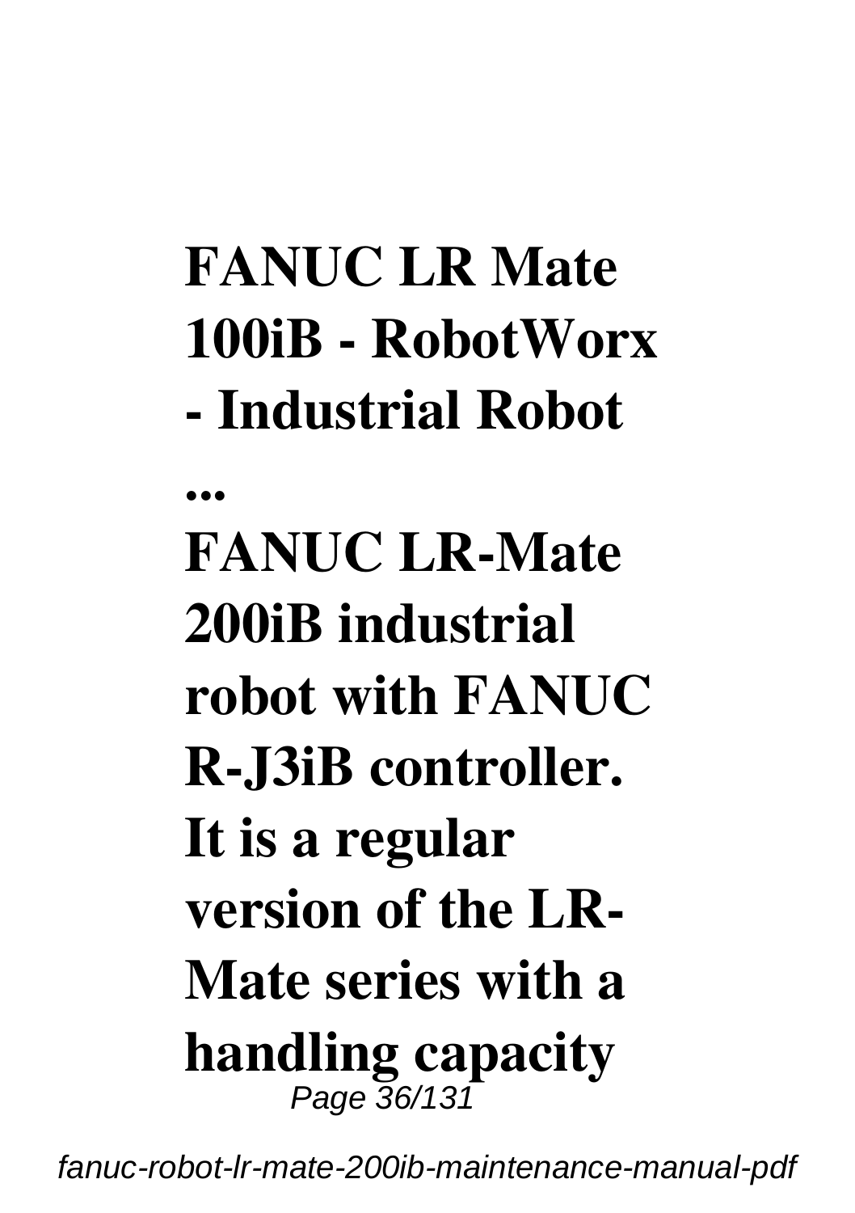**FANUC LR Mate 100iB - RobotWorx - Industrial Robot ...**

**FANUC LR-Mate 200iB industrial robot with FANUC R-J3iB controller. It is a regular version of the LR-Mate series with a handling capacity**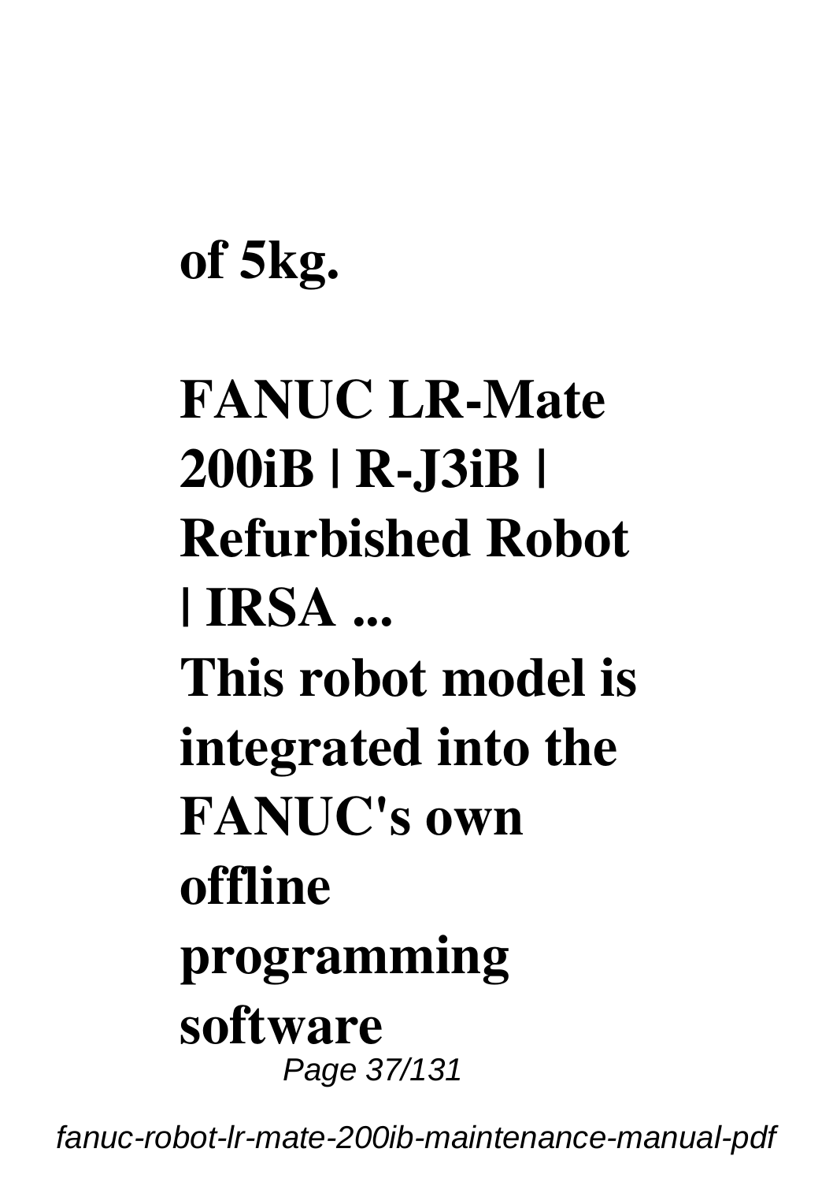**of 5kg.**

**FANUC LR-Mate 200iB | R-J3iB | Refurbished Robot | IRSA ...**

**This robot model is integrated into the FANUC's own offline programming software**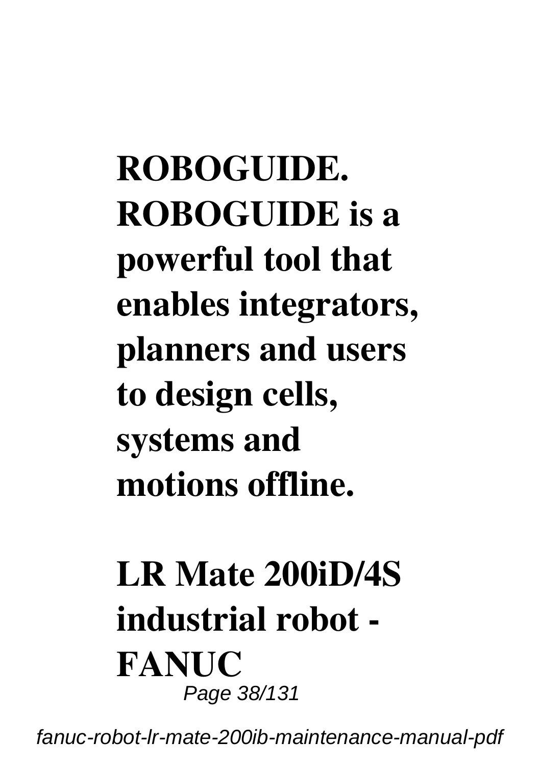**ROBOGUIDE. ROBOGUIDE is a powerful tool that enables integrators, planners and users to design cells, systems and motions offline.**

**LR Mate 200iD/4S industrial robot - FANUC**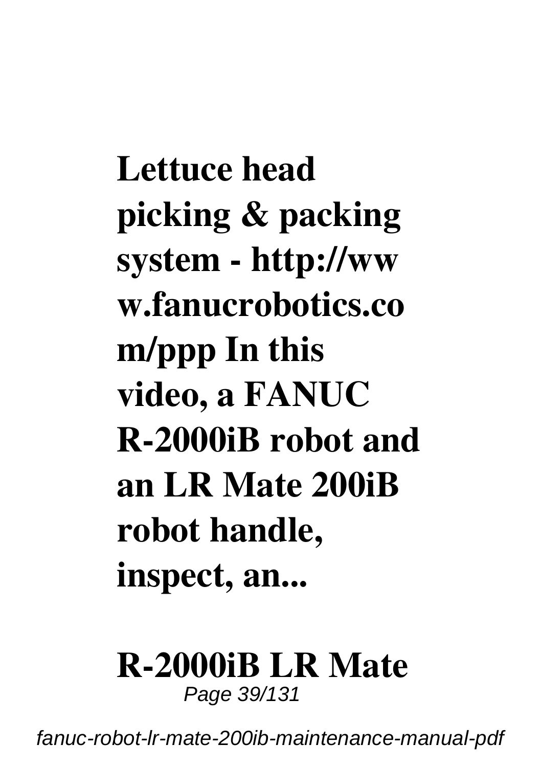**Lettuce head picking & packing system - http://www.fanucrobotics.com/ppp In this video, a FANUC R-2000iB robot and an LR Mate 200iB robot handle, inspect, an...**

**R-2000iB LR Mate**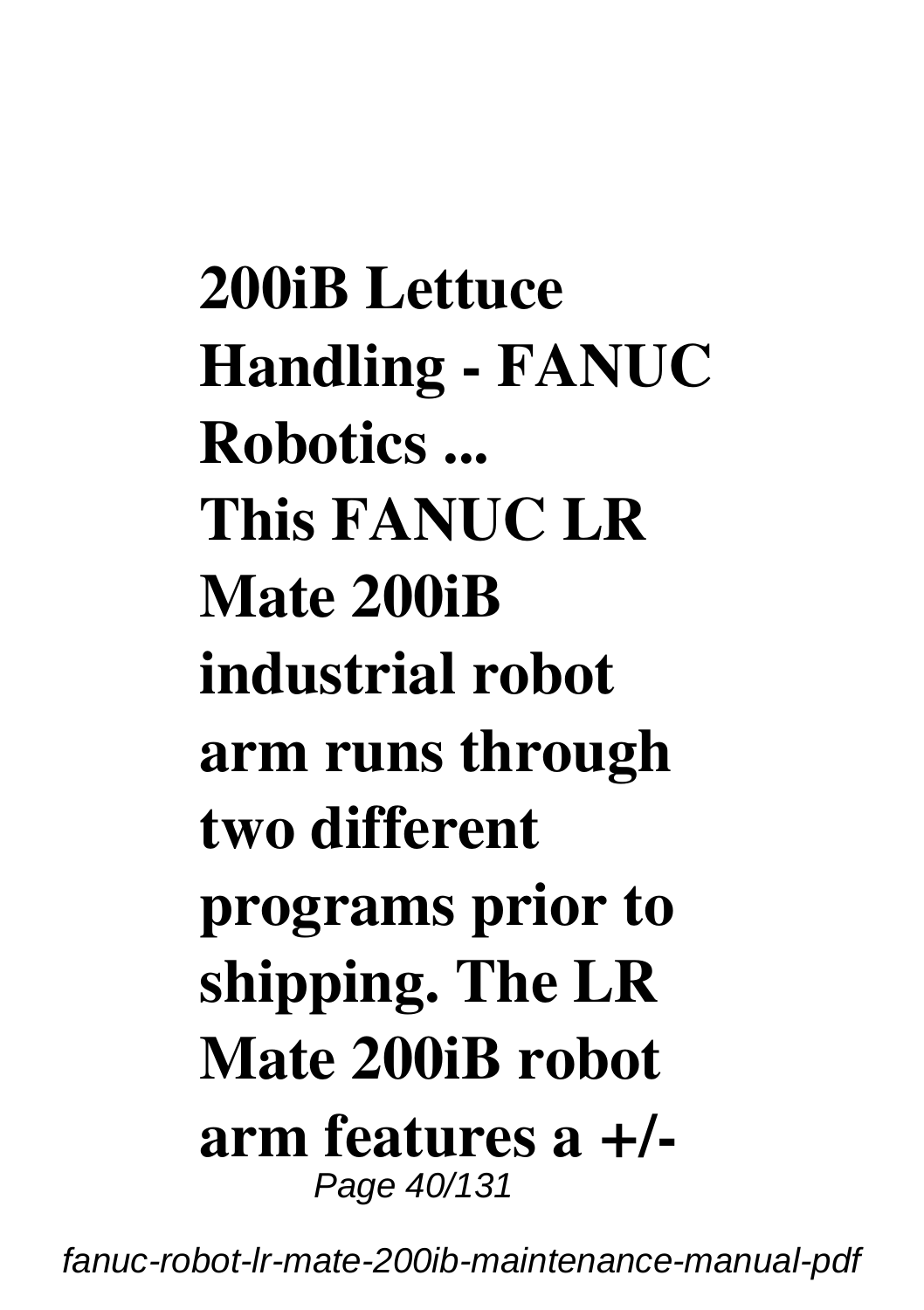**200iB Lettuce Handling - FANUC Robotics ...**
**This FANUC LR Mate 200iB industrial robot arm runs through two different programs prior to shipping. The LR Mate 200iB robot arm features a +/-**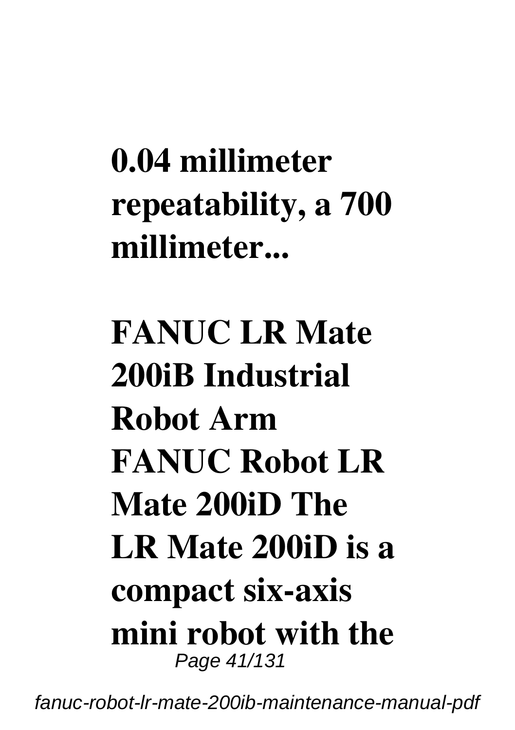**0.04 millimeter repeatability, a 700 millimeter...**

**FANUC LR Mate 200iB Industrial Robot Arm FANUC Robot LR Mate 200iD The LR Mate 200iD is a compact six-axis mini robot with the**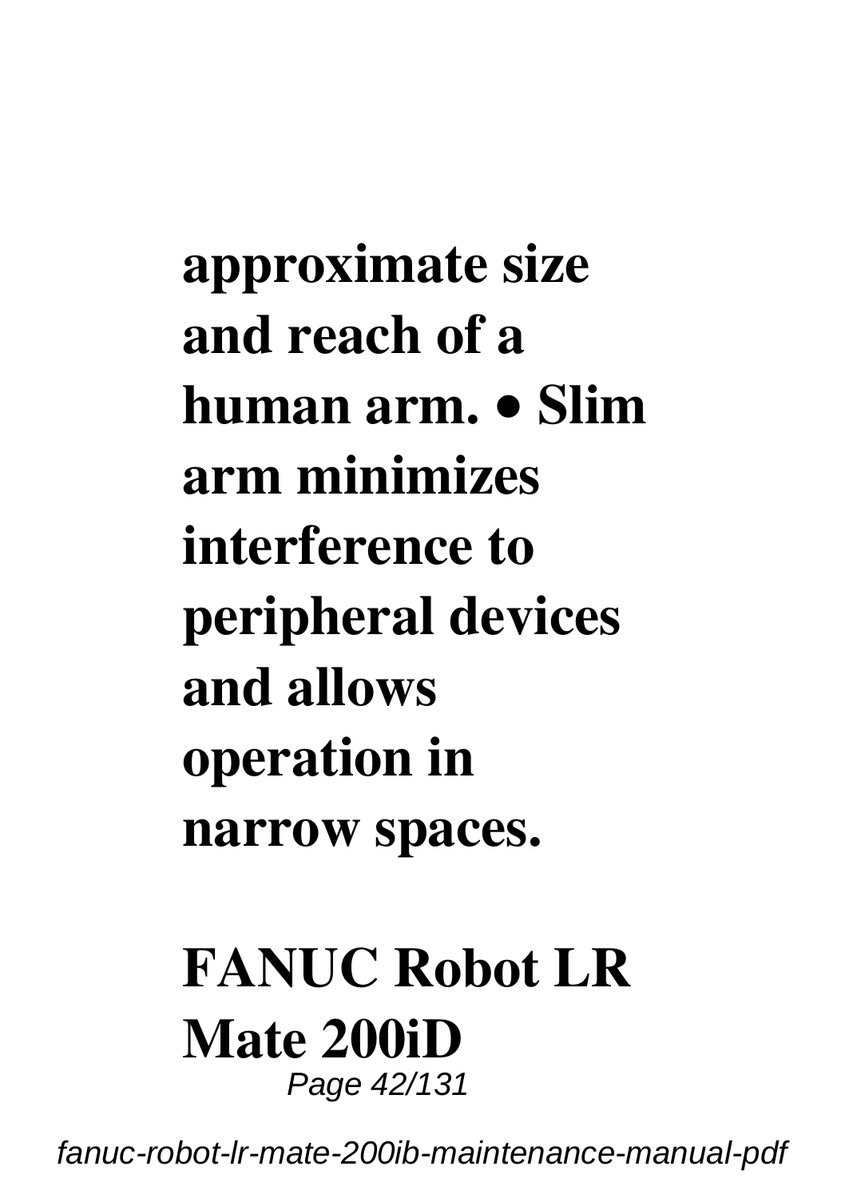**approximate size and reach of a human arm. • Slim arm minimizes interference to peripheral devices and allows operation in narrow spaces.**

**FANUC Robot LR Mate 200iD**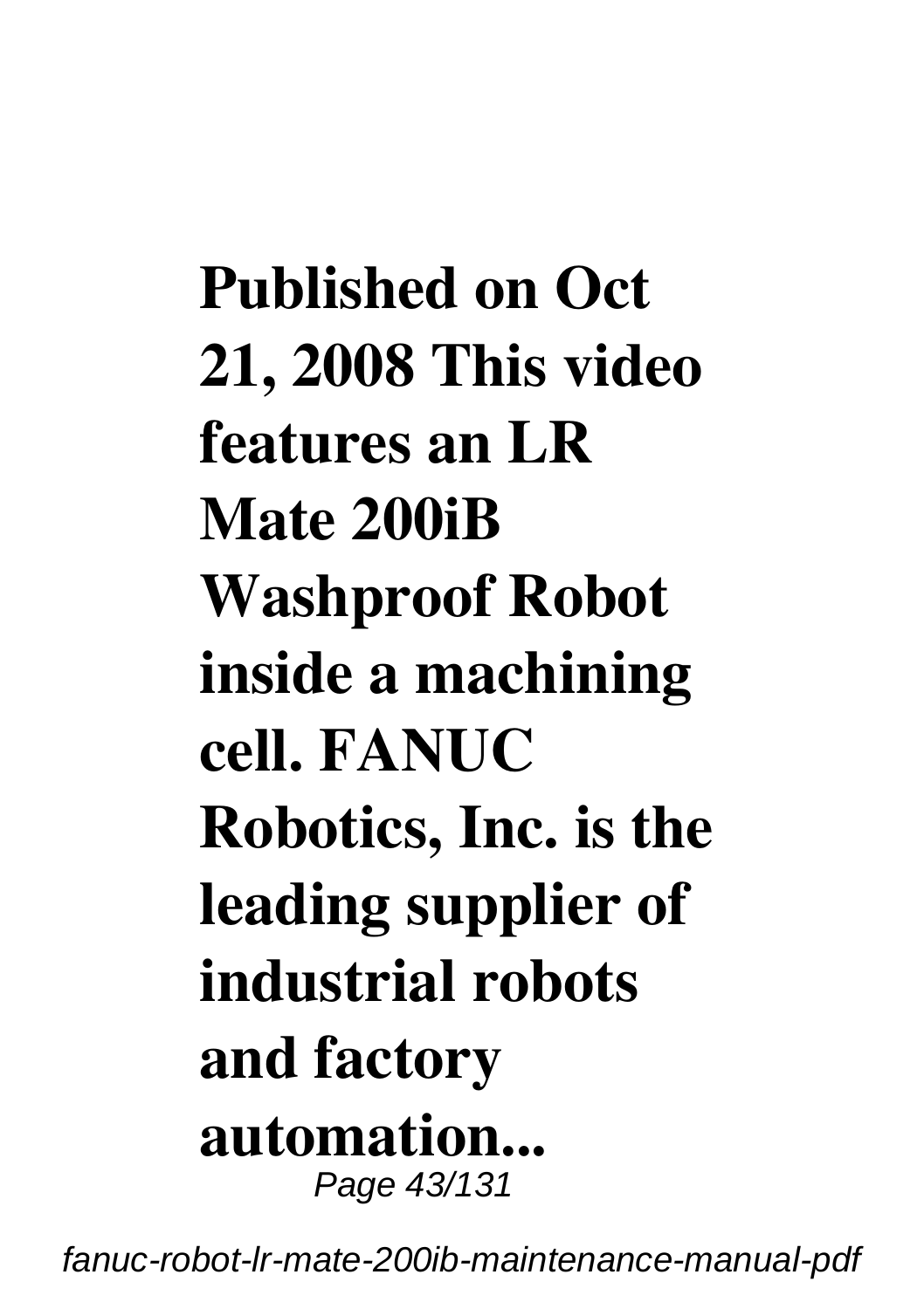**Published on Oct 21, 2008 This video features an LR Mate 200iB Washproof Robot inside a machining cell. FANUC Robotics, Inc. is the leading supplier of industrial robots and factory automation...**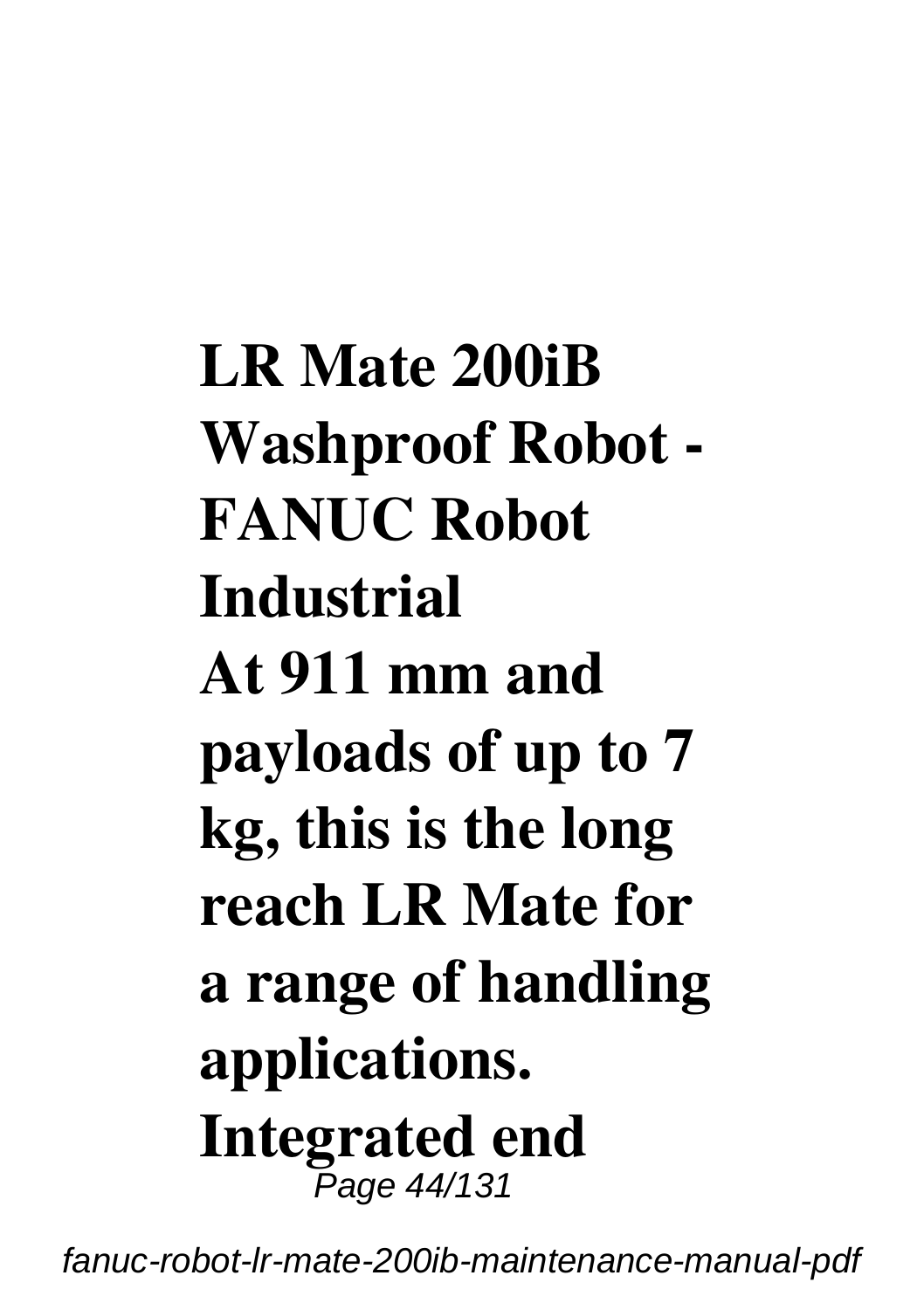**LR Mate 200iB Washproof Robot - FANUC Robot Industrial**

**At 911 mm and payloads of up to 7 kg, this is the long reach LR Mate for a range of handling applications. Integrated end**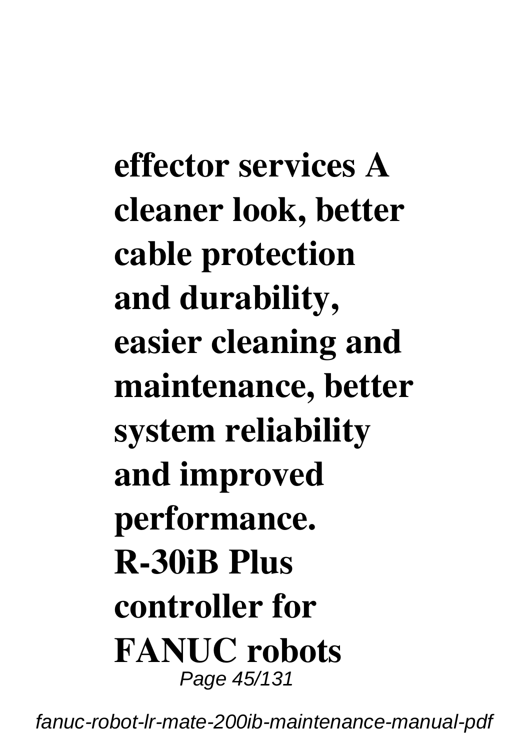**effector services A cleaner look, better cable protection and durability, easier cleaning and maintenance, better system reliability and improved performance.**

**R-30iB Plus controller for FANUC robots**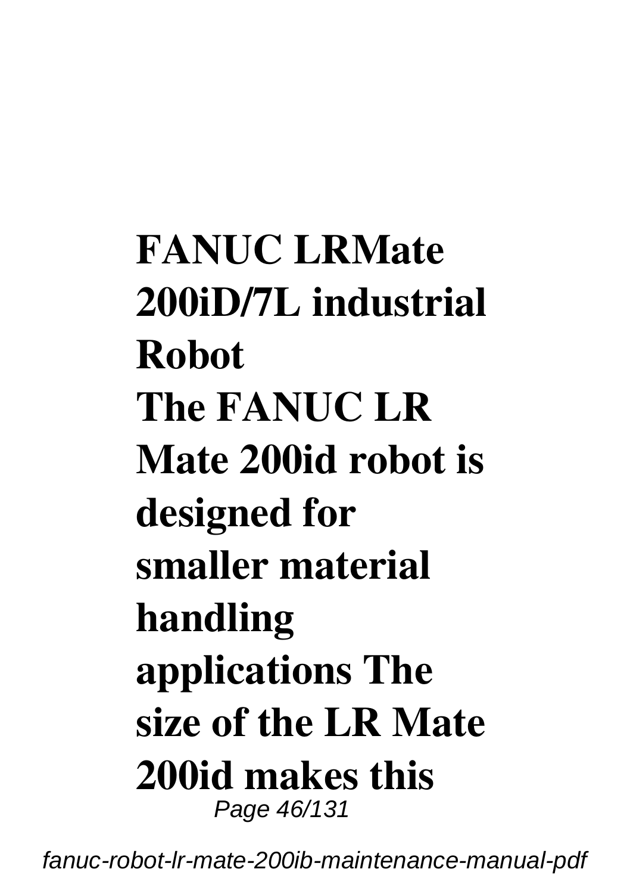**FANUC LRMate 200iD/7L industrial Robot**
**The FANUC LR Mate 200id robot is designed for smaller material handling applications The size of the LR Mate 200id makes this**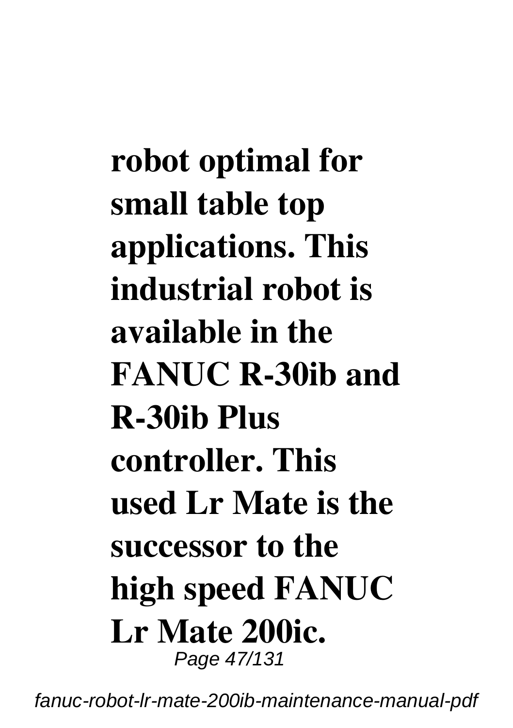**robot optimal for small table top applications. This industrial robot is available in the FANUC R-30ib and R-30ib Plus controller. This used Lr Mate is the successor to the high speed FANUC Lr Mate 200ic.**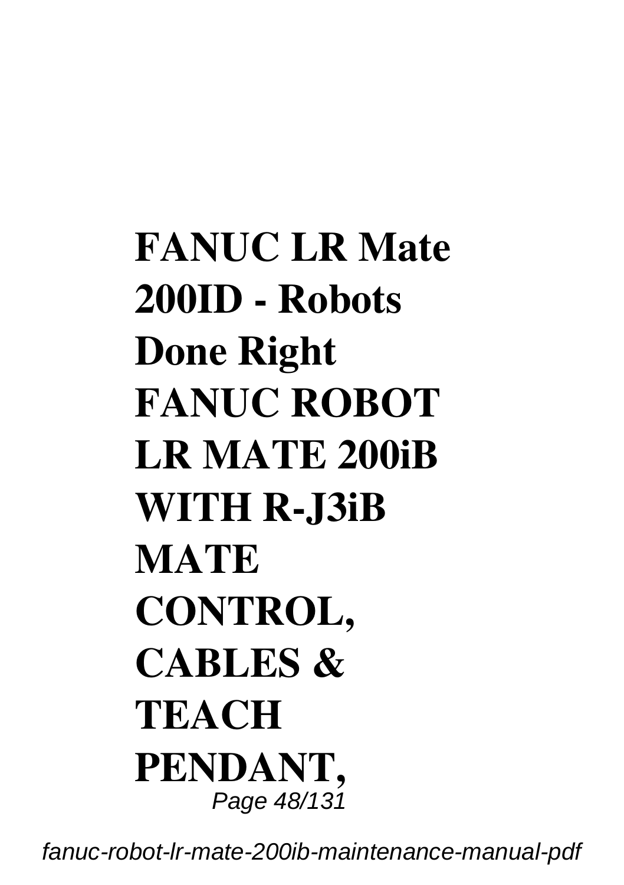**FANUC LR Mate 200ID - Robots Done Right**

**FANUC ROBOT LR MATE 200iB WITH R-J3iB MATE CONTROL, CABLES & TEACH PENDANT,**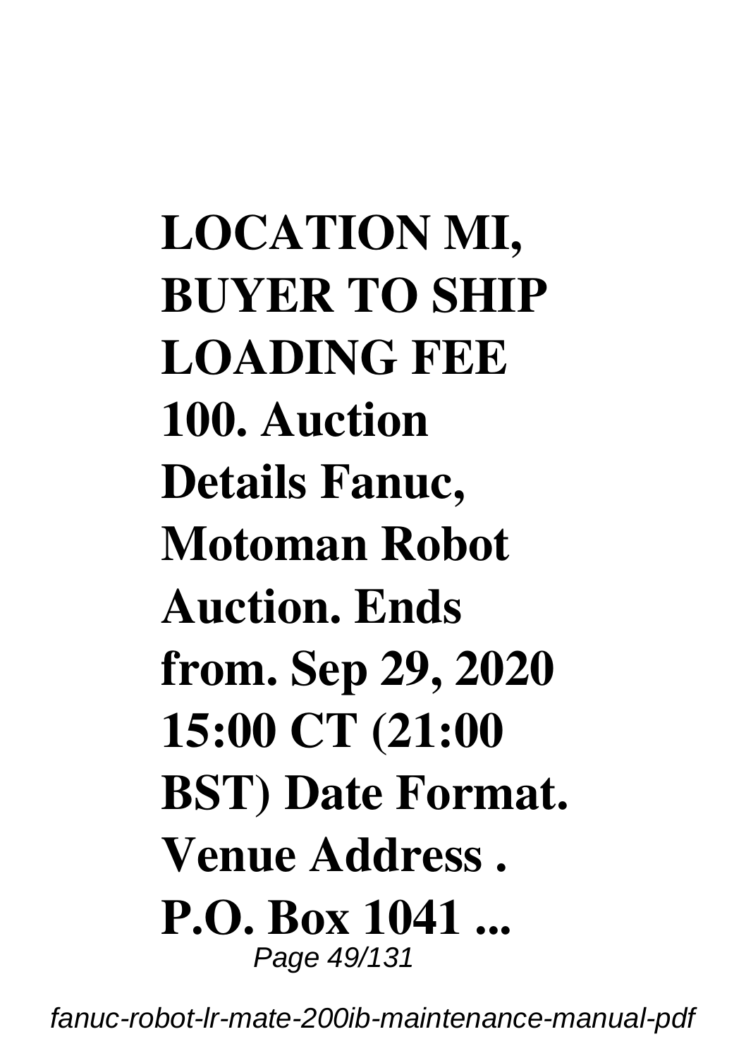**LOCATION MI, BUYER TO SHIP LOADING FEE 100. Auction Details Fanuc, Motoman Robot Auction. Ends from. Sep 29, 2020 15:00 CT (21:00 BST) Date Format. Venue Address . P.O. Box 1041 ...**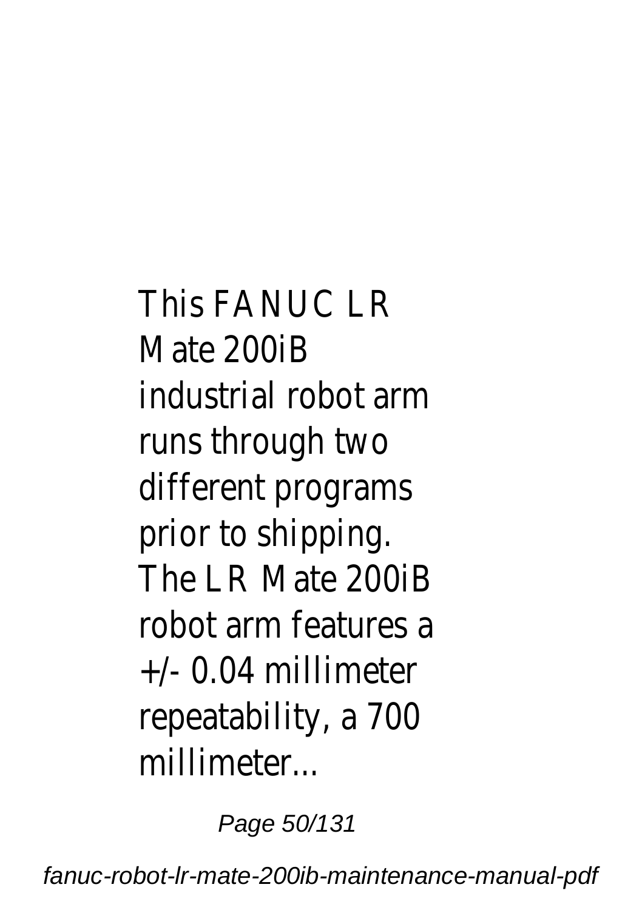This FANUC LR Mate 200iB industrial robot arm runs through two different programs prior to shipping. The LR Mate 200iB robot arm features a +/- 0.04 millimeter repeatability, a 700 millimeter...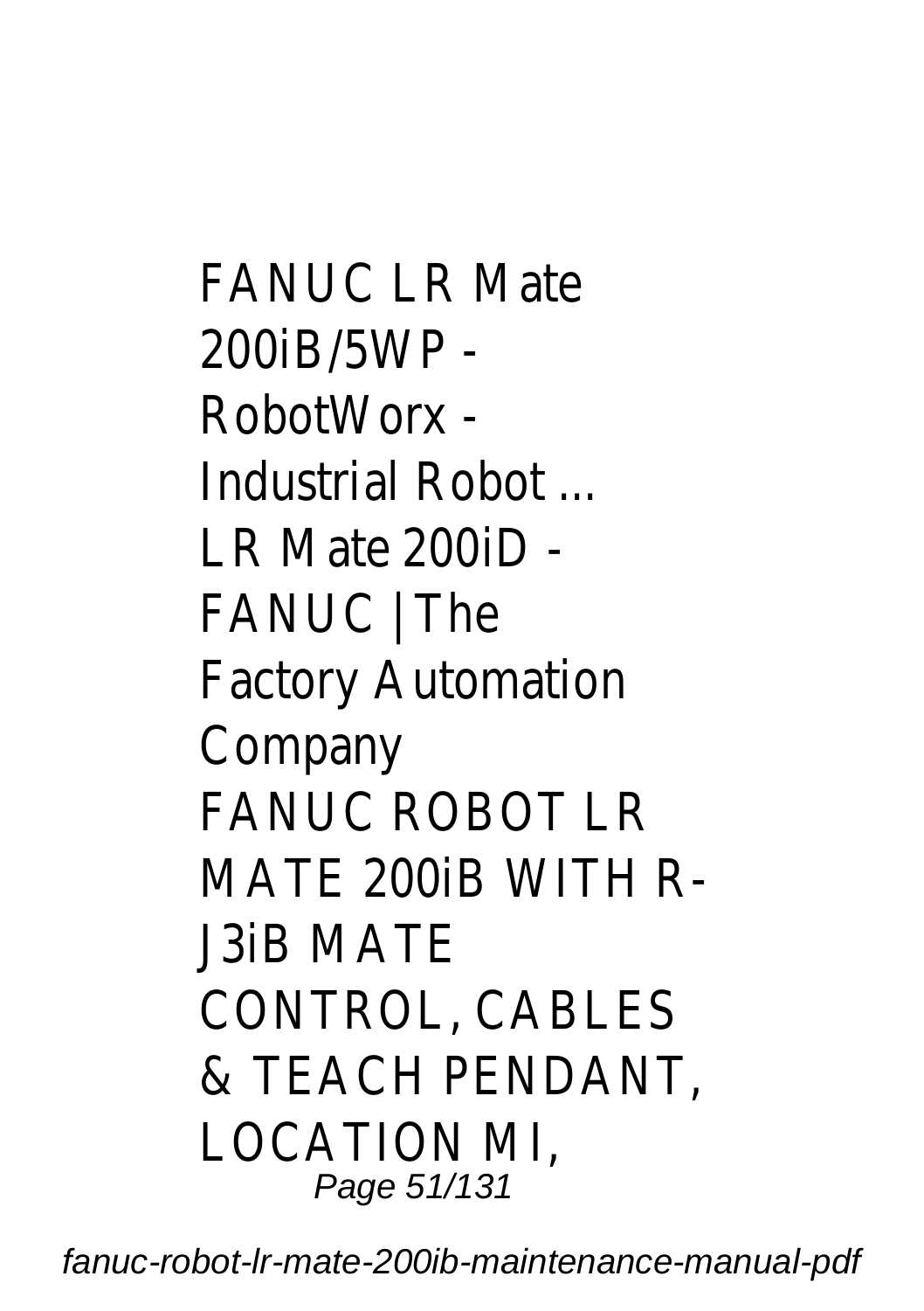FANUC LR Mate 200iB/5WP - RobotWorx - Industrial Robot ...
LR Mate 200iD - FANUC | The Factory Automation Company
FANUC ROBOT LR MATE 200iB WITH R-J3iB MATE CONTROL, CABLES & TEACH PENDANT, LOCATION MI,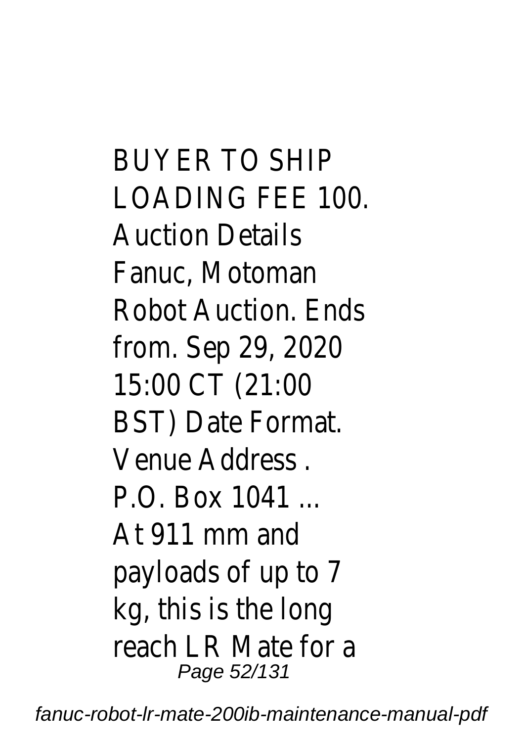BUYER TO SHIP LOADING FEE 100. Auction Details Fanuc, Motoman Robot Auction. Ends from. Sep 29, 2020 15:00 CT (21:00 BST) Date Format. Venue Address . P.O. Box 1041 ...

At 911 mm and payloads of up to 7 kg, this is the long reach LR Mate for a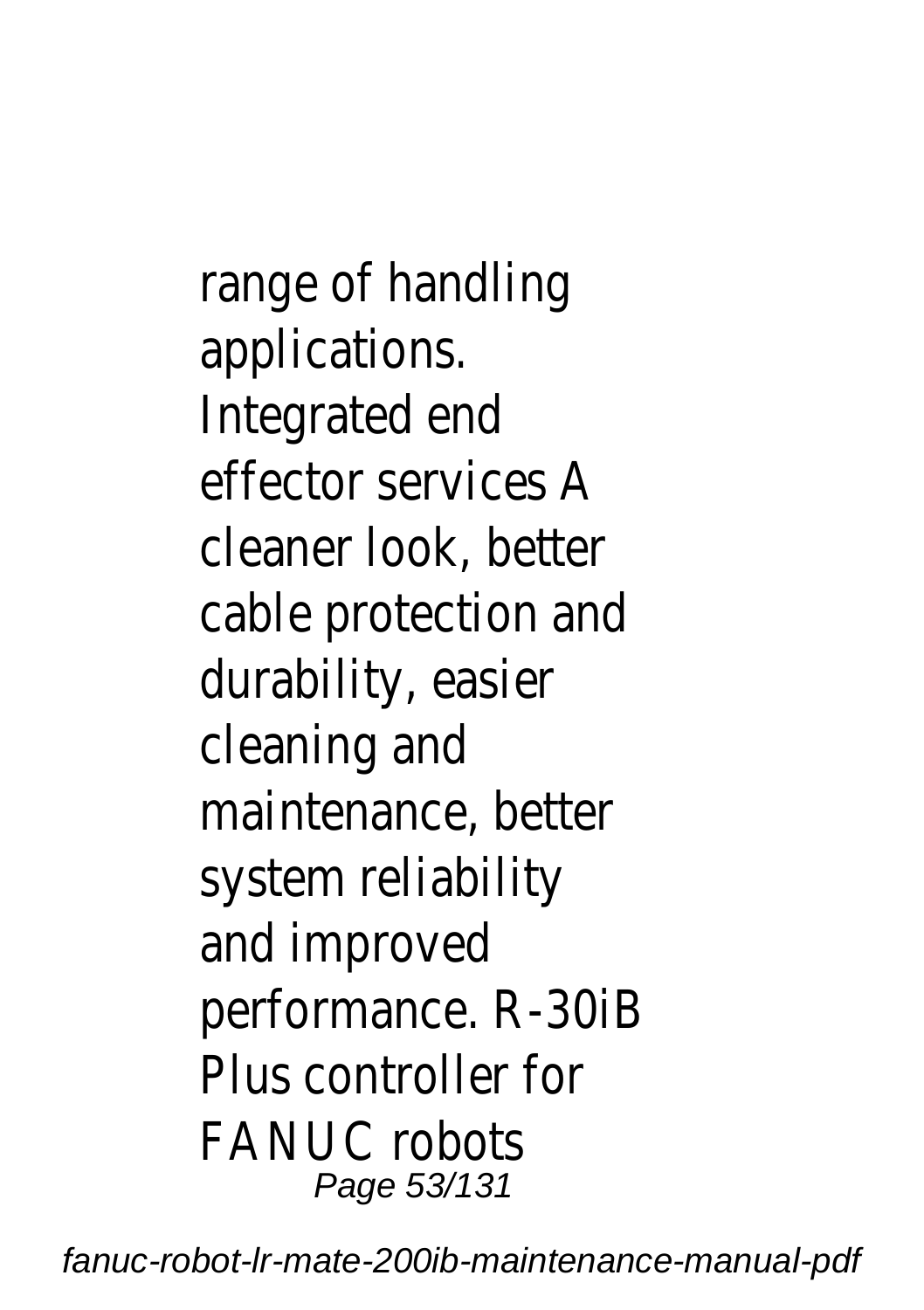range of handling applications. Integrated end effector services A cleaner look, better cable protection and durability, easier cleaning and maintenance, better system reliability and improved performance. R-30iB Plus controller for FANUC robots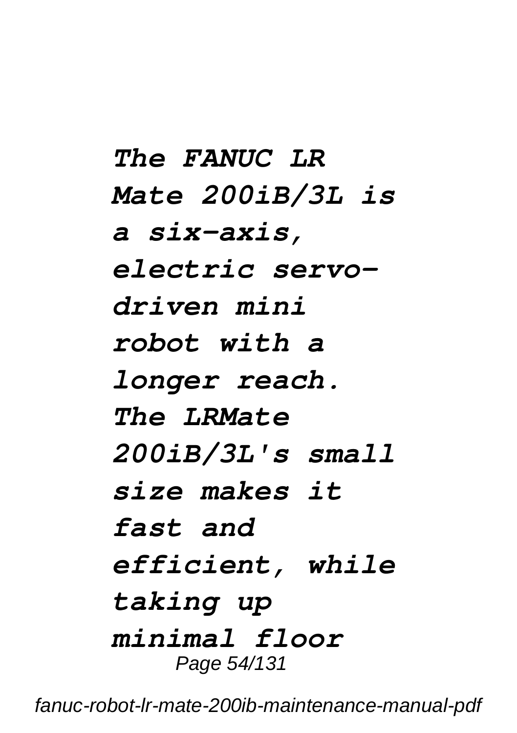***The FANUC LR Mate 200iB/3L is a six-axis, electric servo-driven mini robot with a longer reach. The LRMate 200iB/3L's small size makes it fast and efficient, while taking up minimal floor***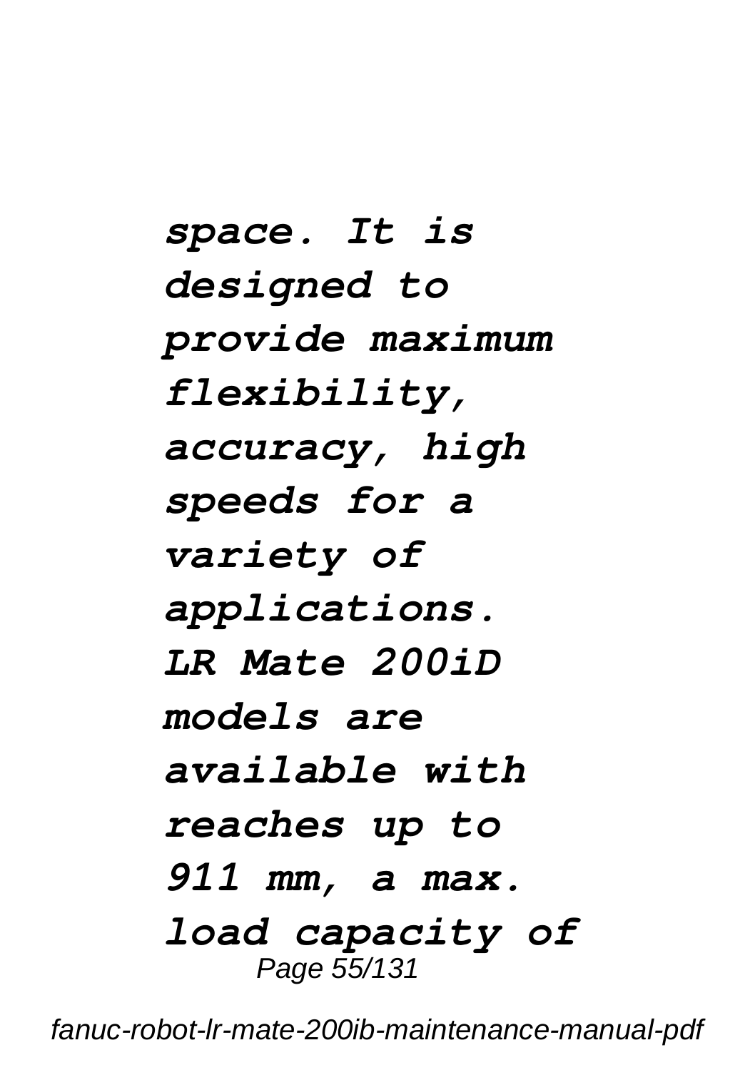*space. It is designed to provide maximum flexibility, accuracy, high speeds for a variety of applications. LR Mate 200iD models are available with reaches up to 911 mm, a max. load capacity of*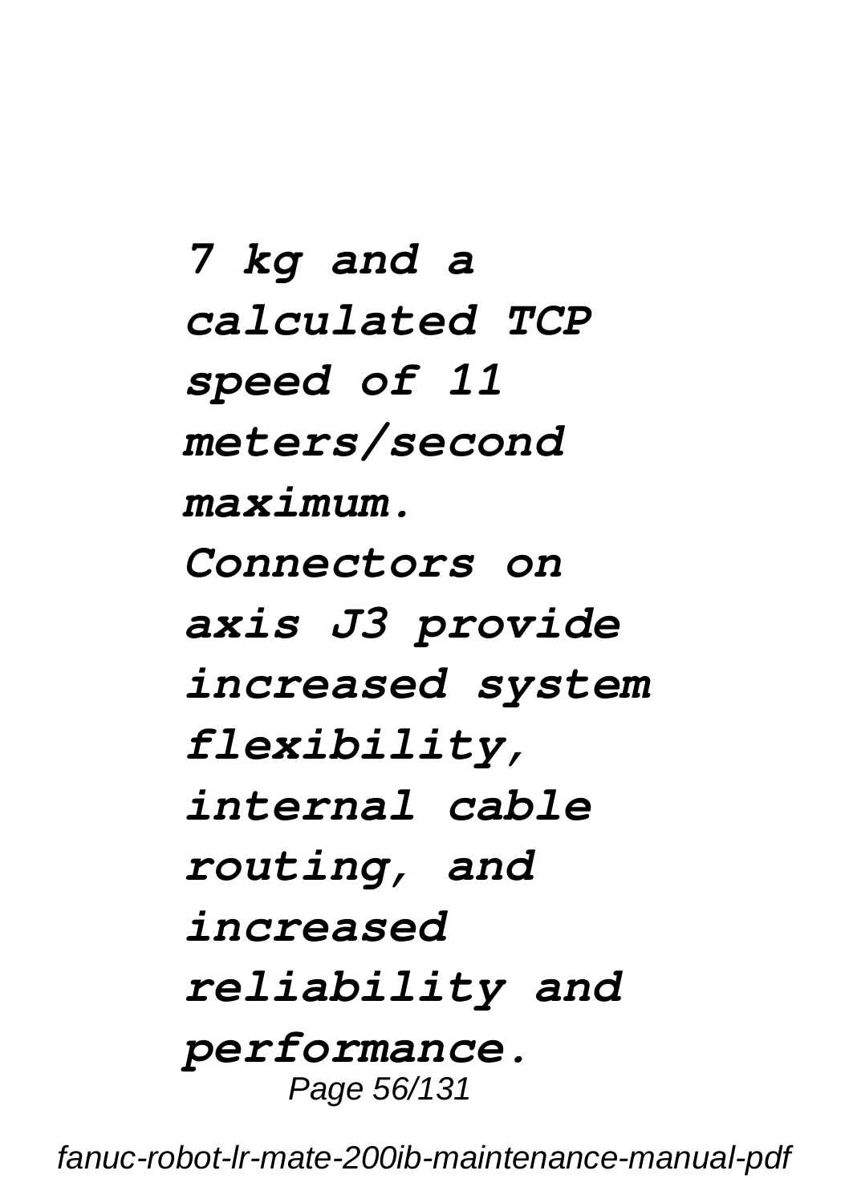*7 kg and a calculated TCP speed of 11 meters/second maximum. Connectors on axis J3 provide increased system flexibility, internal cable routing, and increased reliability and performance.*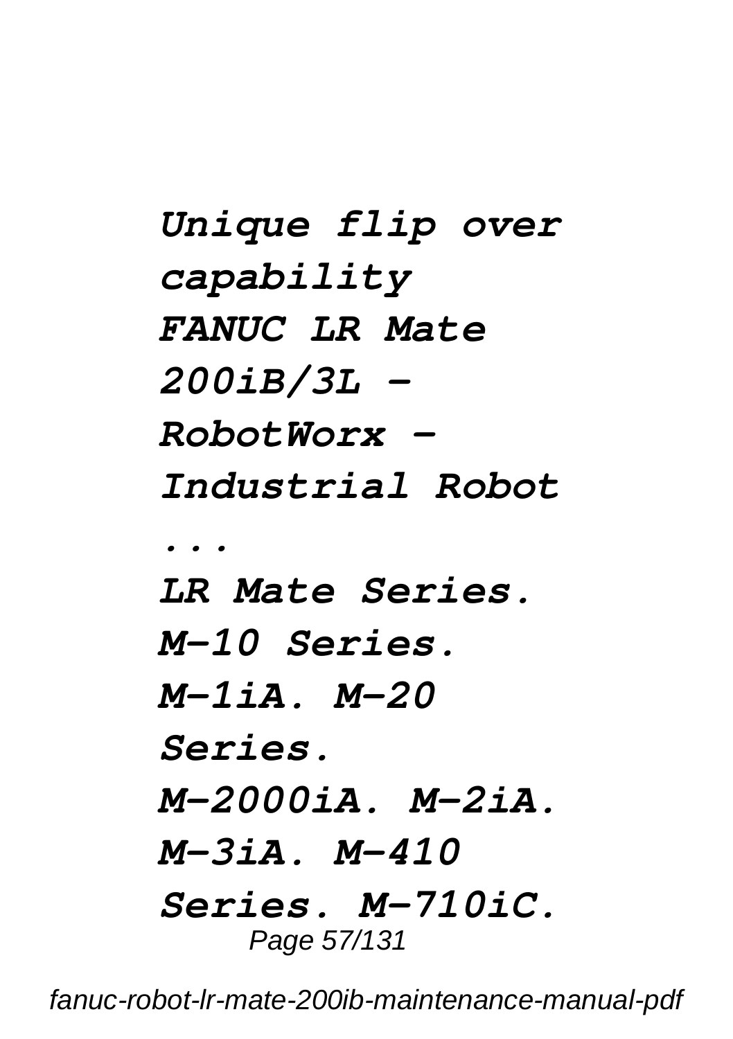*Unique flip over capability*

*FANUC LR Mate 200iB/3L - RobotWorx - Industrial Robot ...*

*LR Mate Series. M-10 Series. M-1iA. M-20 Series. M-2000iA. M-2iA. M-3iA. M-410 Series. M-710iC.*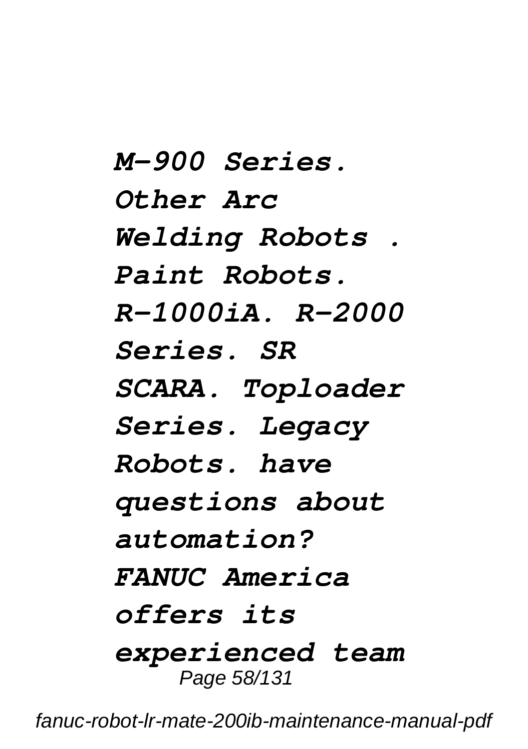*M-900 Series. Other Arc Welding Robots . Paint Robots. R-1000iA. R-2000 Series. SR SCARA. Toploader Series. Legacy Robots. have questions about automation? FANUC America offers its experienced team*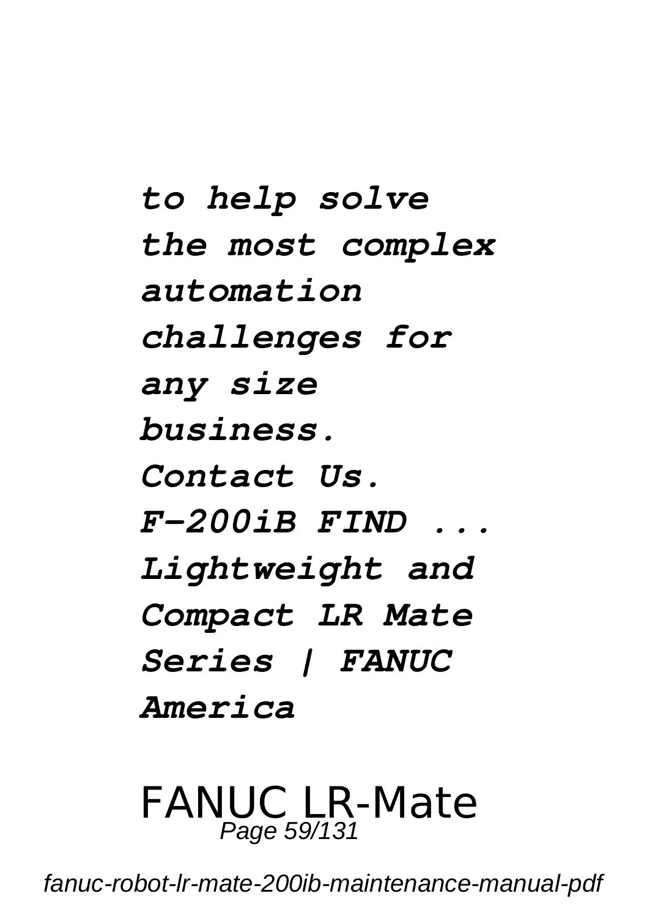***to help solve the most complex automation challenges for any size business. Contact Us. F-200iB FIND ... Lightweight and Compact LR Mate Series | FANUC America***

FANUC LR-Mate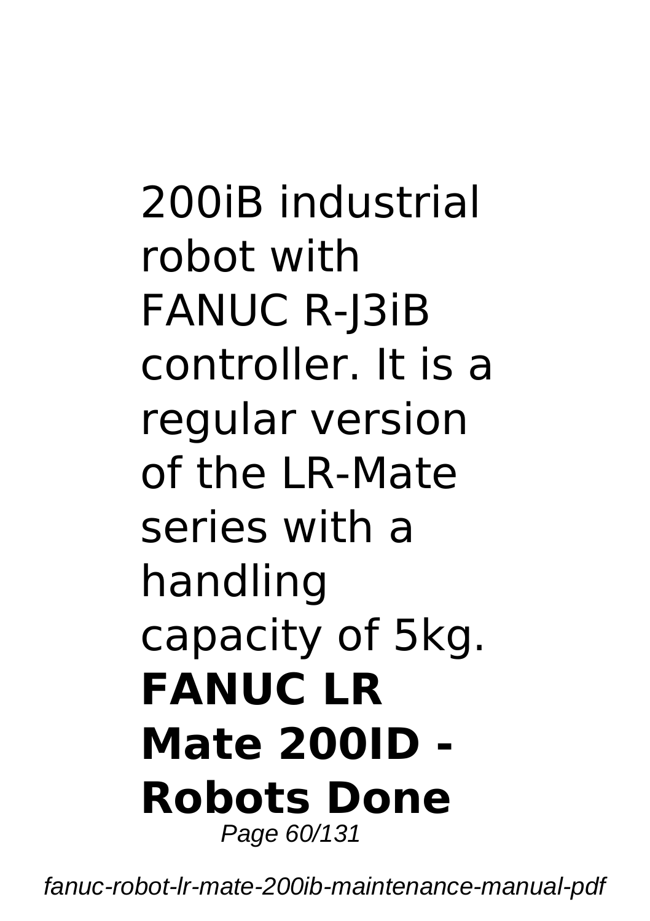200iB industrial robot with FANUC R-J3iB controller. It is a regular version of the LR-Mate series with a handling capacity of 5kg.

**FANUC LR Mate 200ID - Robots Done**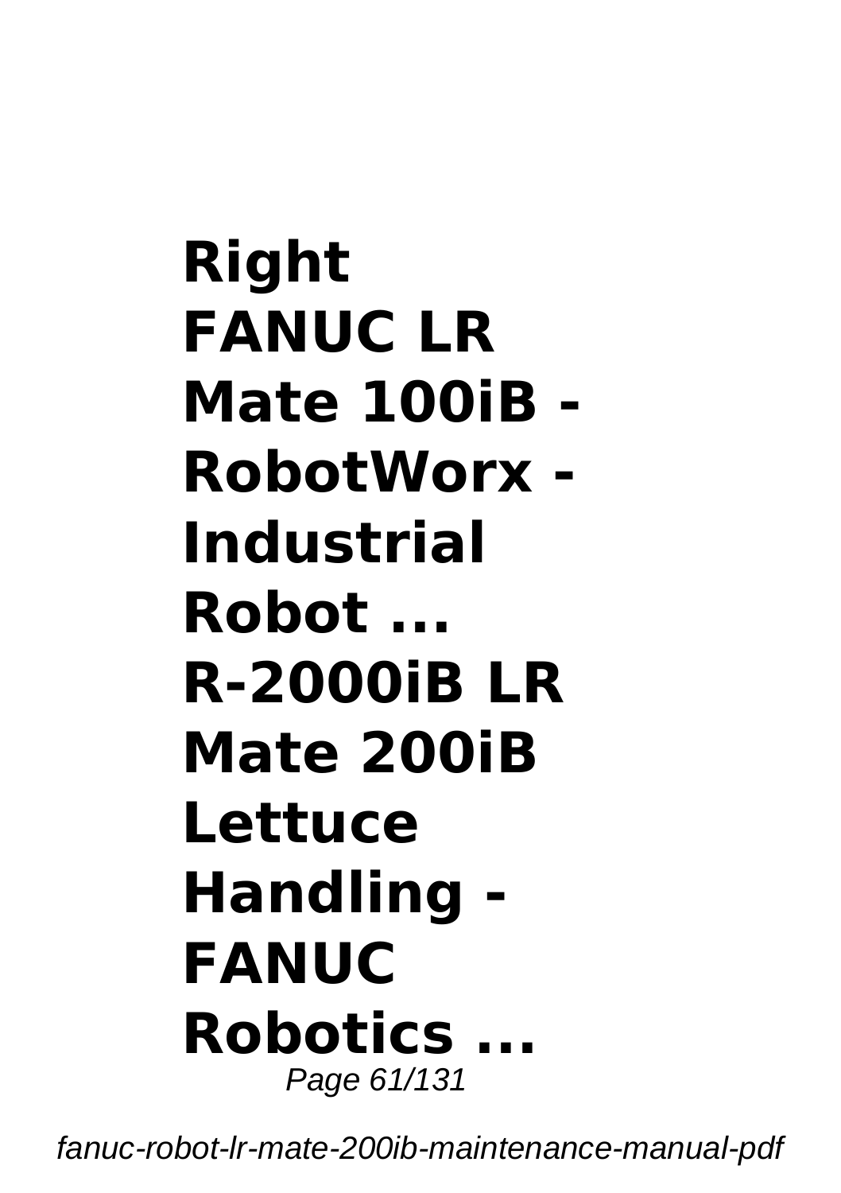**Right FANUC LR Mate 100iB - RobotWorx - Industrial Robot ...**
**R-2000iB LR Mate 200iB Lettuce Handling - FANUC Robotics ...**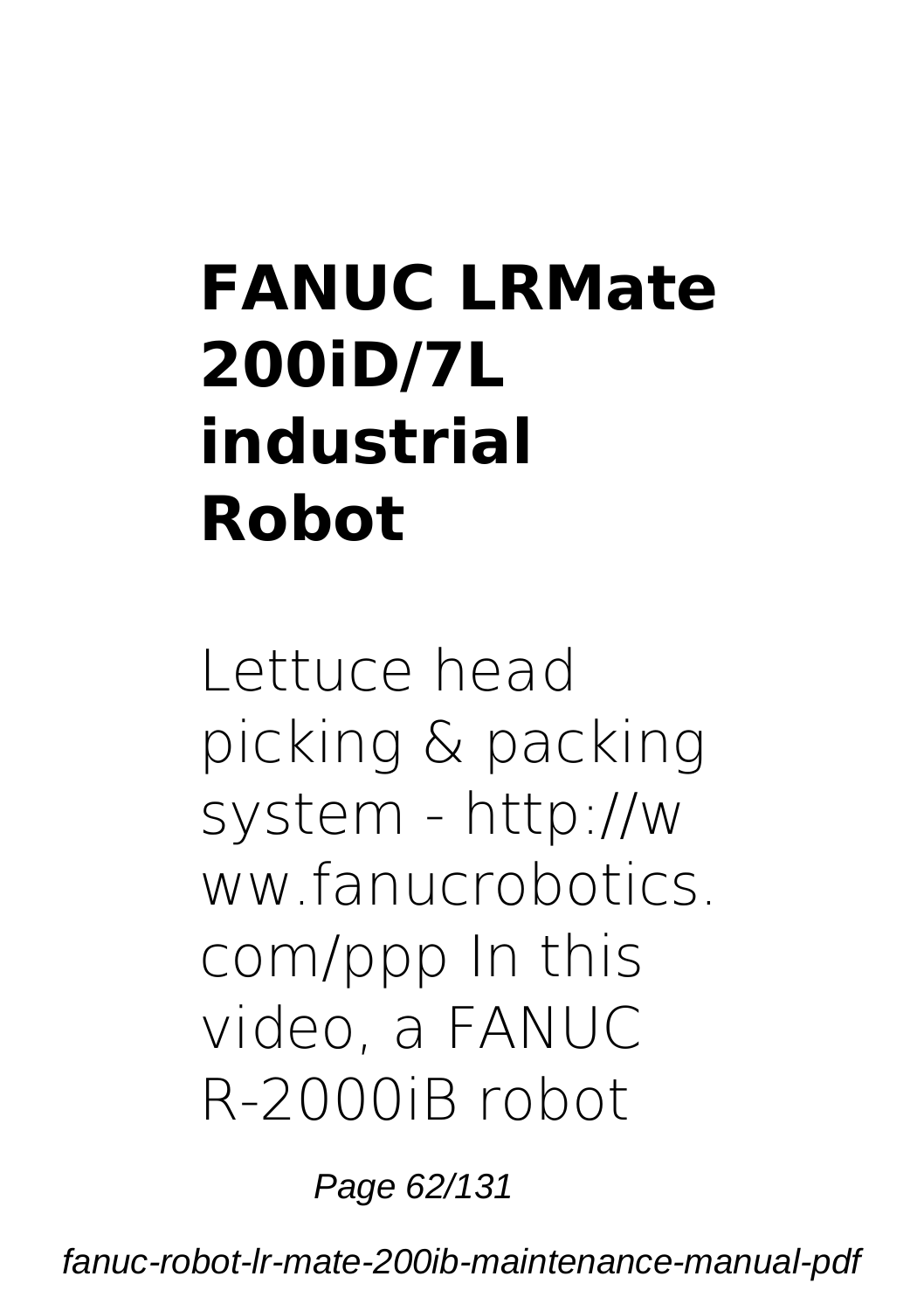## FANUC LRMate 200iD/7L industrial Robot

Lettuce head picking & packing system - http://www.fanucrobotics.com/ppp In this video, a FANUC R-2000iB robot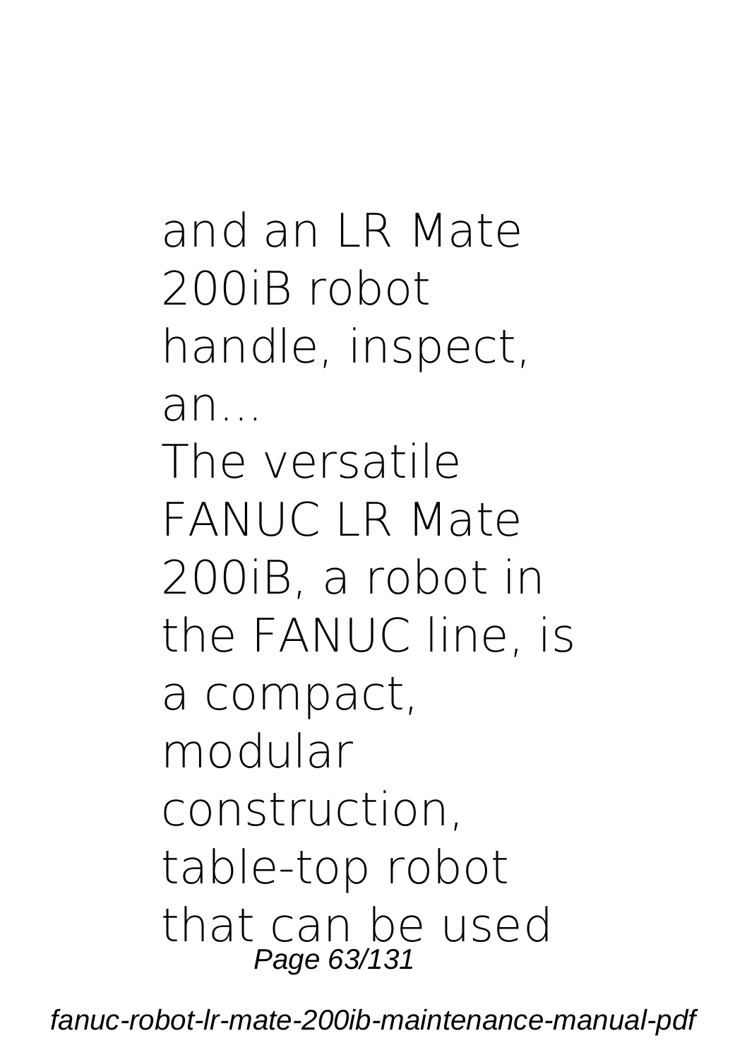and an LR Mate 200iB robot handle, inspect, an...

The versatile FANUC LR Mate 200iB, a robot in the FANUC line, is a compact, modular construction, table-top robot that can be used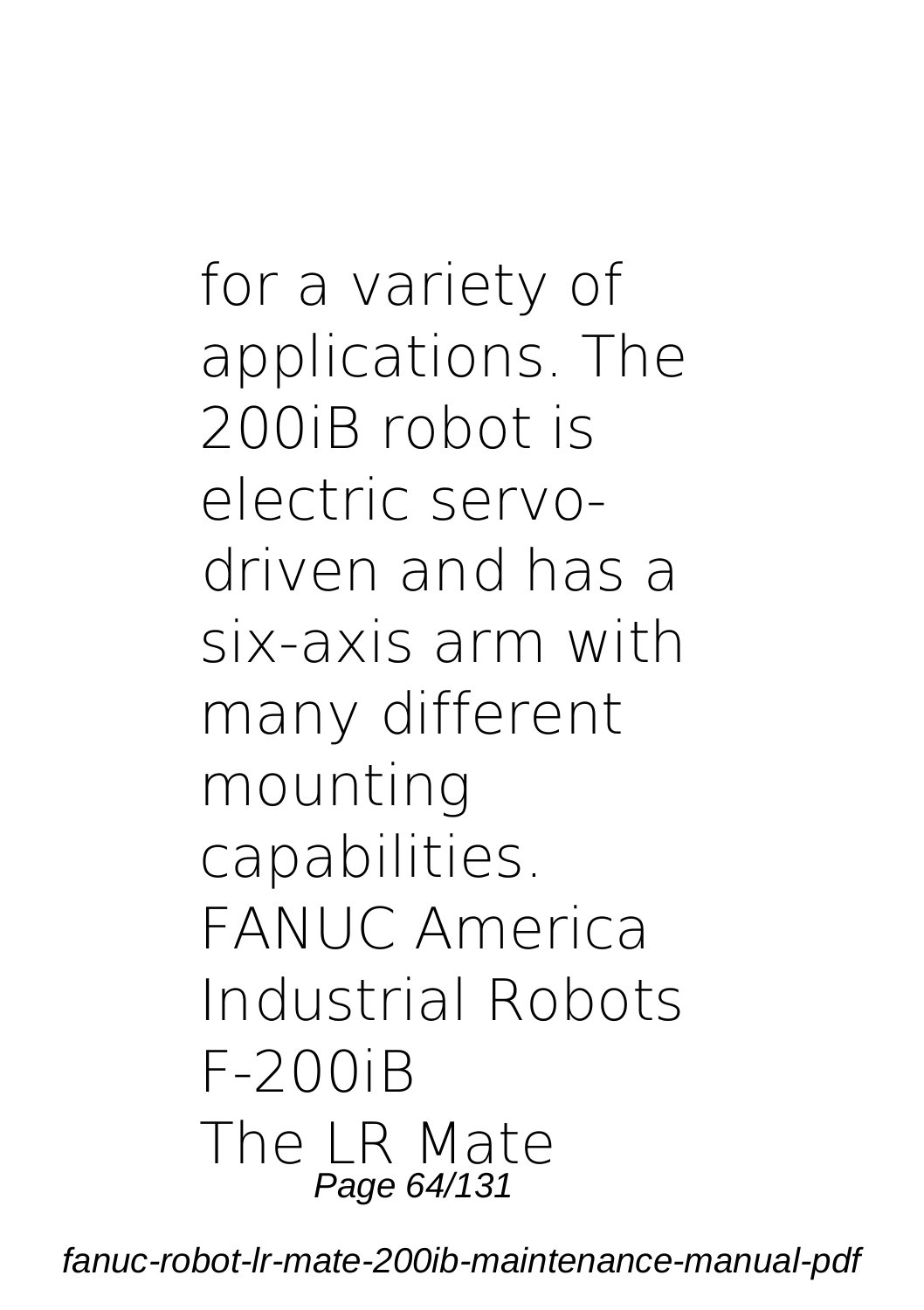for a variety of applications. The 200iB robot is electric servo-driven and has a six-axis arm with many different mounting capabilities.

FANUC America Industrial Robots F-200iB

The LR Mate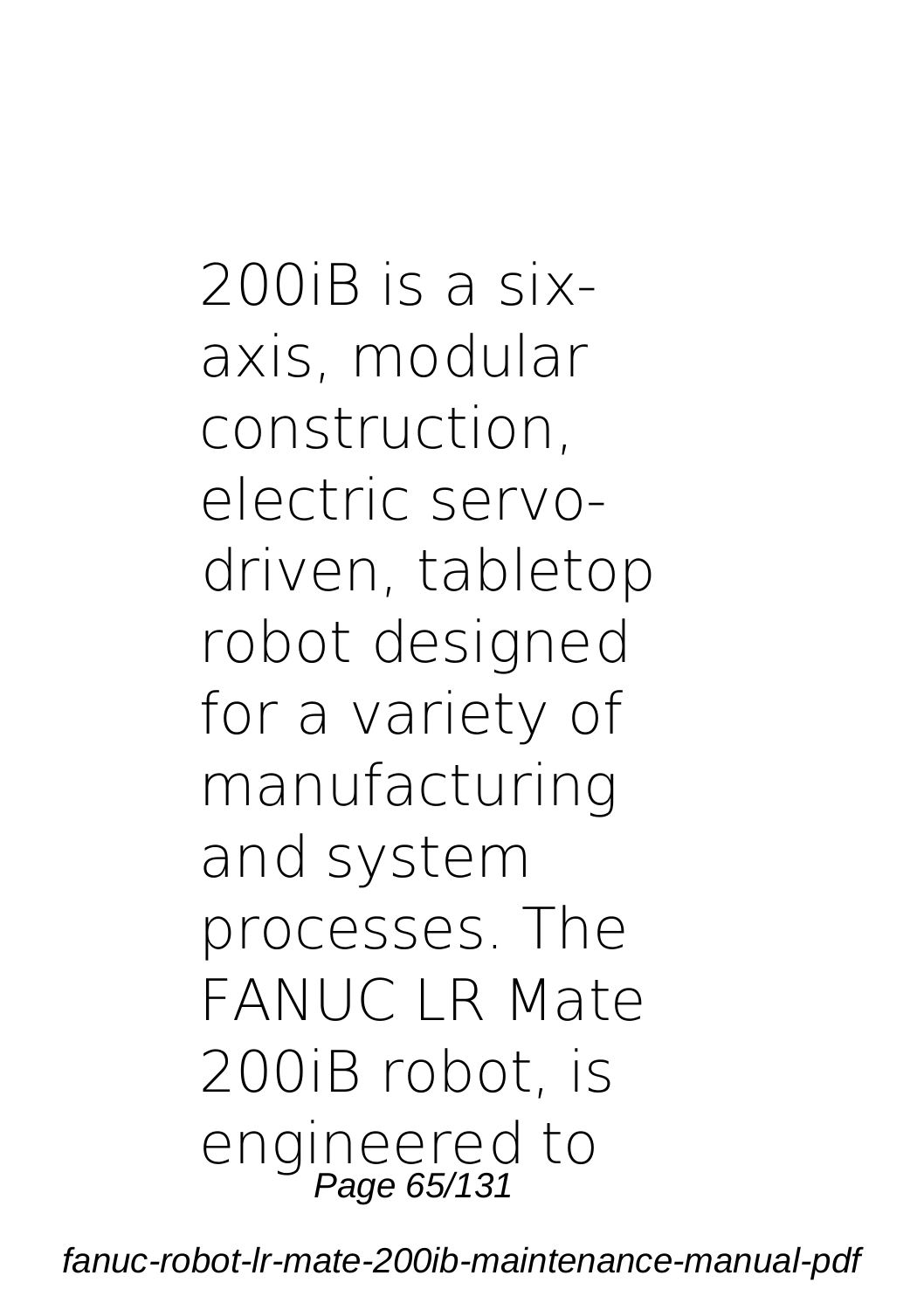200iB is a six-axis, modular construction, electric servo-driven, tabletop robot designed for a variety of manufacturing and system processes. The FANUC LR Mate 200iB robot, is engineered to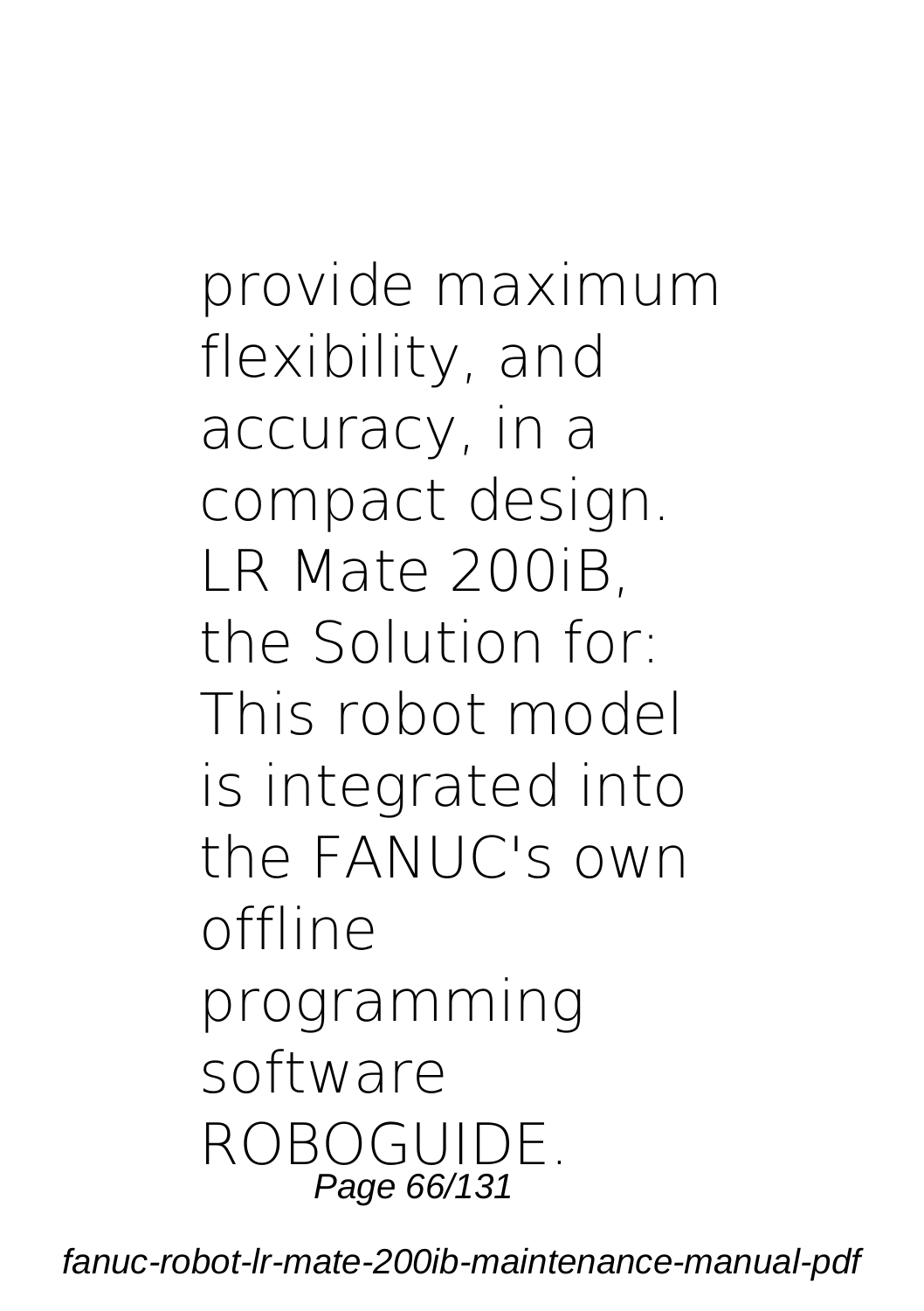provide maximum flexibility, and accuracy, in a compact design. LR Mate 200iB, the Solution for: This robot model is integrated into the FANUC's own offline programming software ROBOGUIDE.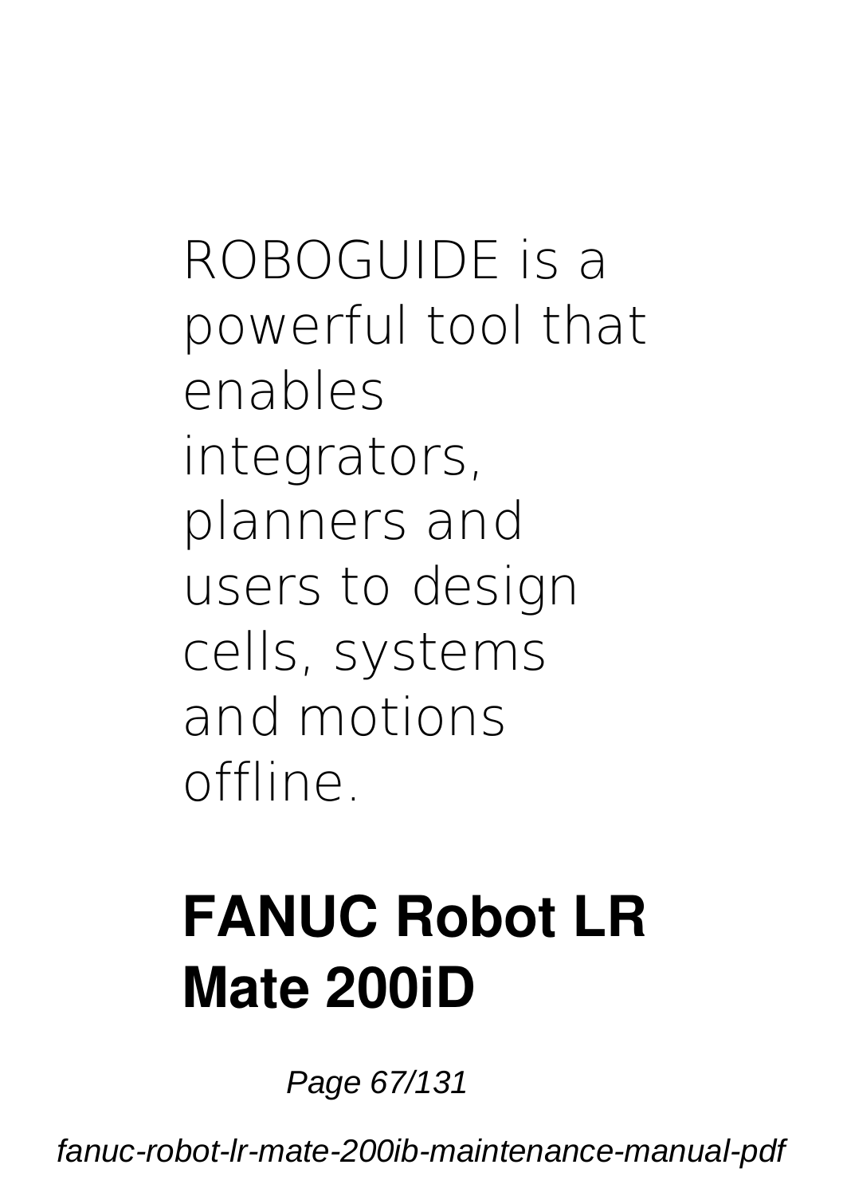ROBOGUIDE is a powerful tool that enables integrators, planners and users to design cells, systems and motions offline.

## FANUC Robot LR Mate 200iD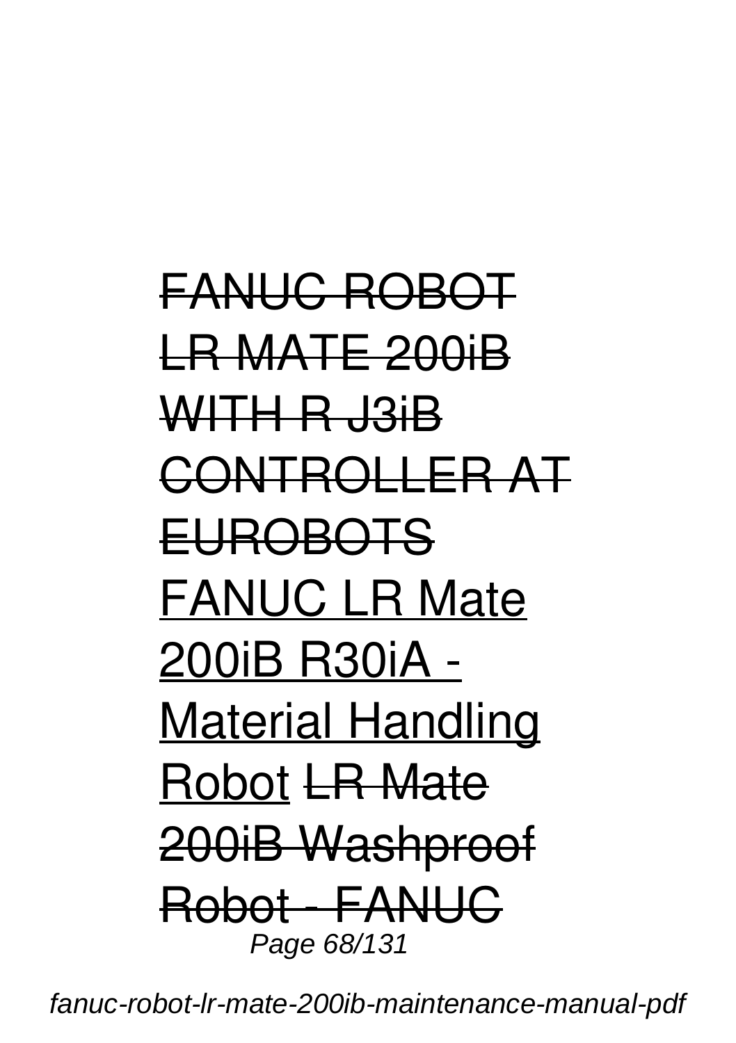~~FANUC ROBOT LR MATE 200iB WITH R J3iB CONTROLLER AT EUROBOTS~~ FANUC LR Mate 200iB R30iA - Material Handling Robot ~~LR Mate 200iB Washproof Robot - FANUC~~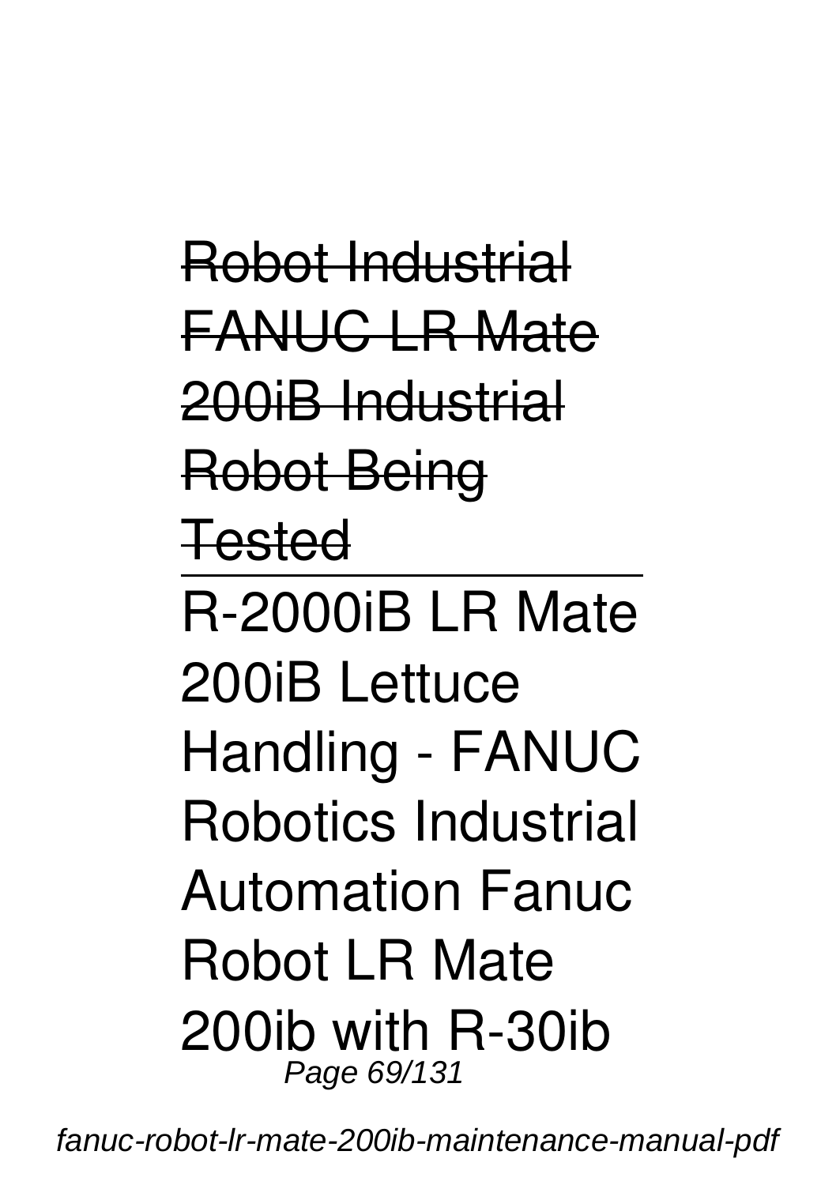~~Robot Industrial FANUC LR Mate 200iB Industrial Robot Being Tested~~

---

R-2000iB LR Mate 200iB Lettuce Handling - FANUC Robotics Industrial Automation Fanuc Robot LR Mate 200ib with R-30ib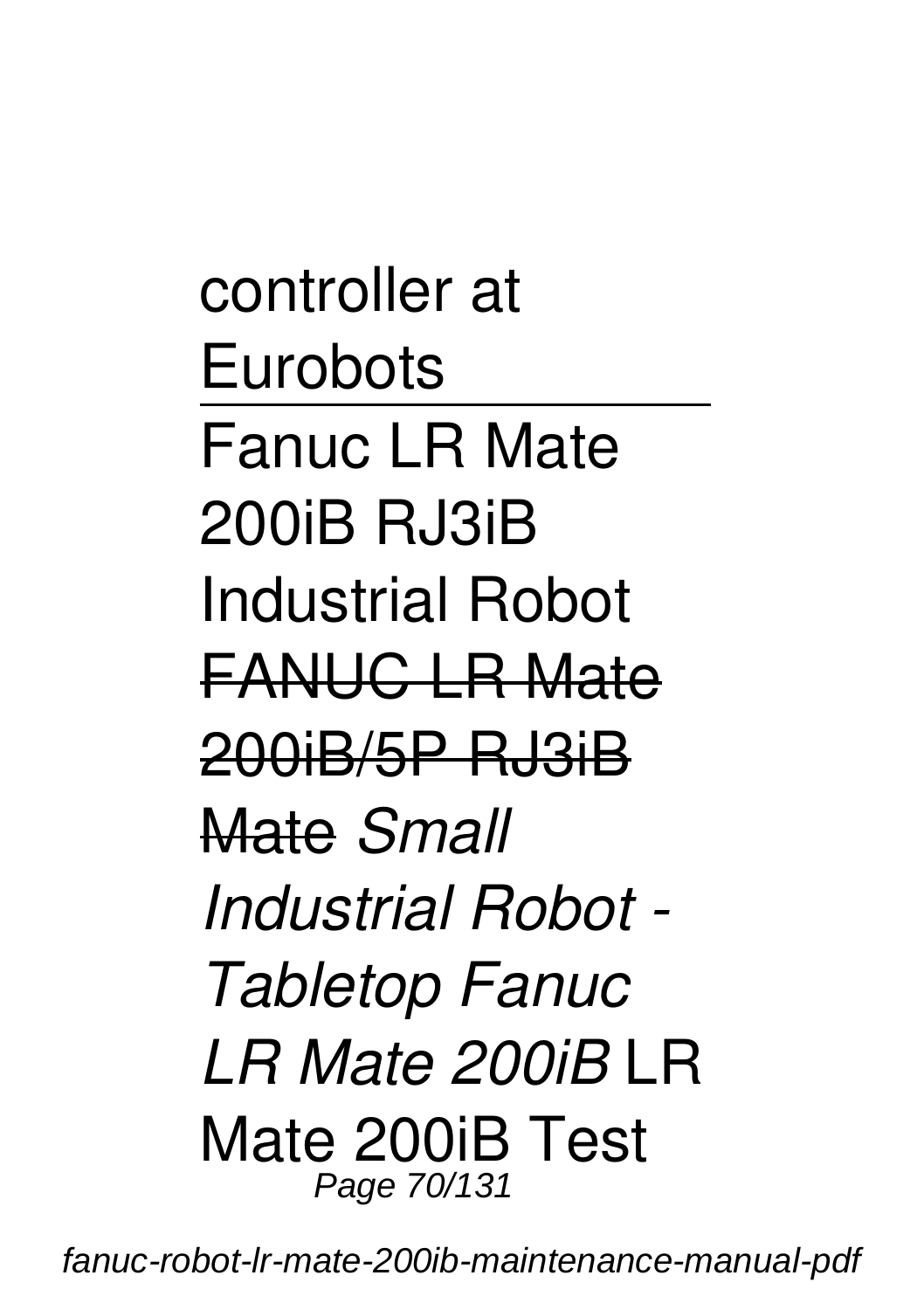controller at Eurobots

---

Fanuc LR Mate 200iB RJ3iB Industrial Robot ~~FANUC LR Mate 200iB/5P RJ3iB Mate~~ *Small Industrial Robot - Tabletop Fanuc LR Mate 200iB* LR Mate 200iB Test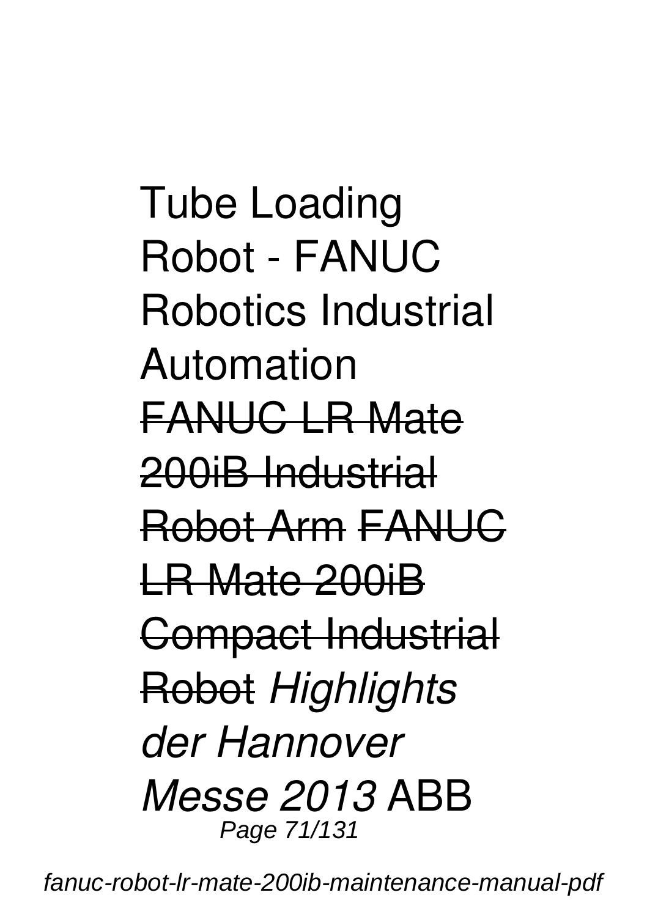Tube Loading Robot - FANUC Robotics Industrial Automation ~~FANUC LR Mate 200iB Industrial Robot Arm~~ ~~FANUC LR Mate 200iB Compact Industrial Robot~~ *Highlights der Hannover Messe 2013* ABB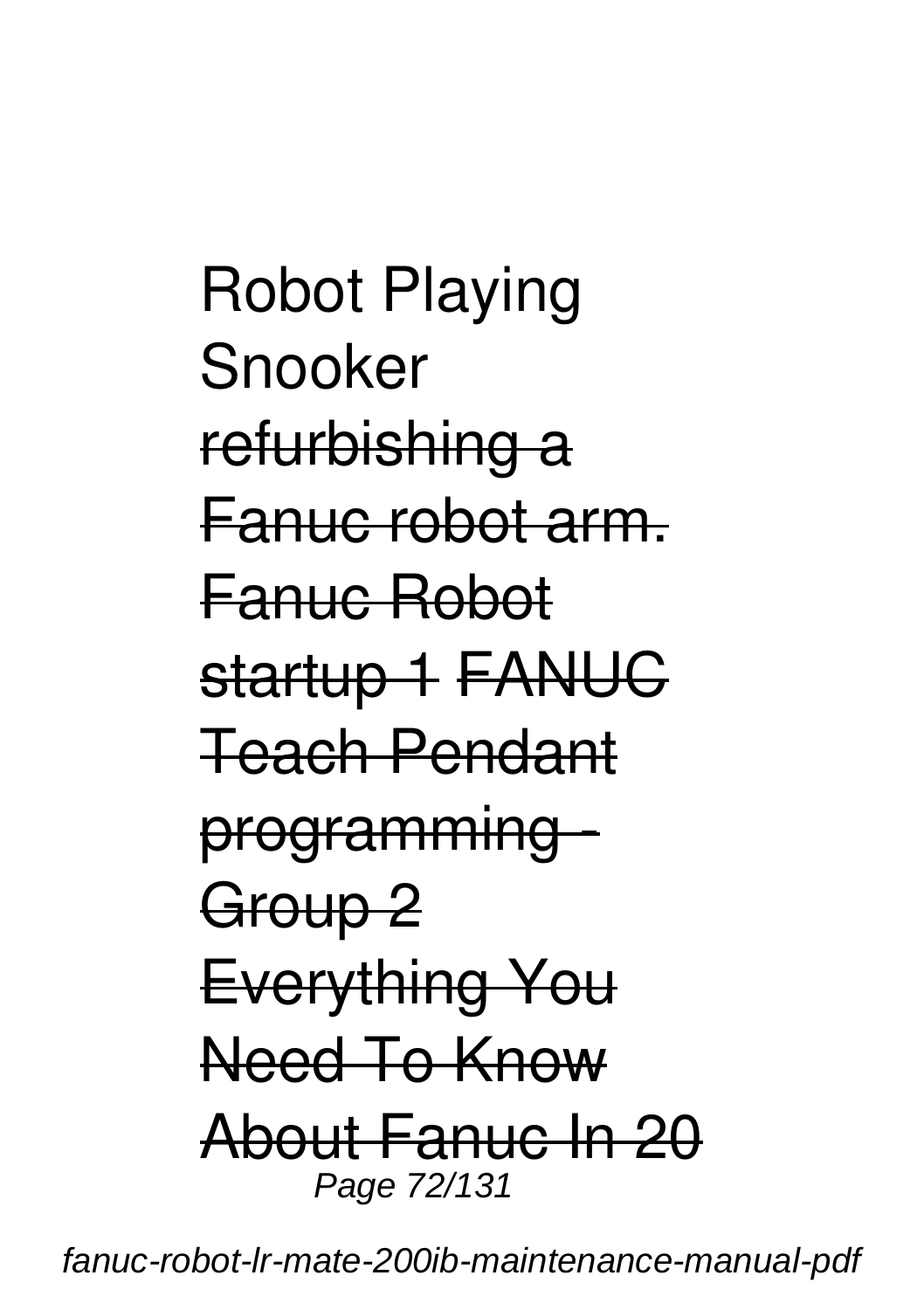Robot Playing Snooker ~~refurbishing a Fanuc robot arm.~~ ~~Fanuc Robot startup 1~~ ~~FANUC Teach Pendant programming - Group 2~~ ~~Everything You Need To Know About Fanuc In 20~~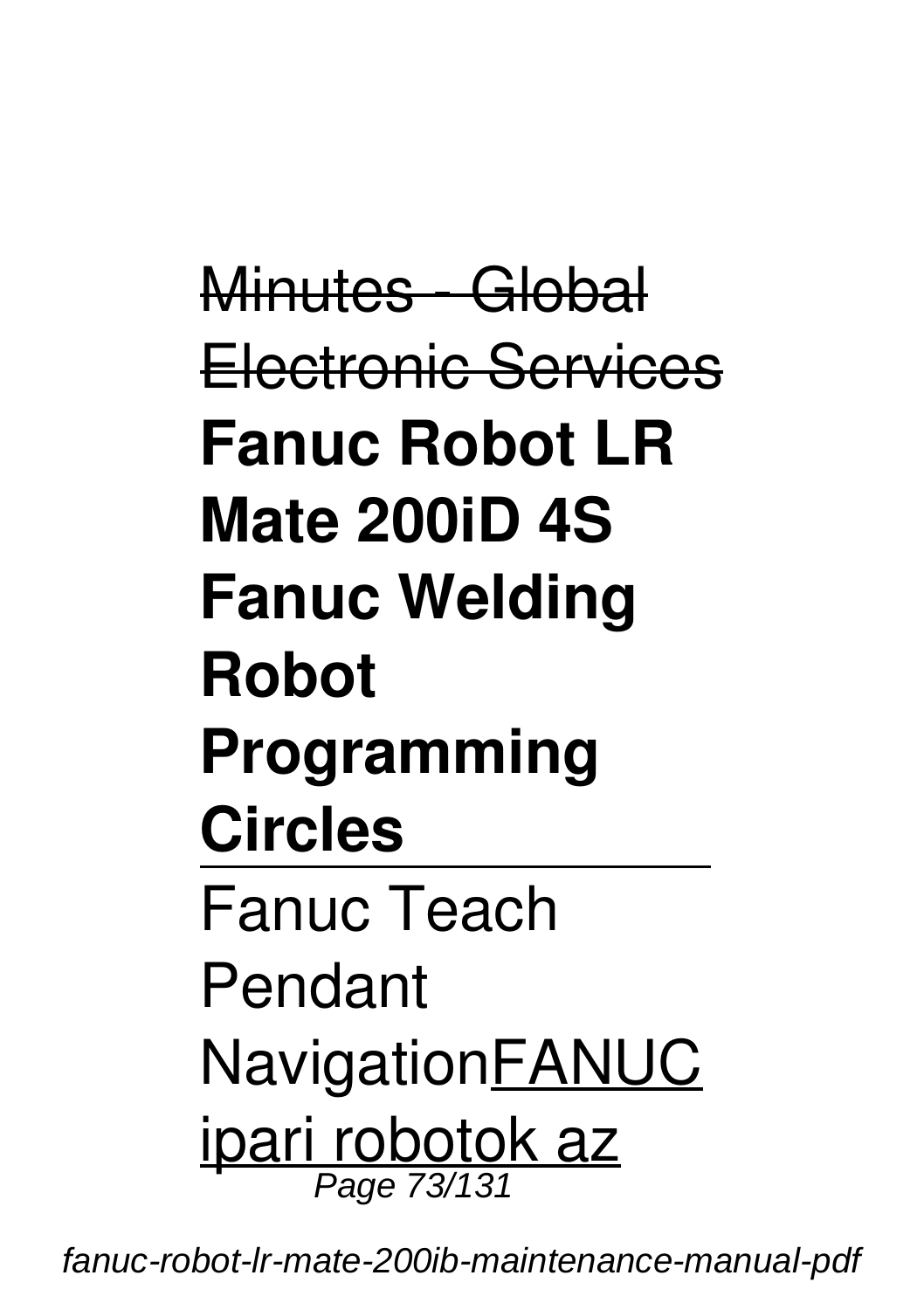~~Minutes - Global Electronic Services~~ **Fanuc Robot LR Mate 200iD 4S Fanuc Welding Robot Programming Circles**

---

Fanuc Teach Pendant Navigation<u>FANUC ipari robotok az</u>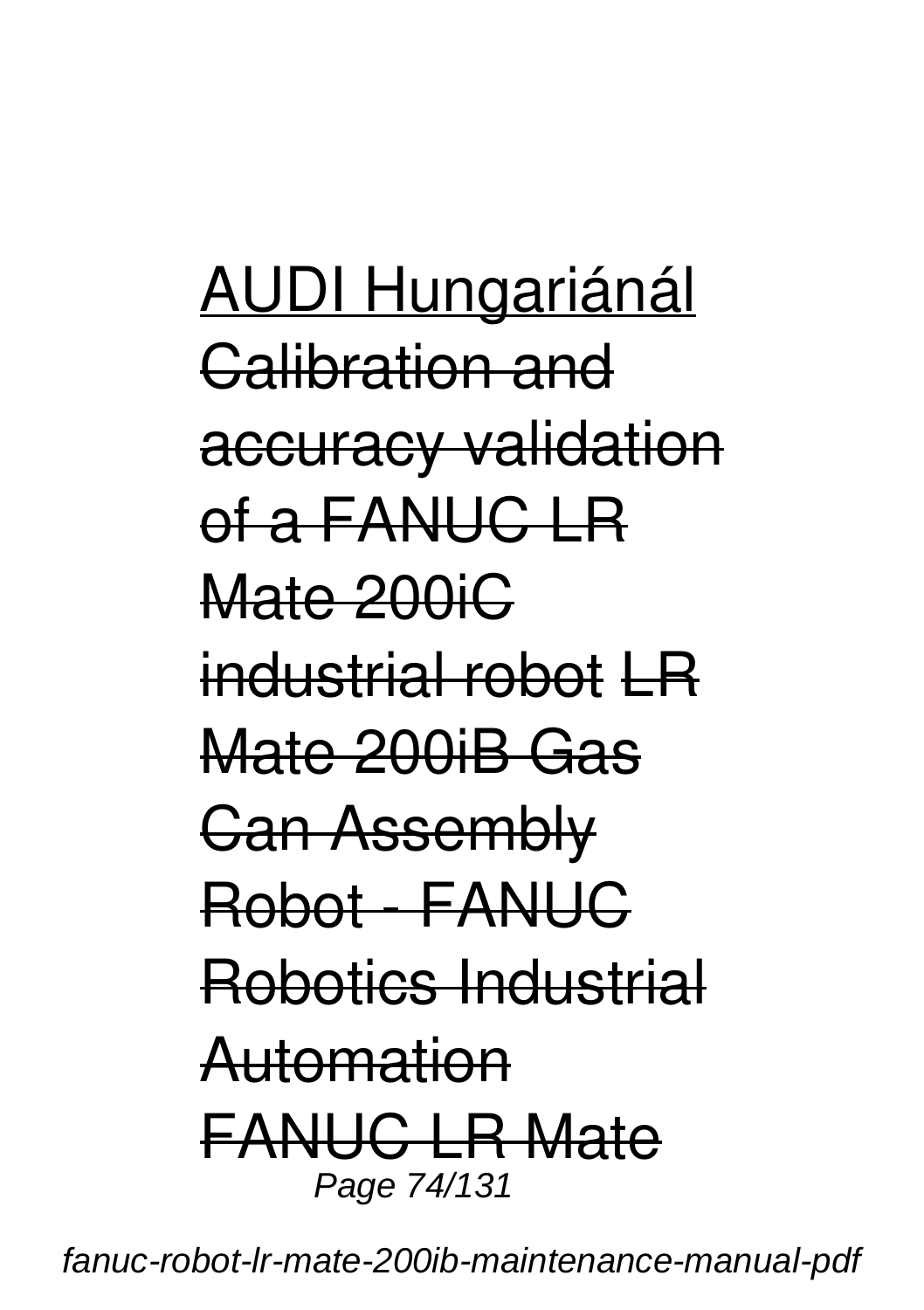AUDI Hungariánál ~~Calibration and accuracy validation of a FANUC LR Mate 200iC industrial robot~~ ~~LR Mate 200iB Gas Can Assembly Robot - FANUC Robotics Industrial Automation~~ ~~FANUC LR Mate~~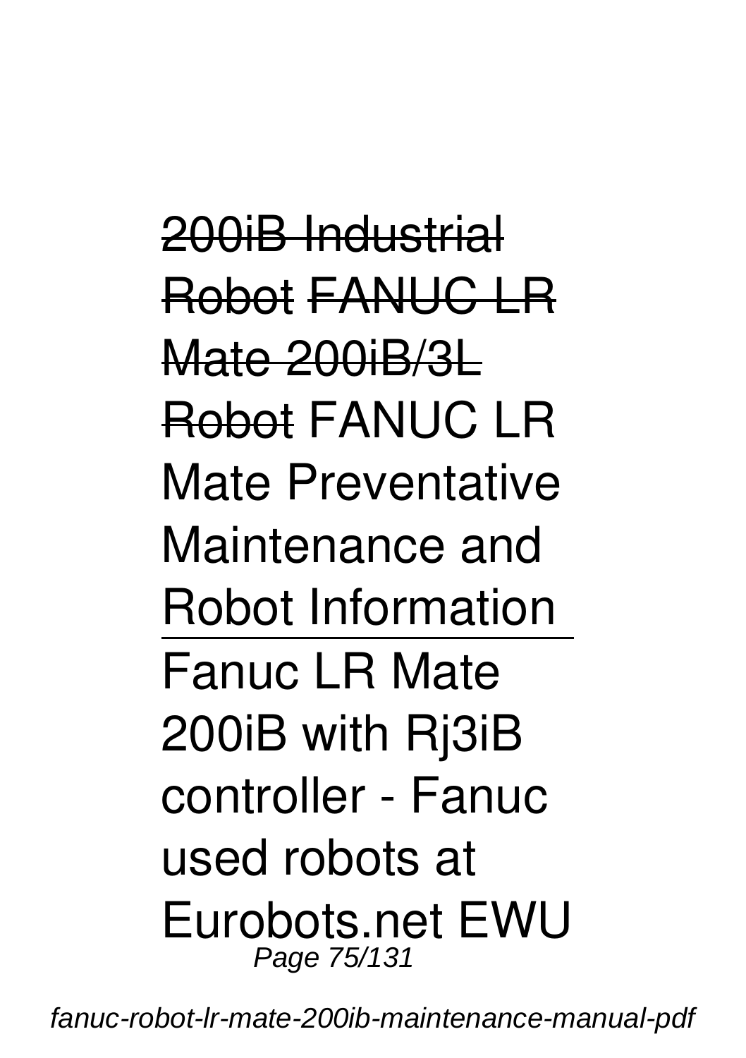~~200iB Industrial Robot~~ ~~FANUC LR Mate 200iB/3L Robot~~ FANUC LR Mate Preventative Maintenance and Robot Information

Fanuc LR Mate 200iB with Rj3iB controller - Fanuc used robots at Eurobots.net EWU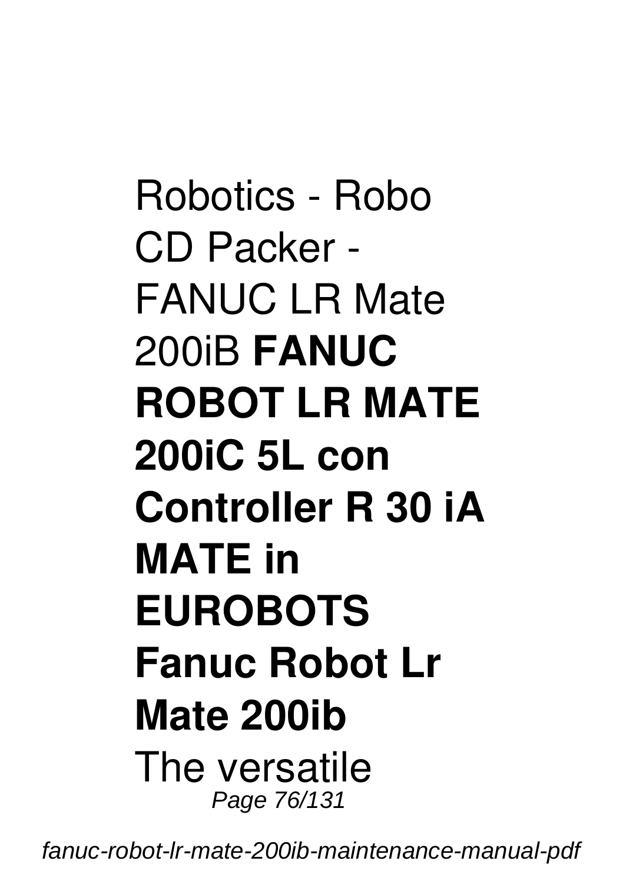Robotics - Robo CD Packer - FANUC LR Mate 200iB **FANUC ROBOT LR MATE 200iC 5L con Controller R 30 iA MATE in EUROBOTS** **Fanuc Robot Lr Mate 200ib**

The versatile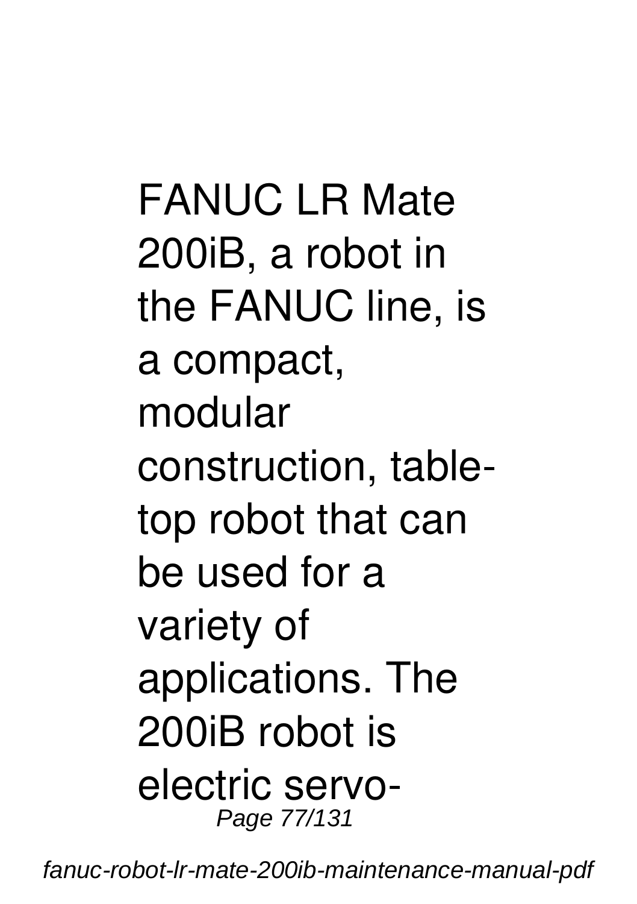FANUC LR Mate 200iB, a robot in the FANUC line, is a compact, modular construction, table-top robot that can be used for a variety of applications. The 200iB robot is electric servo-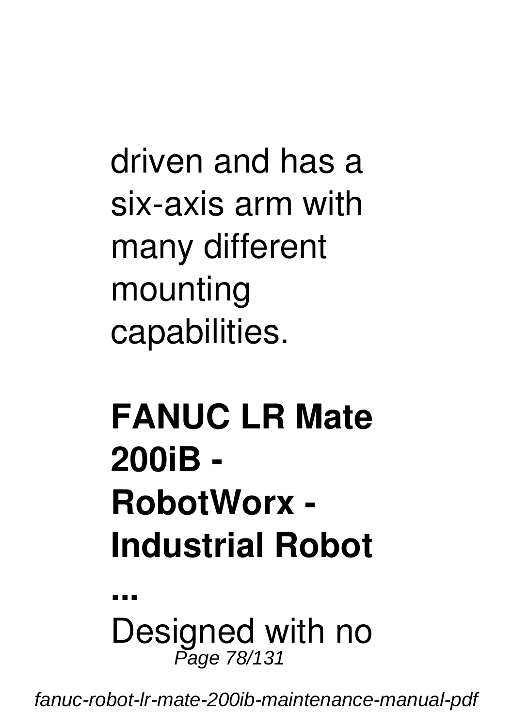driven and has a six-axis arm with many different mounting capabilities.

**FANUC LR Mate 200iB - RobotWorx - Industrial Robot ...**

Designed with no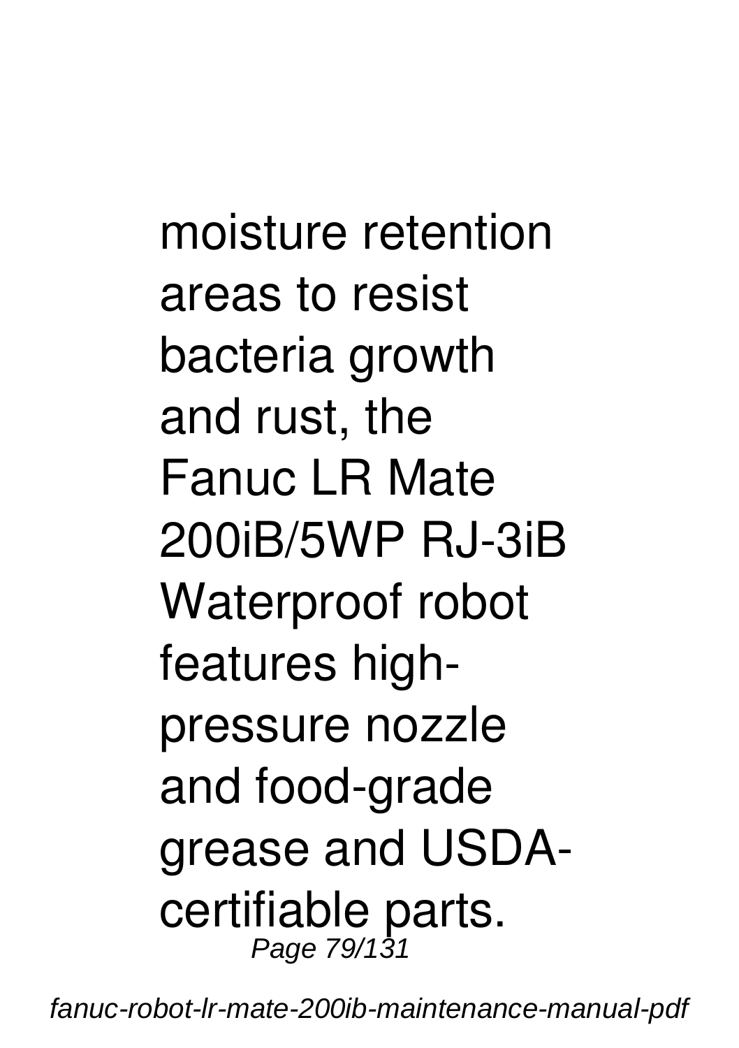moisture retention areas to resist bacteria growth and rust, the Fanuc LR Mate 200iB/5WP RJ-3iB Waterproof robot features high-pressure nozzle and food-grade grease and USDA-certifiable parts.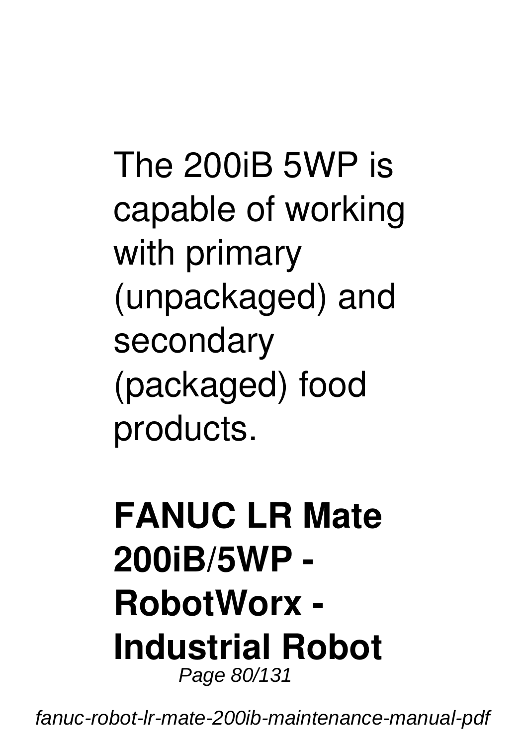The 200iB 5WP is capable of working with primary (unpackaged) and secondary (packaged) food products.

## FANUC LR Mate 200iB/5WP - RobotWorx - Industrial Robot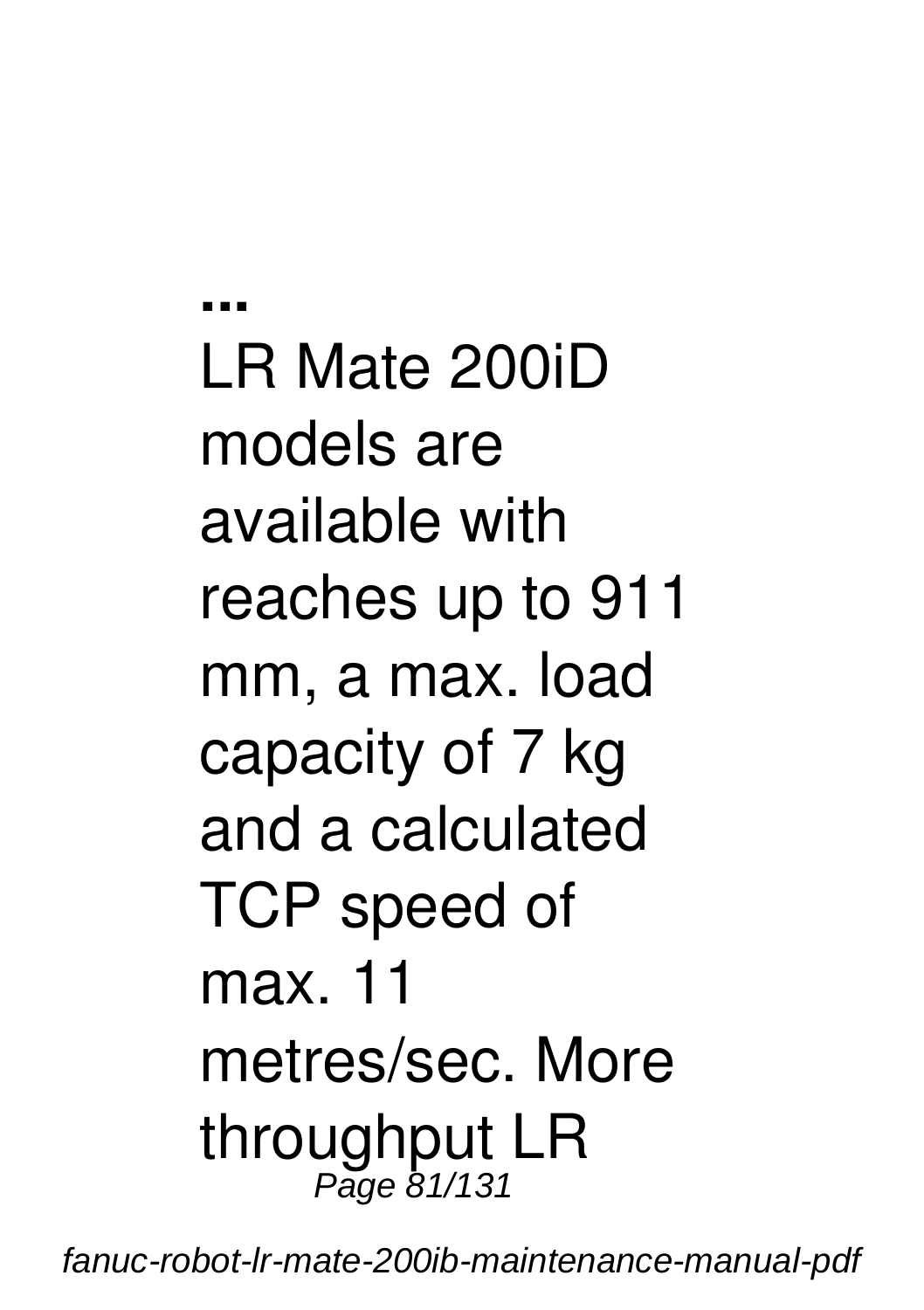**...**

LR Mate 200iD models are available with reaches up to 911 mm, a max. load capacity of 7 kg and a calculated TCP speed of max. 11 metres/sec. More throughput LR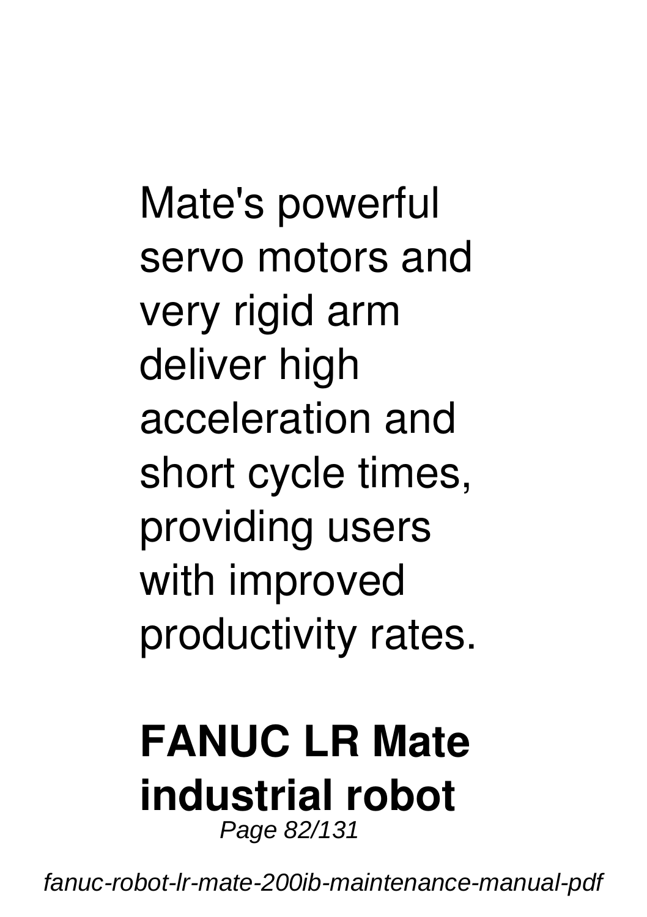Mate's powerful servo motors and very rigid arm deliver high acceleration and short cycle times, providing users with improved productivity rates.

## FANUC LR Mate industrial robot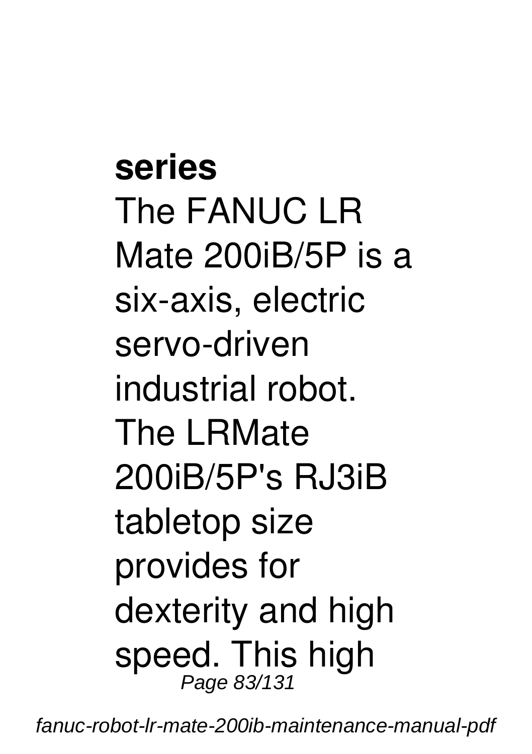**series**

The FANUC LR Mate 200iB/5P is a six-axis, electric servo-driven industrial robot. The LRMate 200iB/5P's RJ3iB tabletop size provides for dexterity and high speed. This high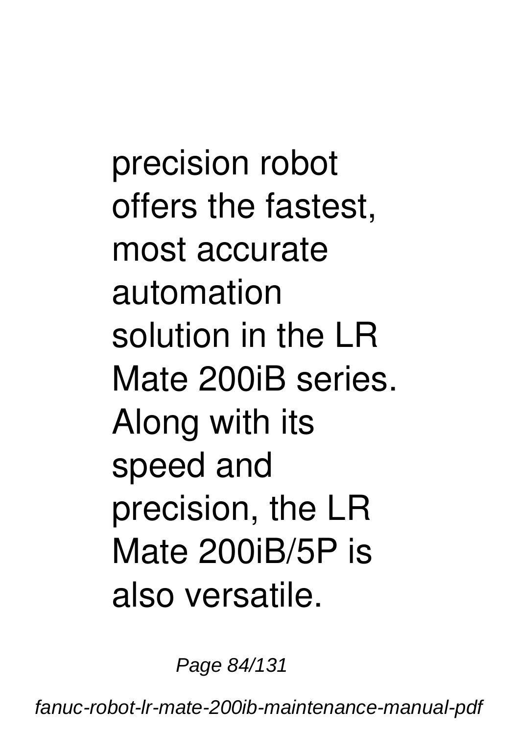precision robot offers the fastest, most accurate automation solution in the LR Mate 200iB series. Along with its speed and precision, the LR Mate 200iB/5P is also versatile.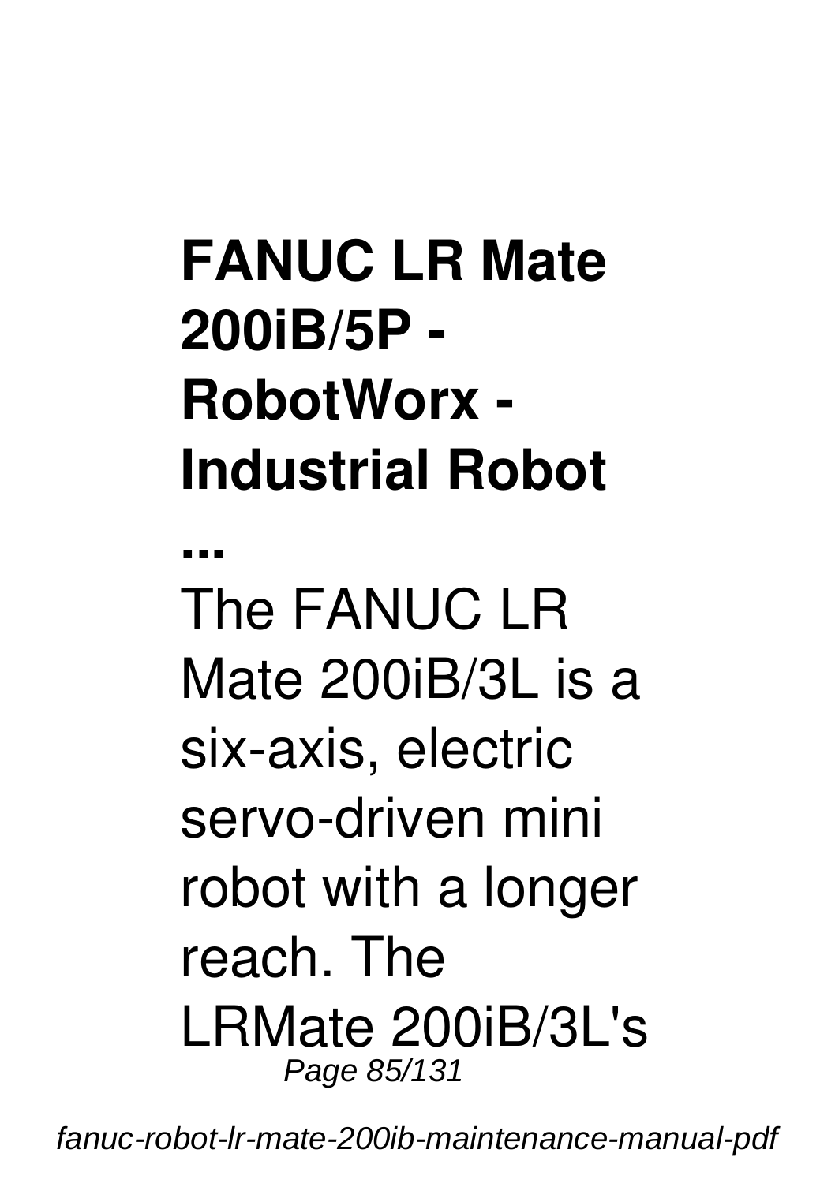## FANUC LR Mate 200iB/5P - RobotWorx - Industrial Robot ...

The FANUC LR Mate 200iB/3L is a six-axis, electric servo-driven mini robot with a longer reach. The LRMate 200iB/3L's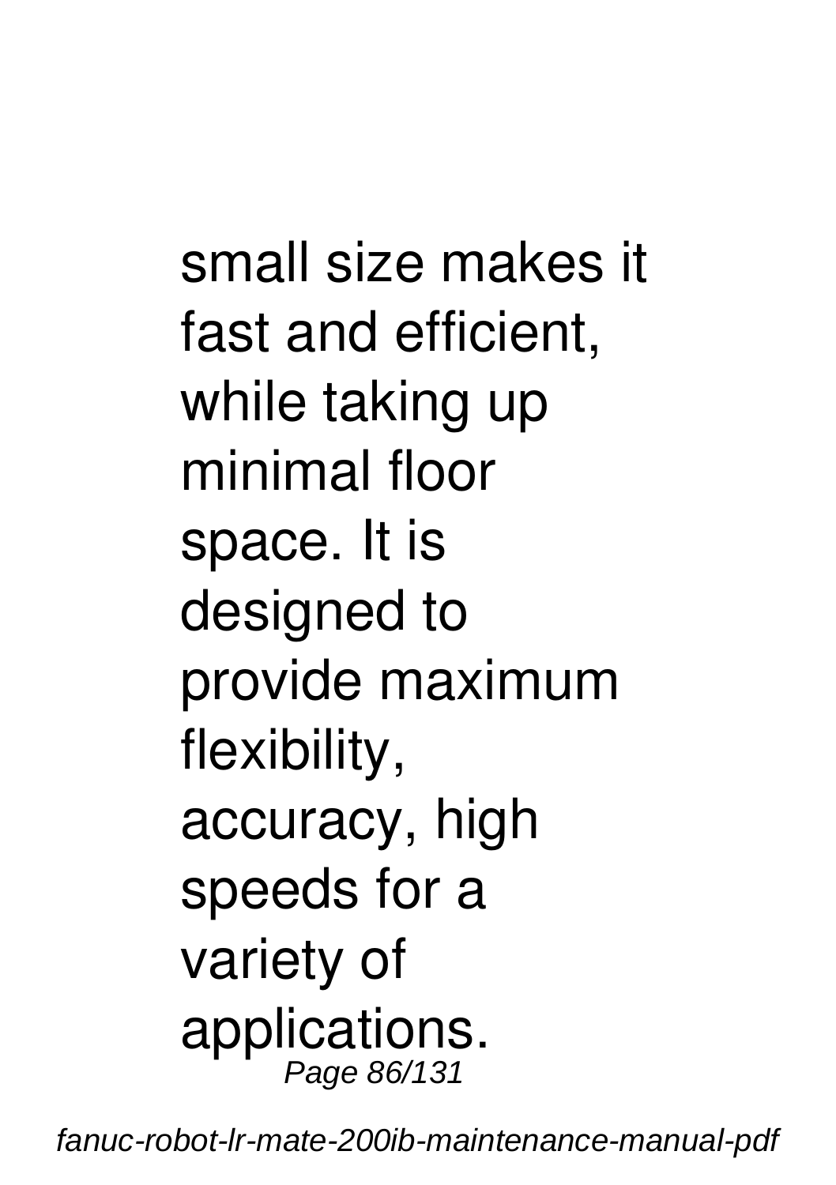small size makes it fast and efficient, while taking up minimal floor space. It is designed to provide maximum flexibility, accuracy, high speeds for a variety of applications.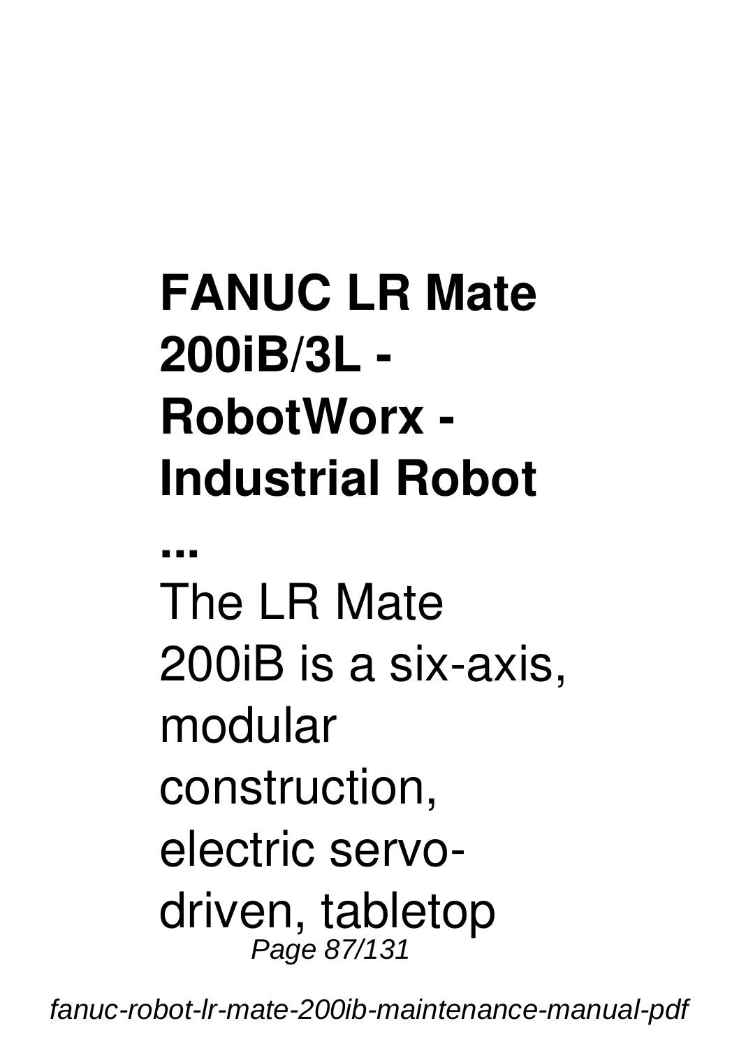**FANUC LR Mate 200iB/3L - RobotWorx - Industrial Robot ...**

The LR Mate 200iB is a six-axis, modular construction, electric servo-driven, tabletop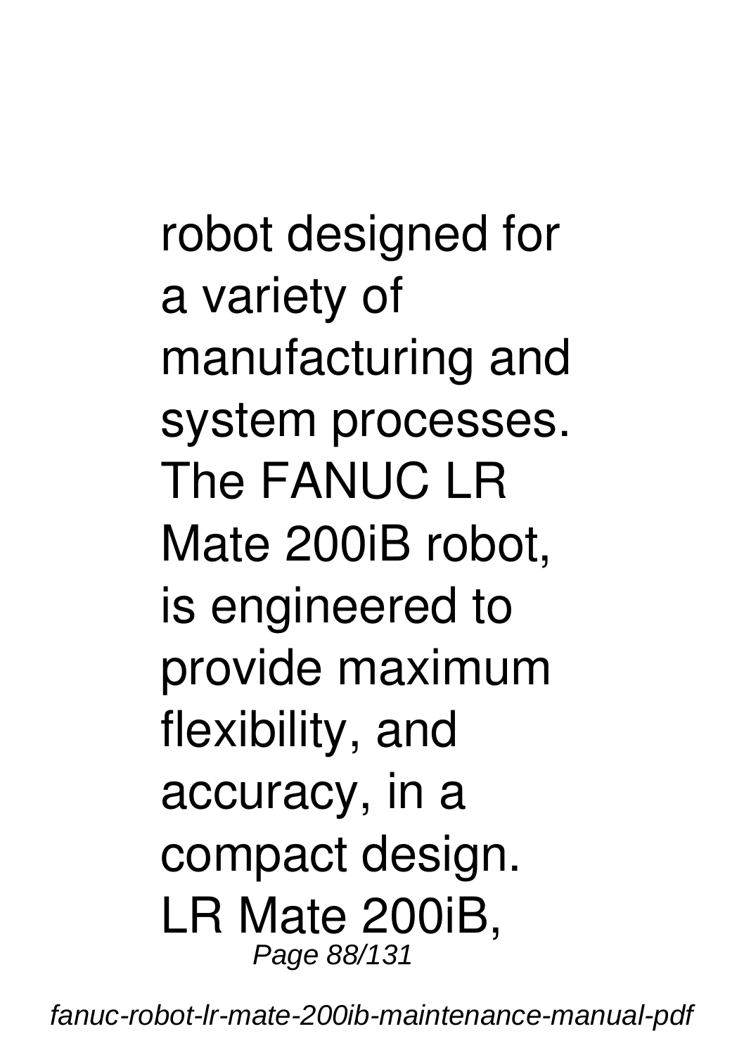robot designed for a variety of manufacturing and system processes. The FANUC LR Mate 200iB robot, is engineered to provide maximum flexibility, and accuracy, in a compact design. LR Mate 200iB,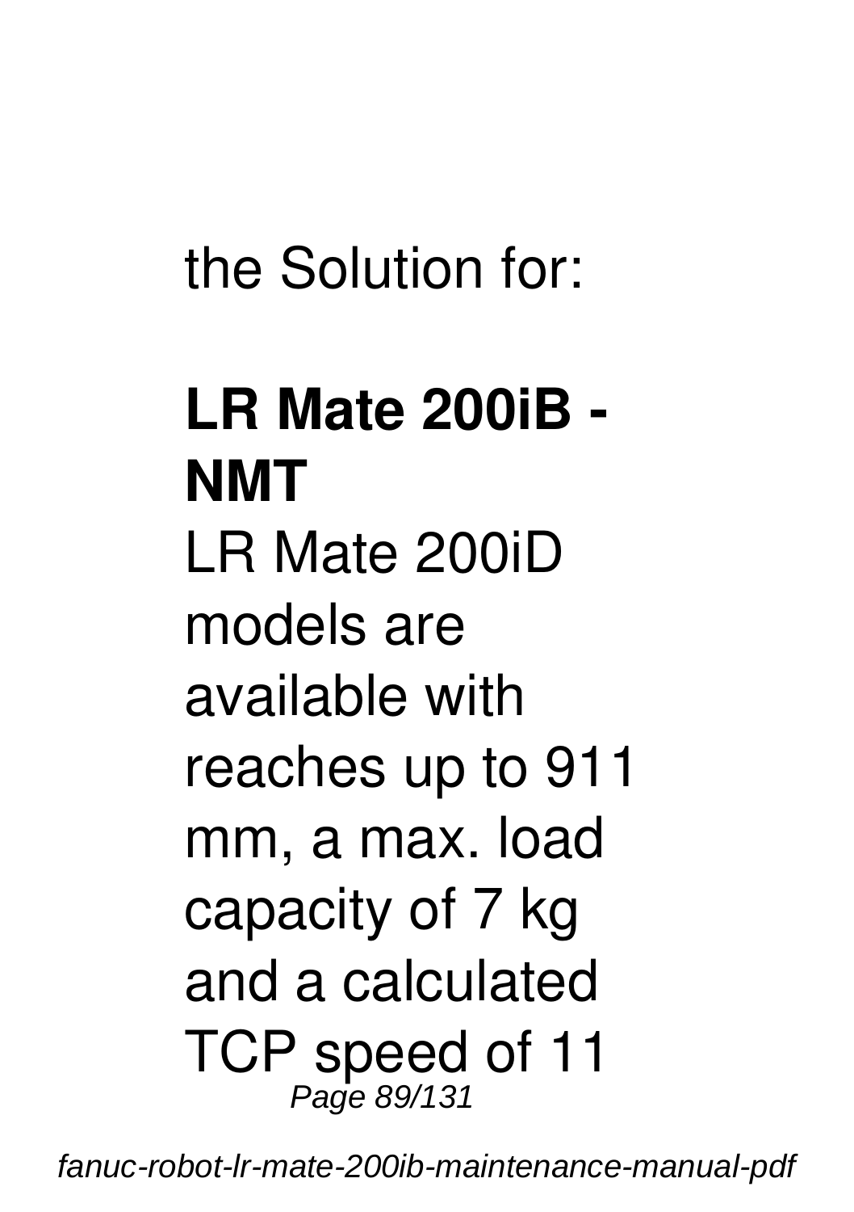the Solution for:

**LR Mate 200iB - NMT**

LR Mate 200iD models are available with reaches up to 911 mm, a max. load capacity of 7 kg and a calculated TCP speed of 11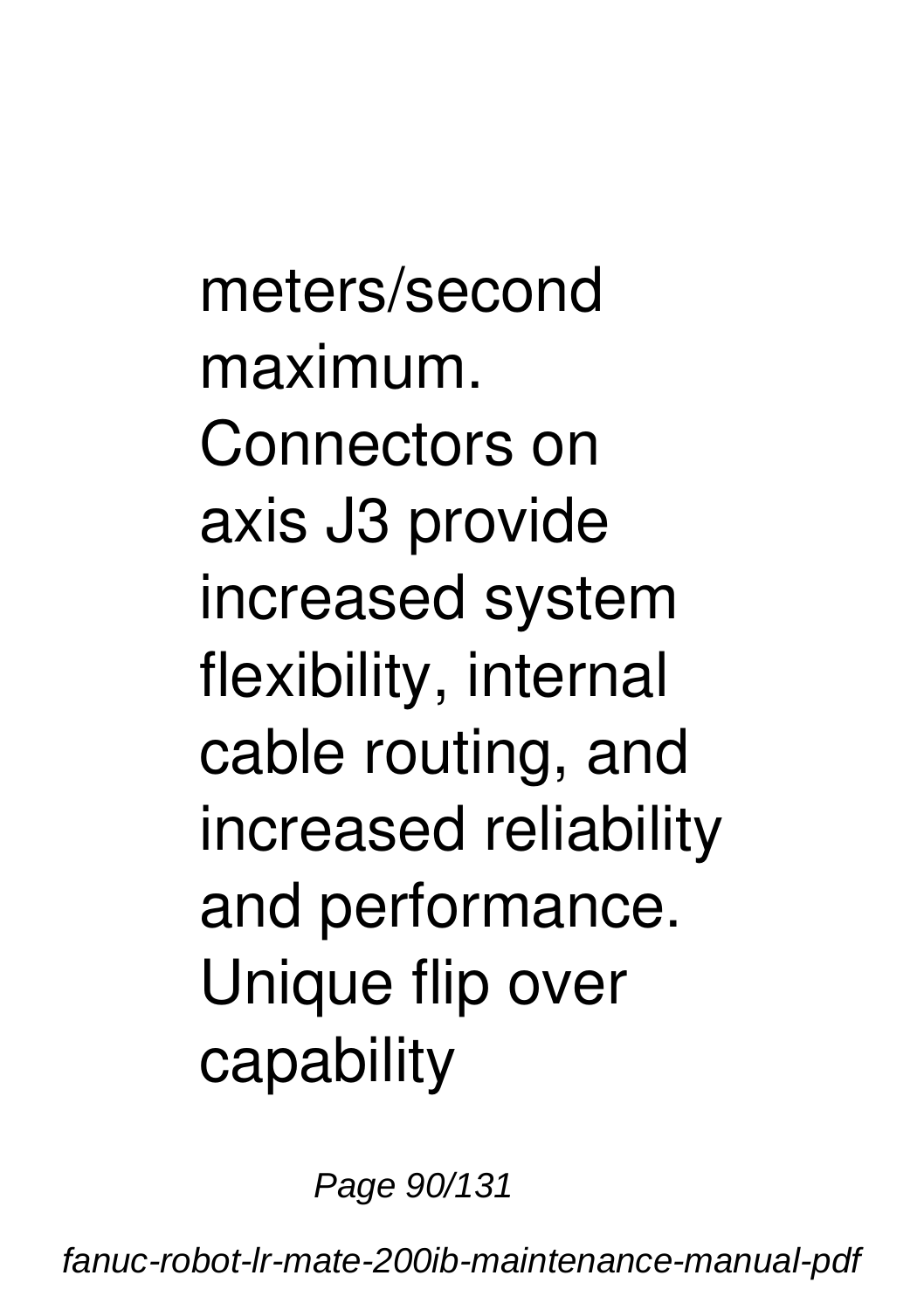meters/second maximum. Connectors on axis J3 provide increased system flexibility, internal cable routing, and increased reliability and performance. Unique flip over capability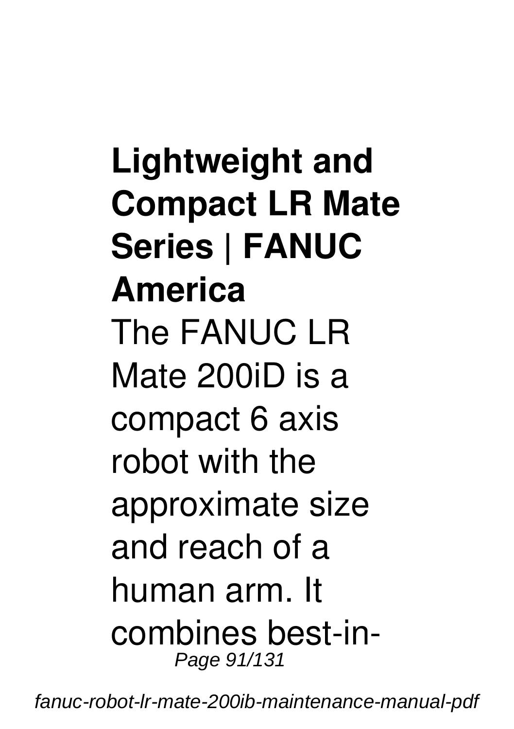**Lightweight and Compact LR Mate Series | FANUC America**

The FANUC LR Mate 200iD is a compact 6 axis robot with the approximate size and reach of a human arm. It combines best-in-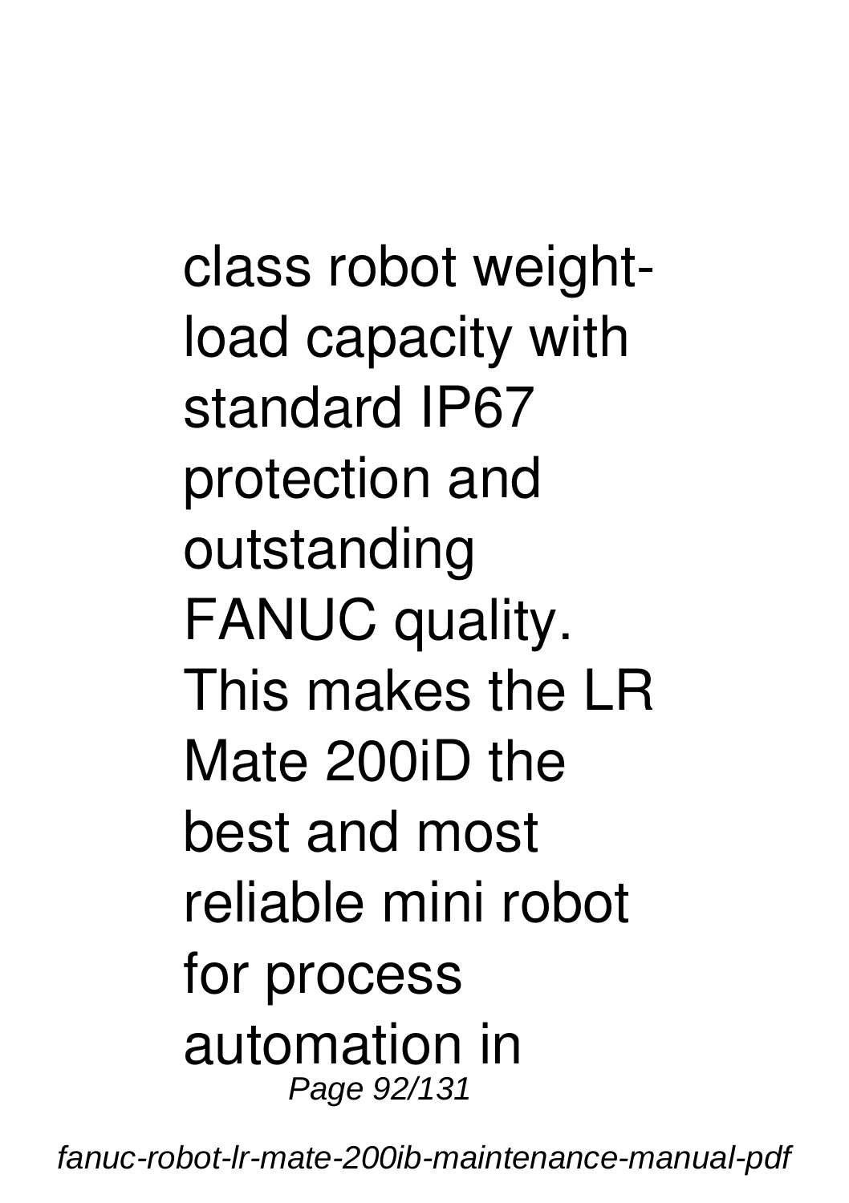class robot weight-load capacity with standard IP67 protection and outstanding FANUC quality. This makes the LR Mate 200iD the best and most reliable mini robot for process automation in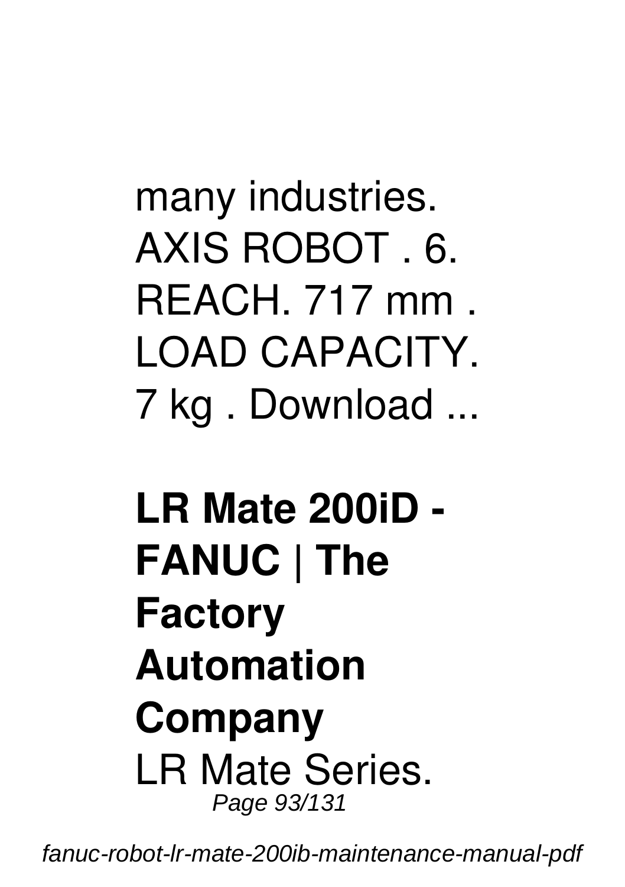many industries. AXIS ROBOT . 6. REACH. 717 mm . LOAD CAPACITY. 7 kg . Download ...

**LR Mate 200iD - FANUC | The Factory Automation Company**

LR Mate Series.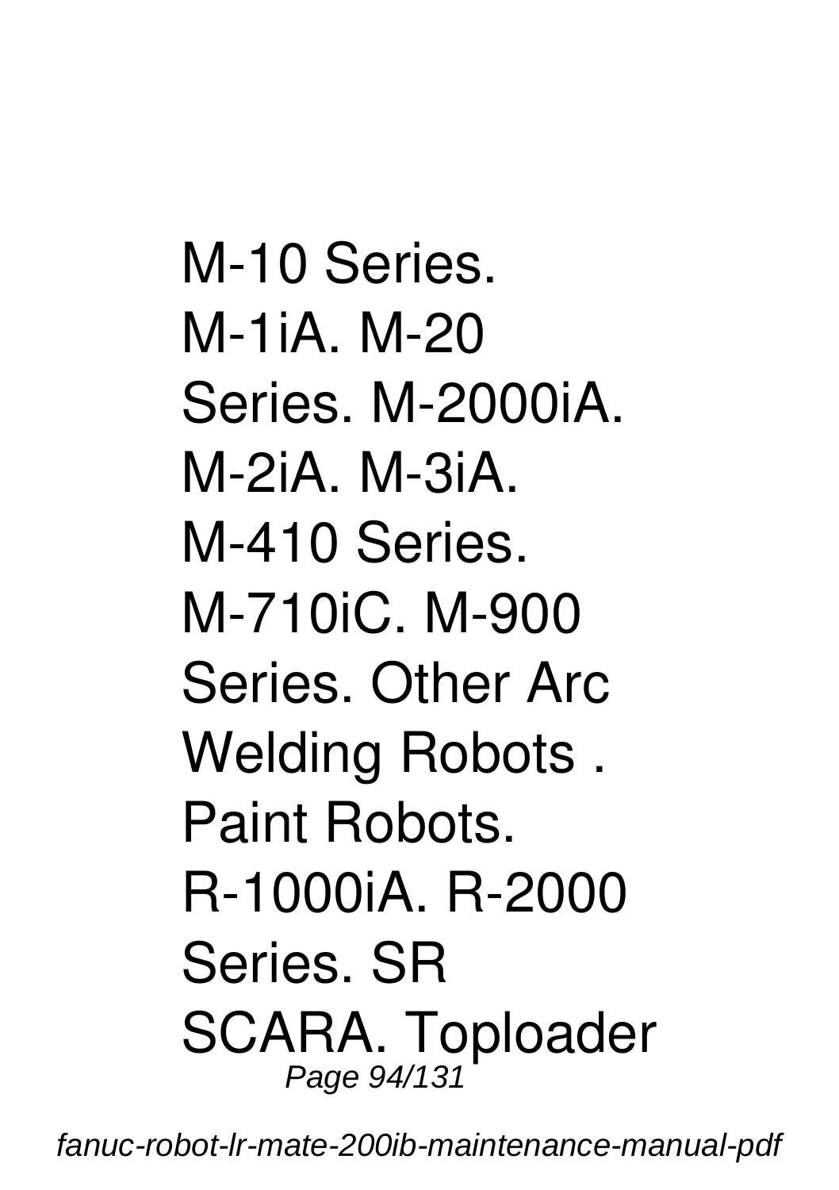M-10 Series. M-1iA. M-20 Series. M-2000iA. M-2iA. M-3iA. M-410 Series. M-710iC. M-900 Series. Other Arc Welding Robots . Paint Robots. R-1000iA. R-2000 Series. SR SCARA. Toploader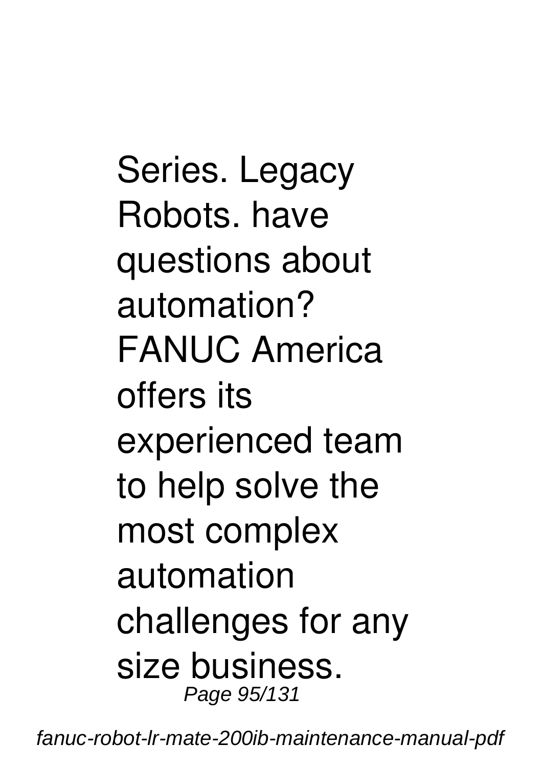Series. Legacy Robots. have questions about automation? FANUC America offers its experienced team to help solve the most complex automation challenges for any size business.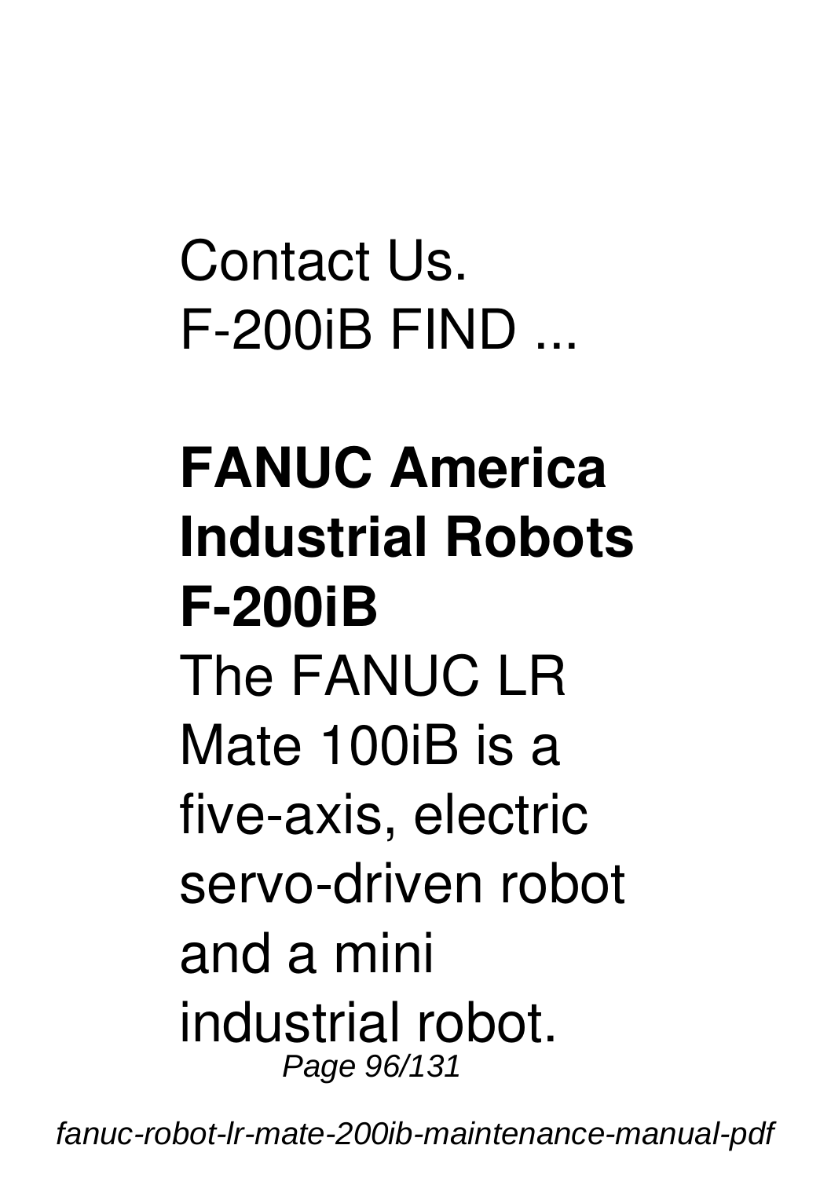Contact Us.
F-200iB FIND ...

**FANUC America Industrial Robots F-200iB**

The FANUC LR Mate 100iB is a five-axis, electric servo-driven robot and a mini industrial robot.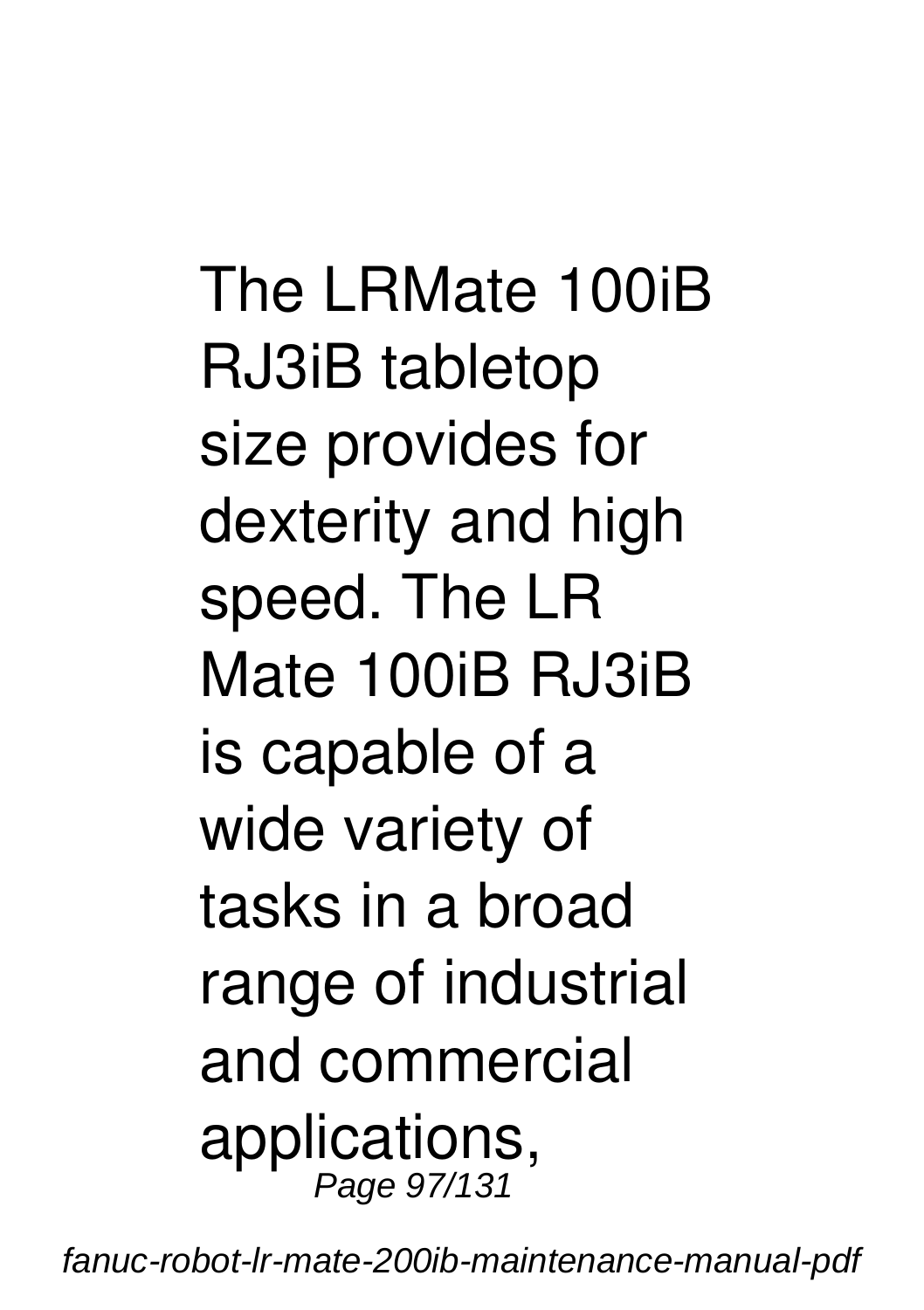The LRMate 100iB RJ3iB tabletop size provides for dexterity and high speed. The LR Mate 100iB RJ3iB is capable of a wide variety of tasks in a broad range of industrial and commercial applications,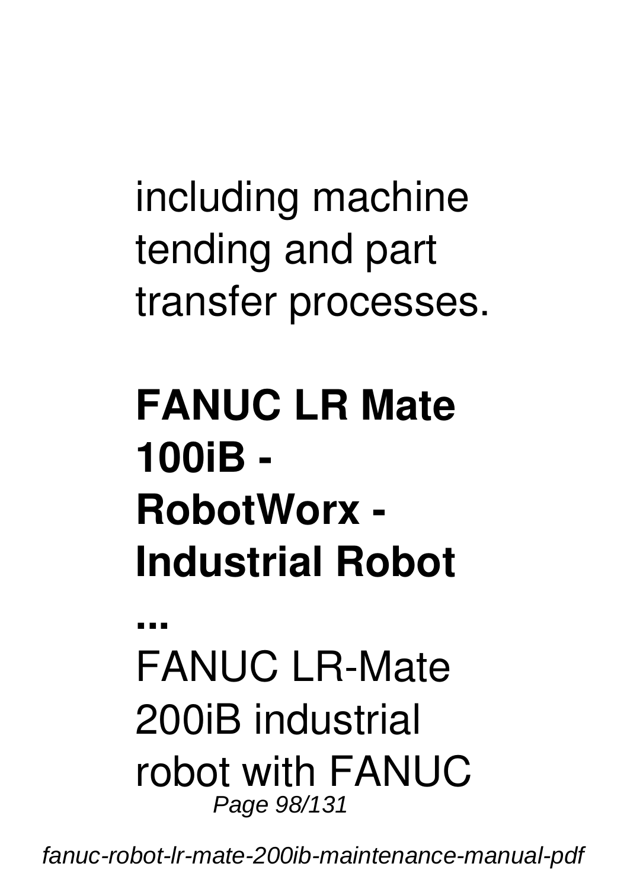including machine tending and part transfer processes.

## FANUC LR Mate 100iB - RobotWorx - Industrial Robot ...

FANUC LR-Mate 200iB industrial robot with FANUC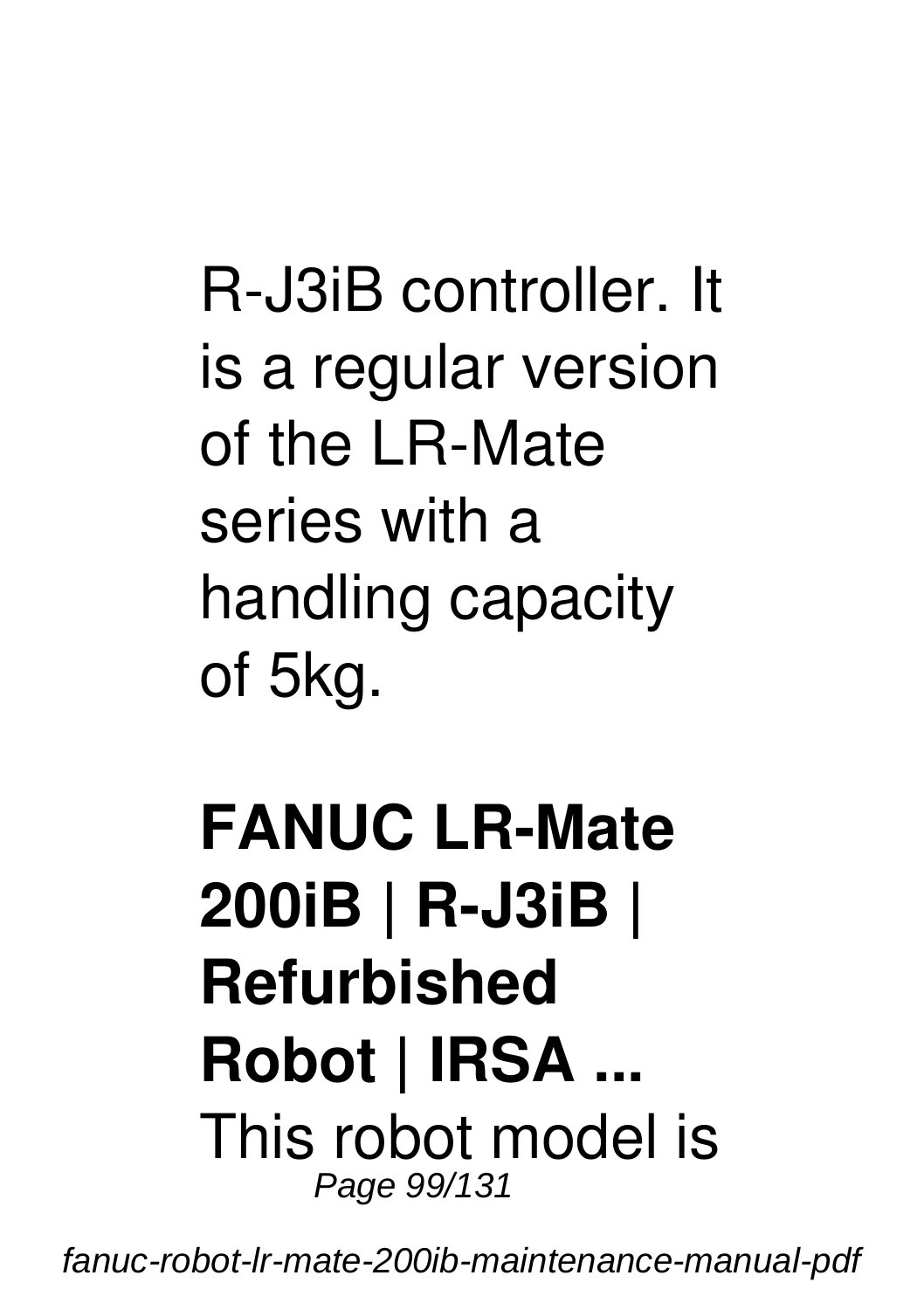R-J3iB controller. It is a regular version of the LR-Mate series with a handling capacity of 5kg.

**FANUC LR-Mate 200iB | R-J3iB | Refurbished Robot | IRSA ...**

This robot model is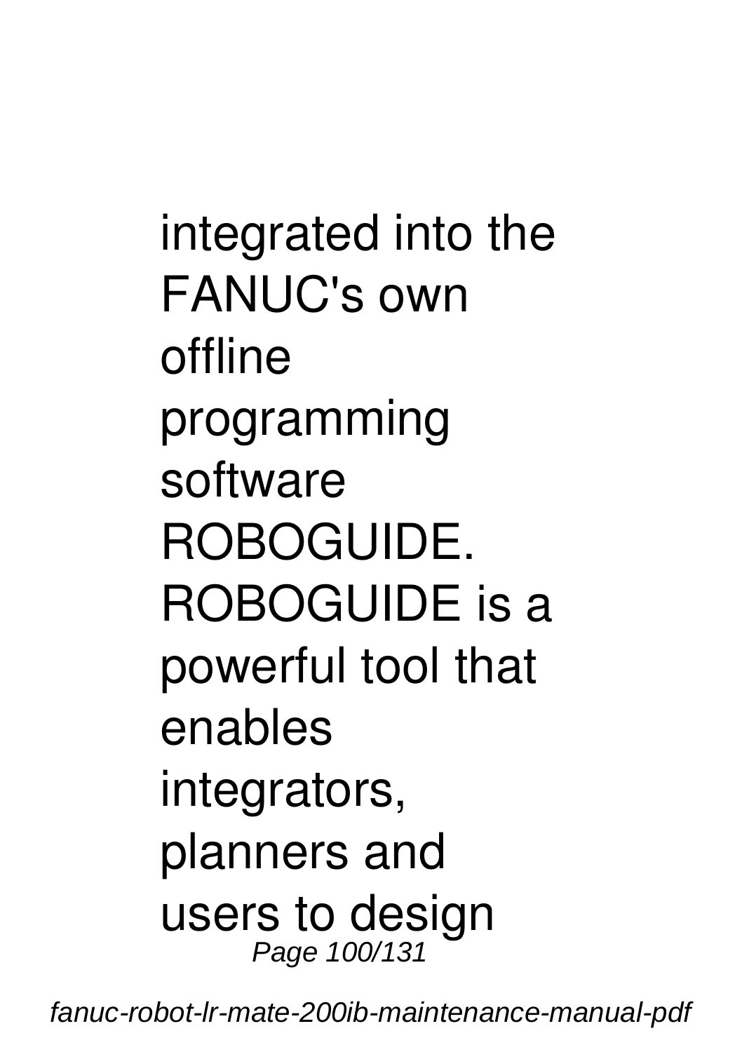integrated into the FANUC's own offline programming software ROBOGUIDE. ROBOGUIDE is a powerful tool that enables integrators, planners and users to design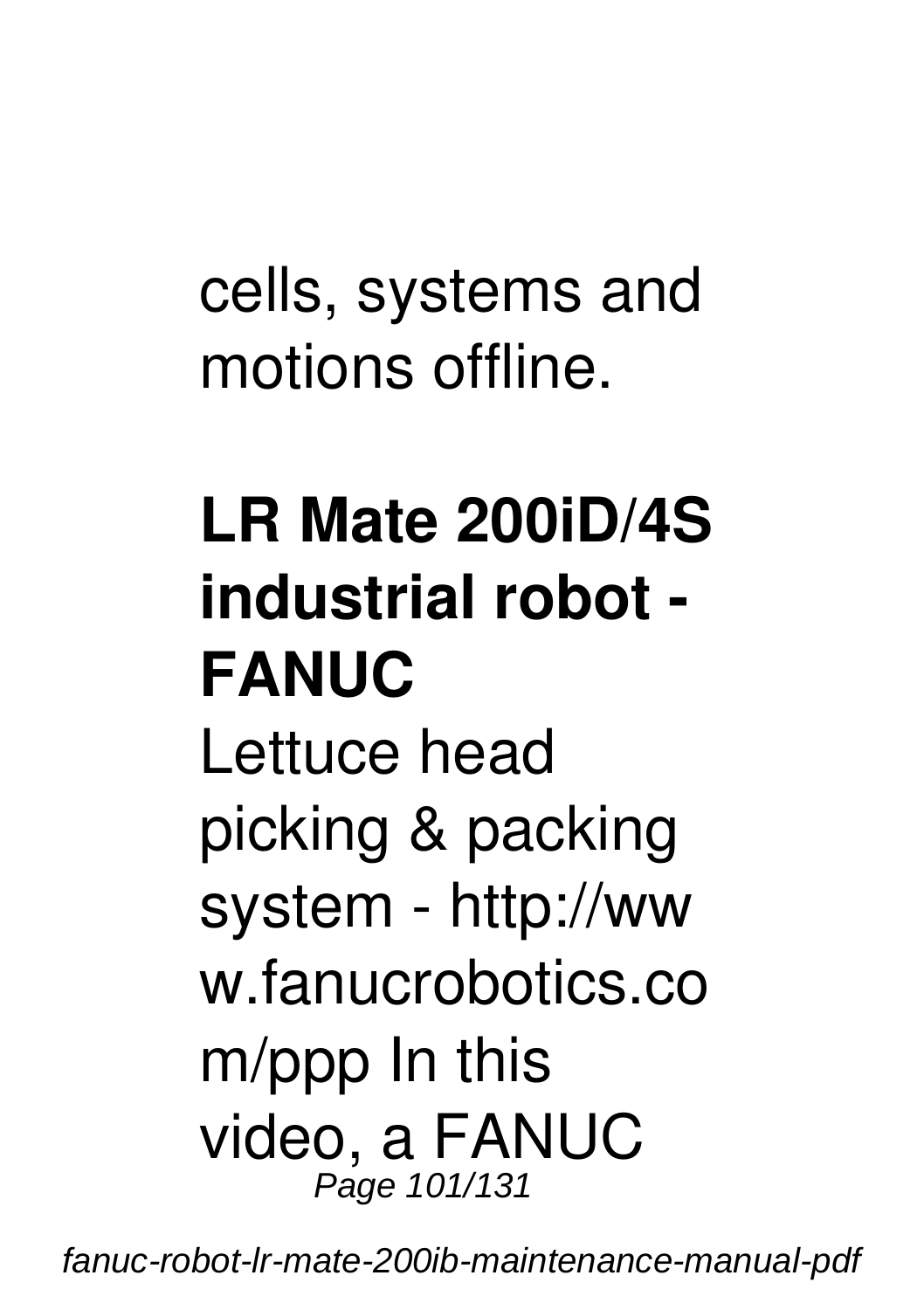cells, systems and motions offline.

## LR Mate 200iD/4S industrial robot - FANUC

Lettuce head picking & packing system - http://www.fanucrobotics.com/ppp In this video, a FANUC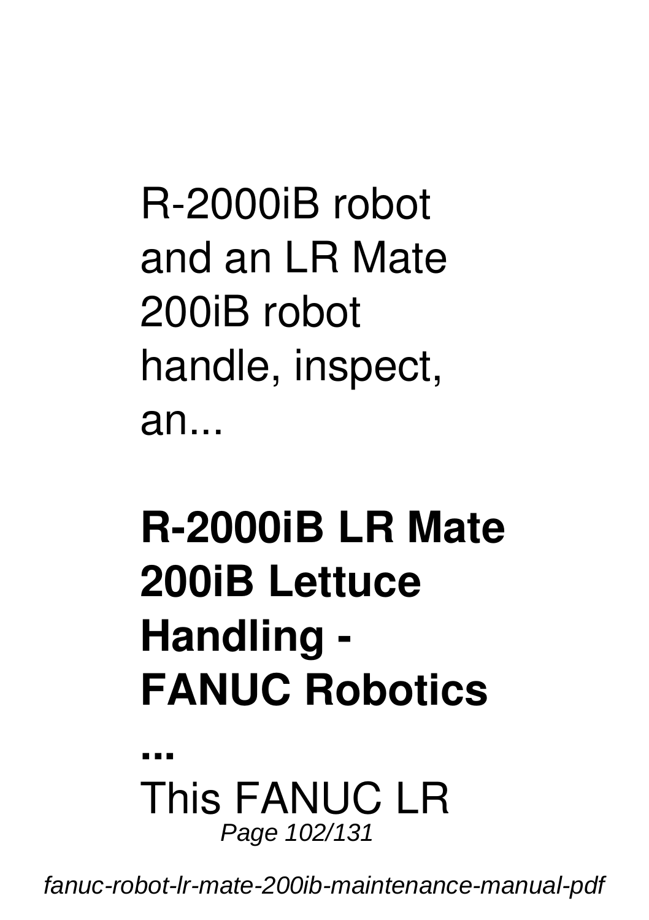R-2000iB robot and an LR Mate 200iB robot handle, inspect, an...

## R-2000iB LR Mate 200iB Lettuce Handling - FANUC Robotics ...

This FANUC LR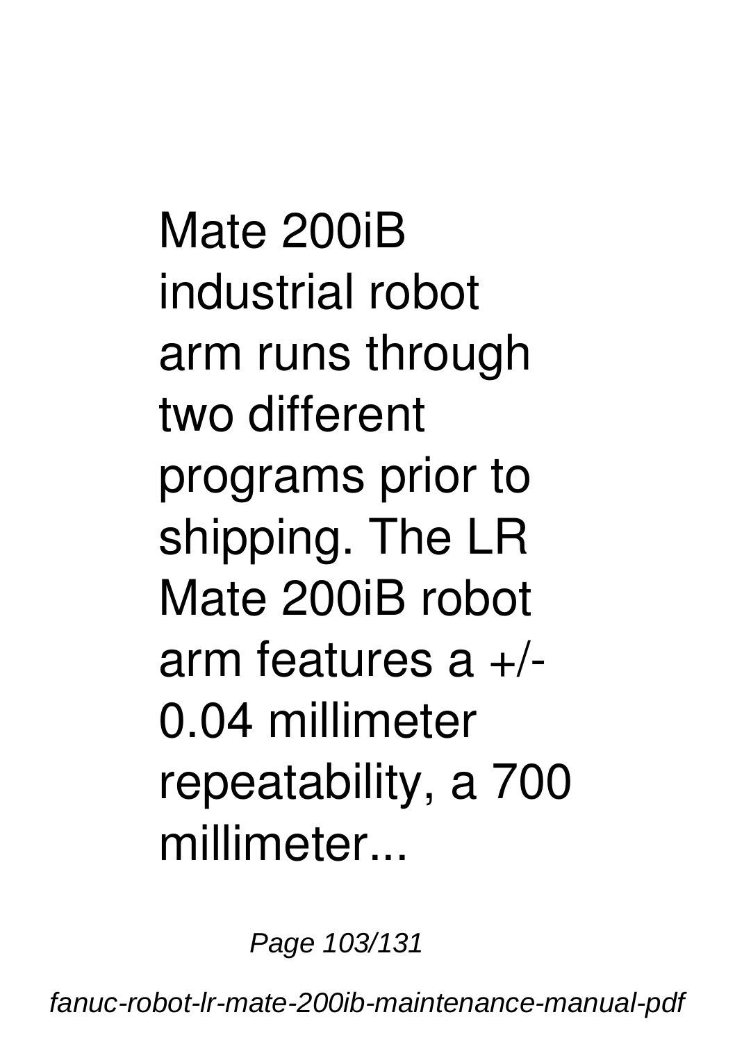Mate 200iB industrial robot arm runs through two different programs prior to shipping. The LR Mate 200iB robot arm features a +/- 0.04 millimeter repeatability, a 700 millimeter...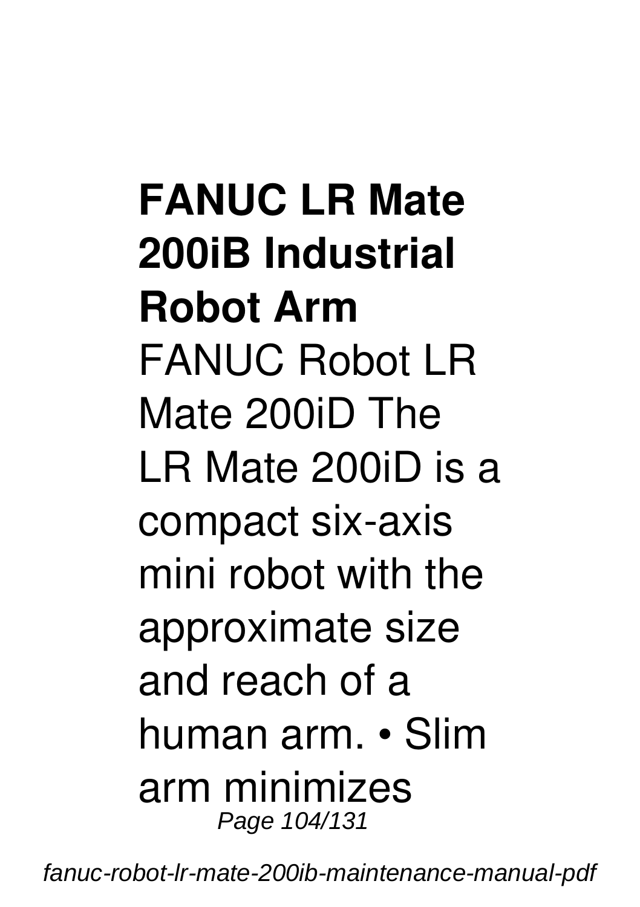**FANUC LR Mate 200iB Industrial Robot Arm**

FANUC Robot LR Mate 200iD The LR Mate 200iD is a compact six-axis mini robot with the approximate size and reach of a human arm. • Slim arm minimizes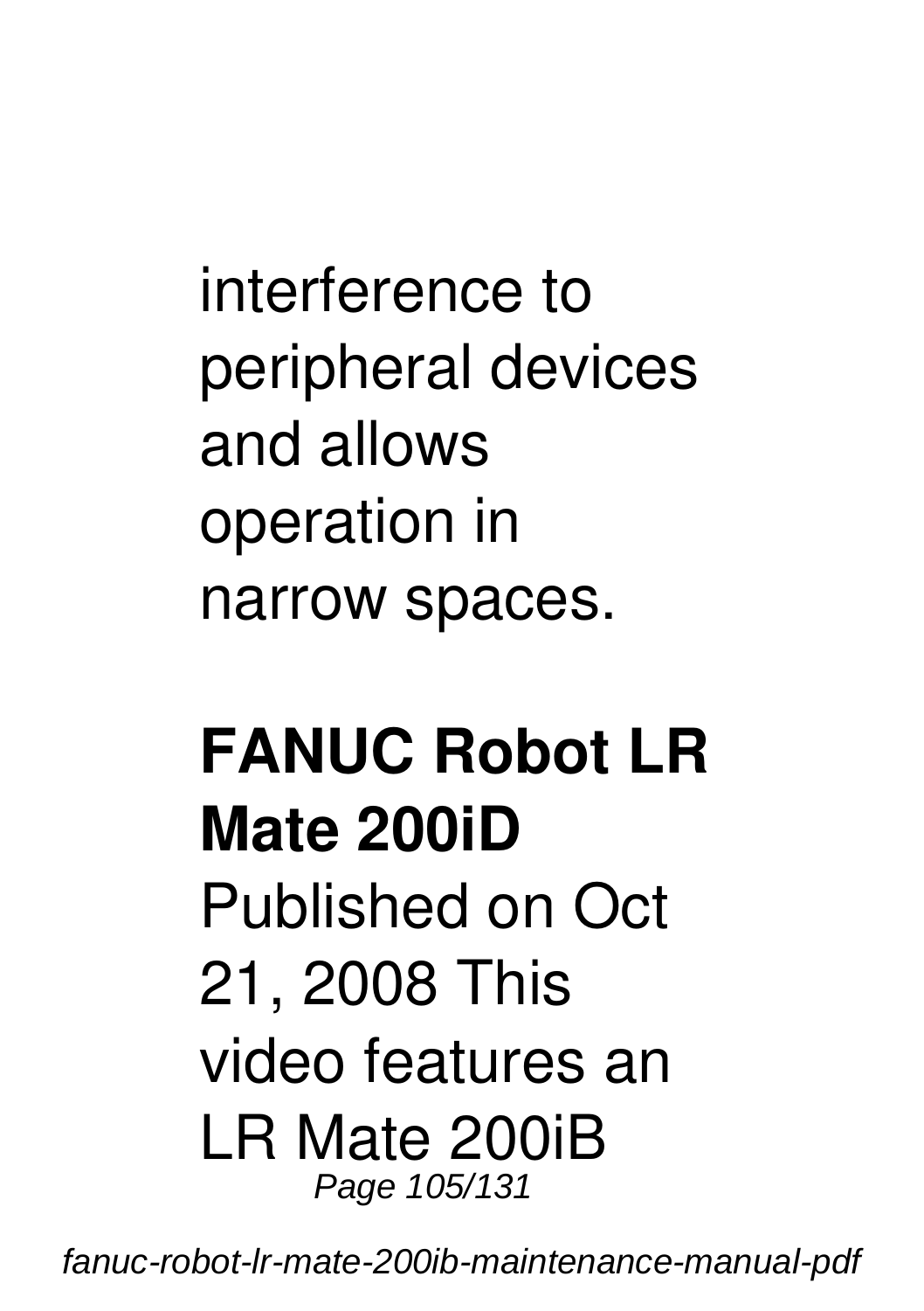interference to peripheral devices and allows operation in narrow spaces.

**FANUC Robot LR Mate 200iD**

Published on Oct 21, 2008 This video features an LR Mate 200iB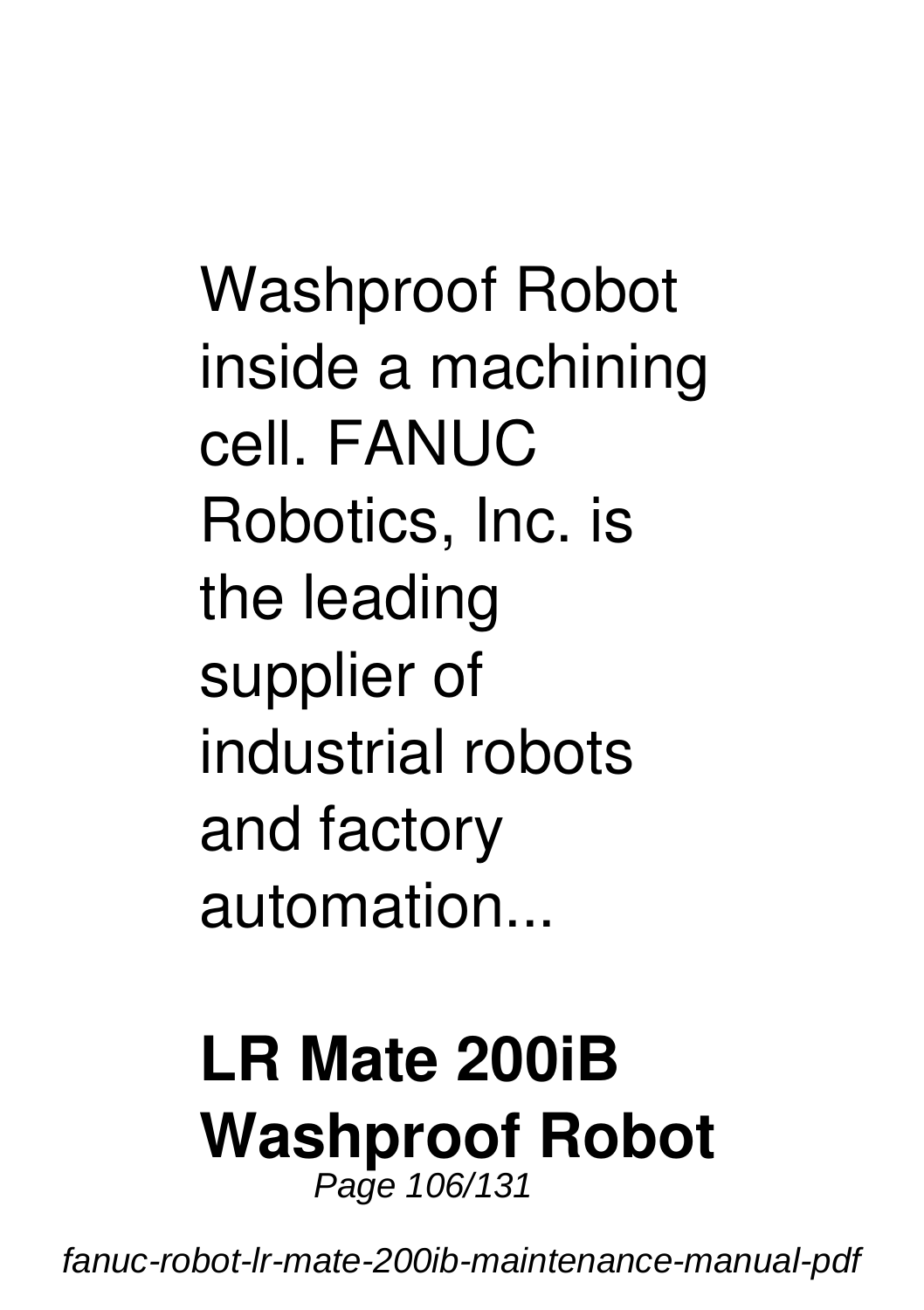Washproof Robot inside a machining cell. FANUC Robotics, Inc. is the leading supplier of industrial robots and factory automation...

## LR Mate 200iB Washproof Robot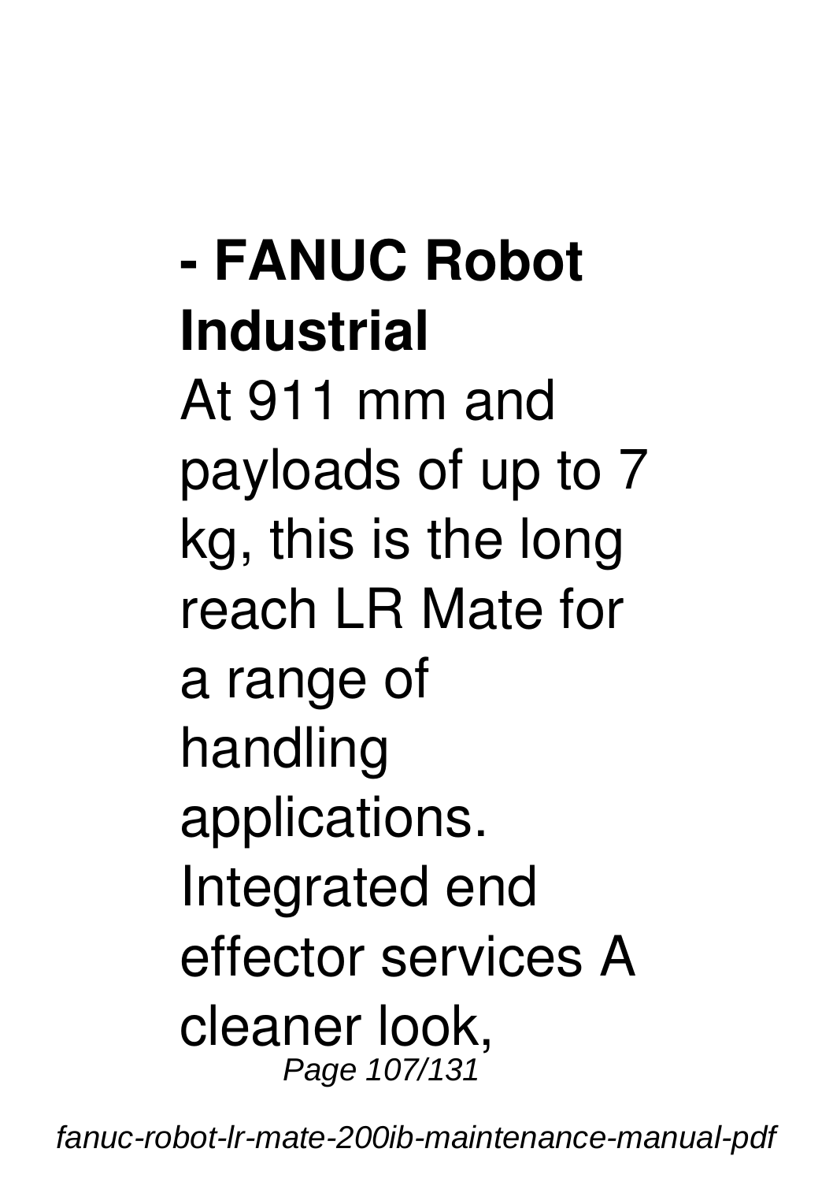**- FANUC Robot Industrial**

At 911 mm and payloads of up to 7 kg, this is the long reach LR Mate for a range of handling applications. Integrated end effector services A cleaner look,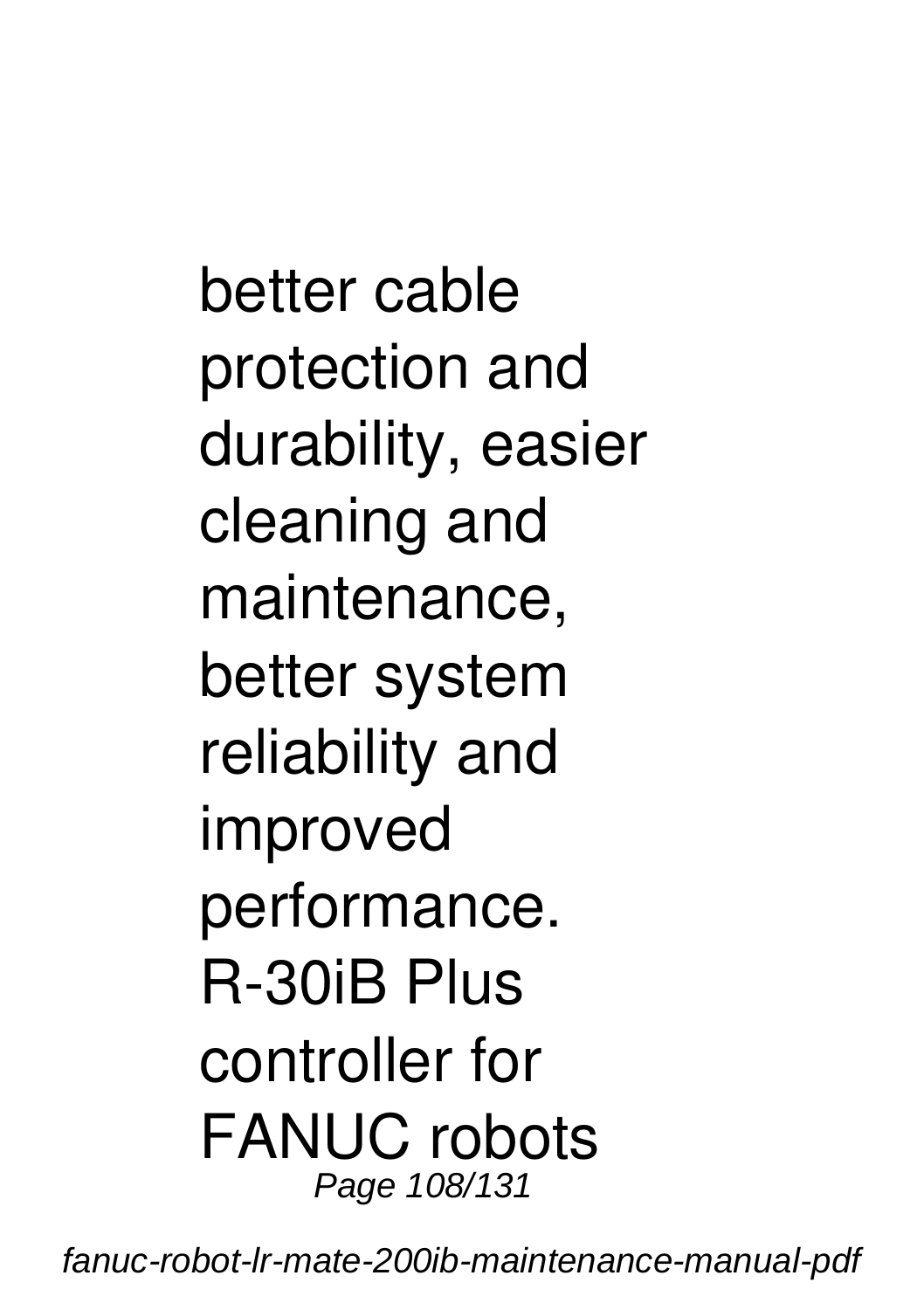better cable protection and durability, easier cleaning and maintenance, better system reliability and improved performance. R-30iB Plus controller for FANUC robots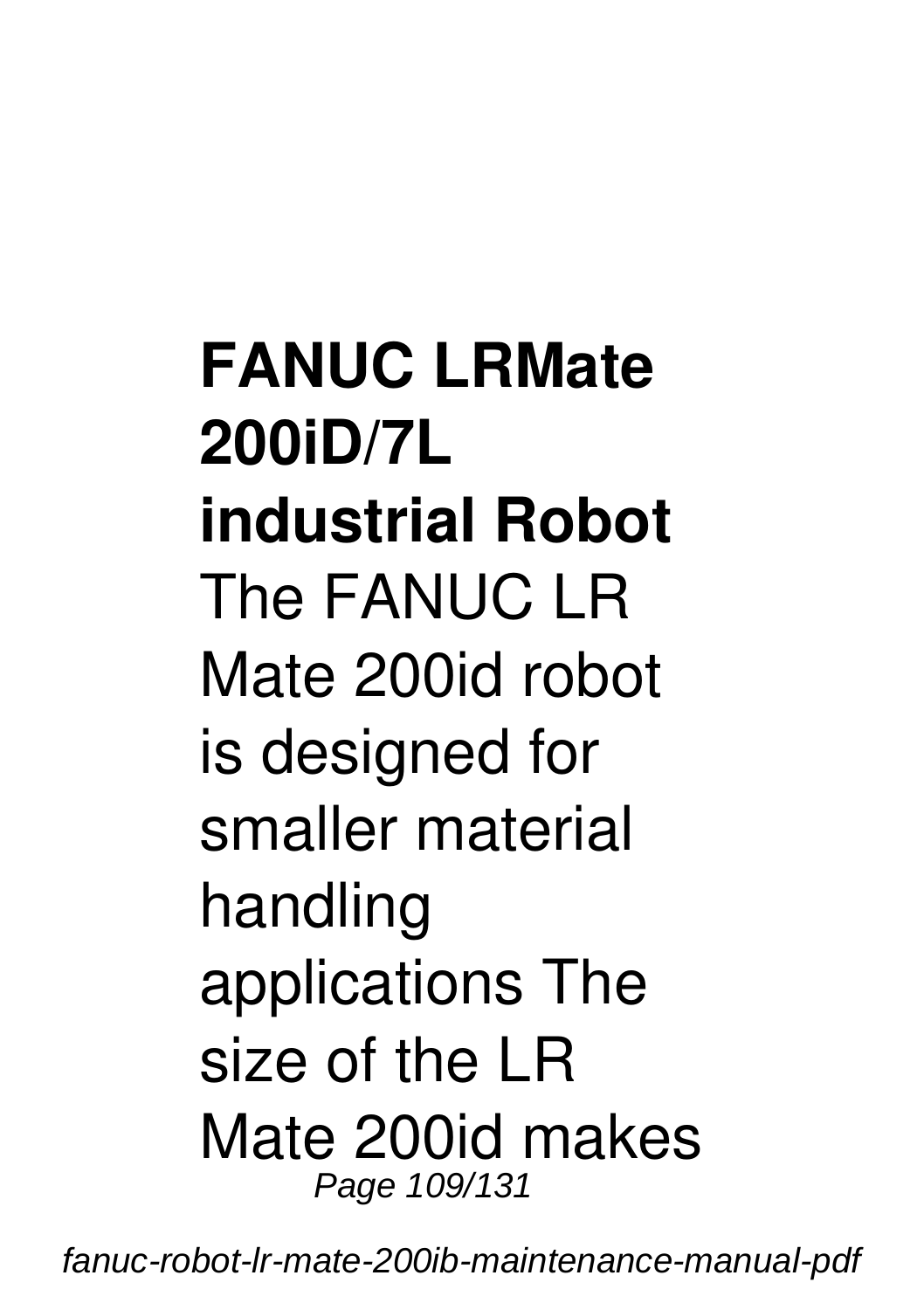**FANUC LRMate 200iD/7L industrial Robot**

The FANUC LR Mate 200id robot is designed for smaller material handling applications The size of the LR Mate 200id makes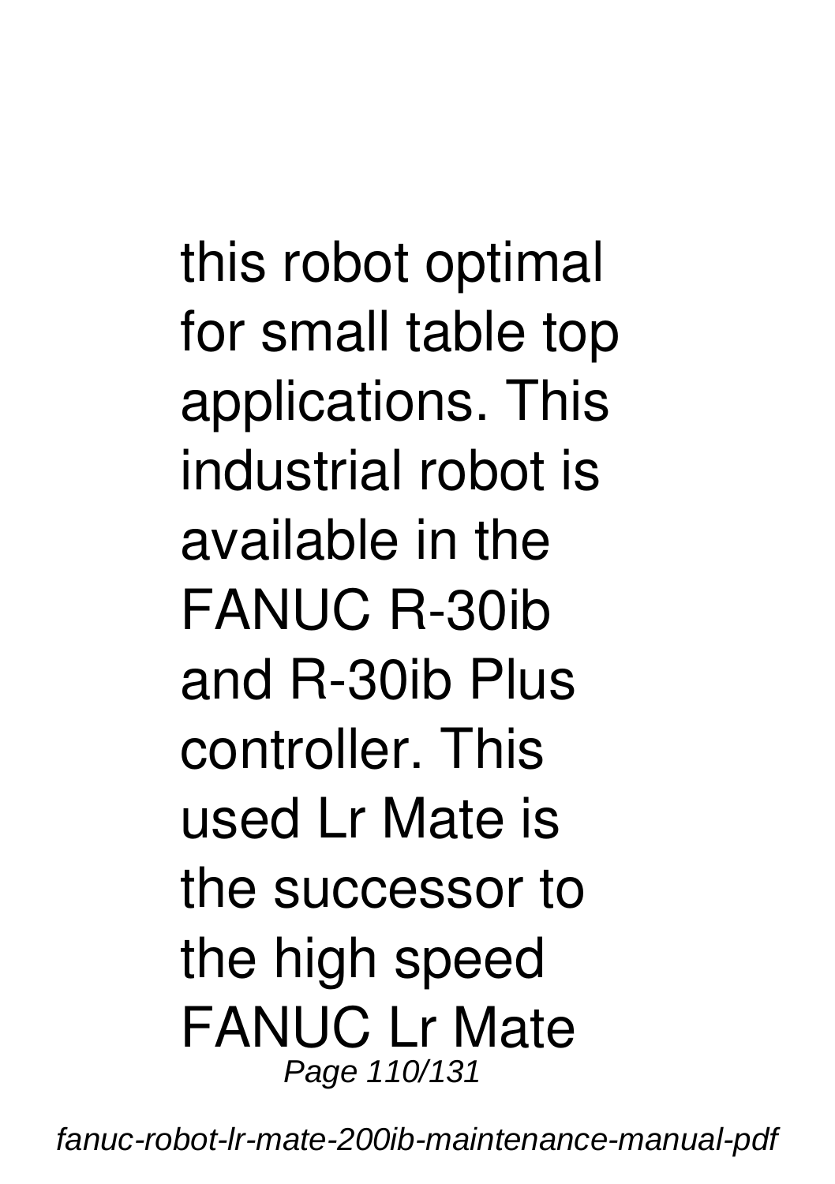this robot optimal for small table top applications. This industrial robot is available in the FANUC R-30ib and R-30ib Plus controller. This used Lr Mate is the successor to the high speed FANUC Lr Mate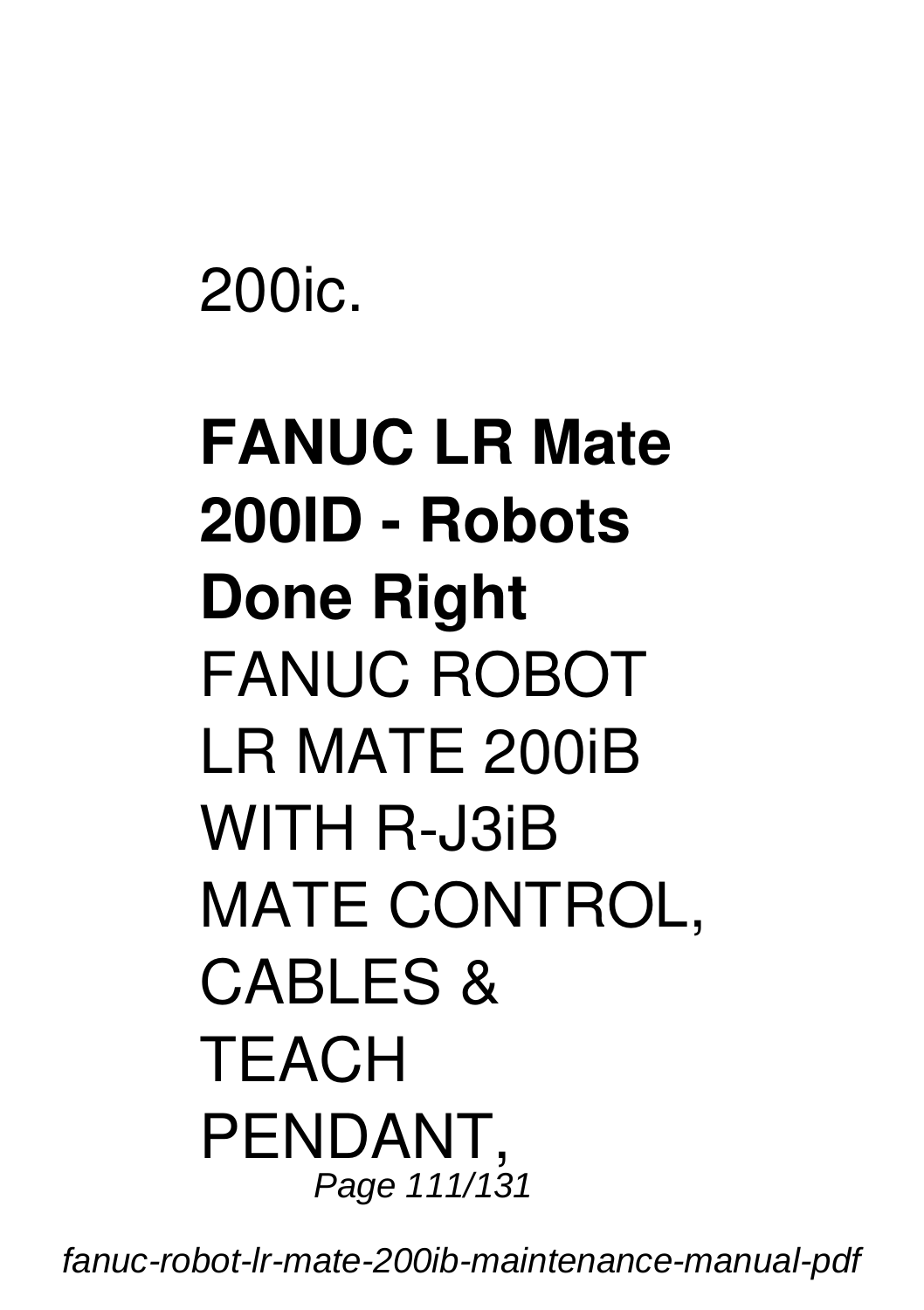200ic.

**FANUC LR Mate 200ID - Robots Done Right**

FANUC ROBOT LR MATE 200iB WITH R-J3iB MATE CONTROL, CABLES & TEACH PENDANT,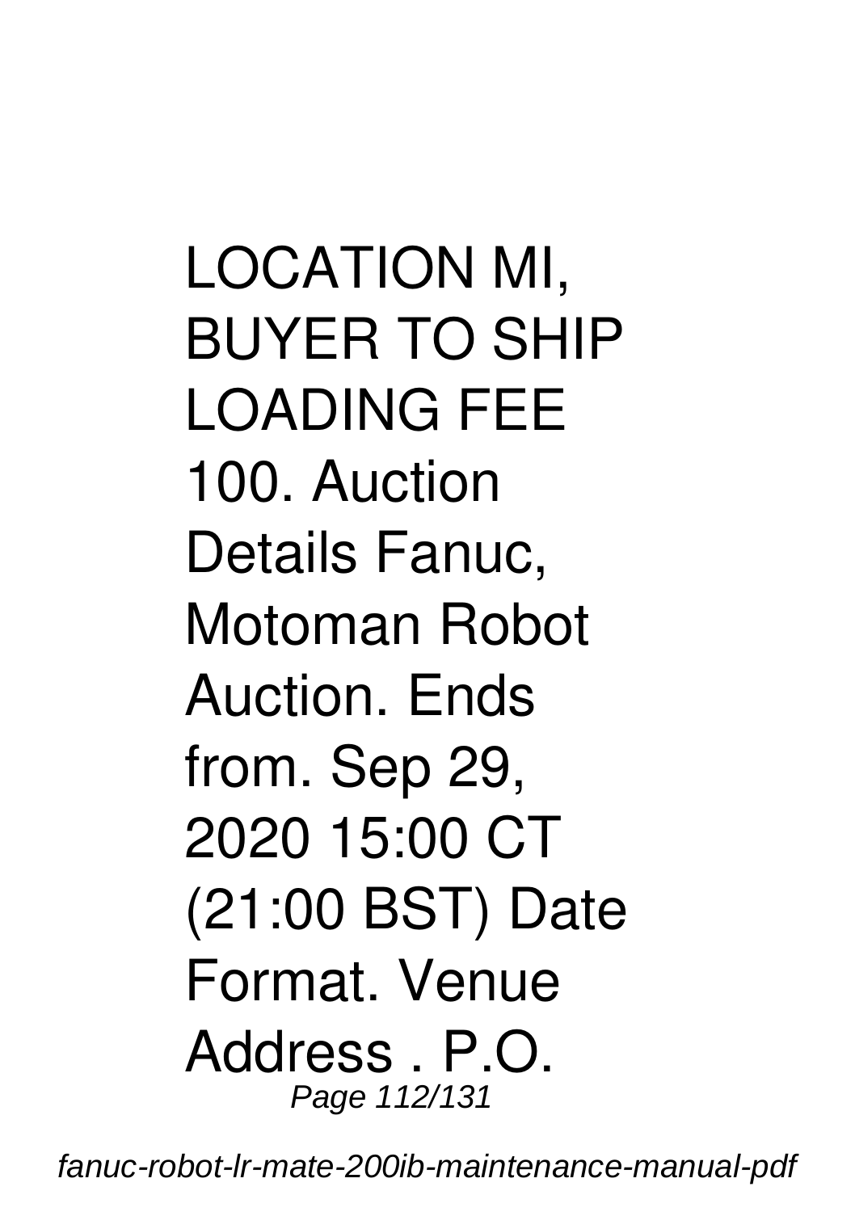LOCATION MI, BUYER TO SHIP LOADING FEE 100. Auction Details Fanuc, Motoman Robot Auction. Ends from. Sep 29, 2020 15:00 CT (21:00 BST) Date Format. Venue Address . P.O.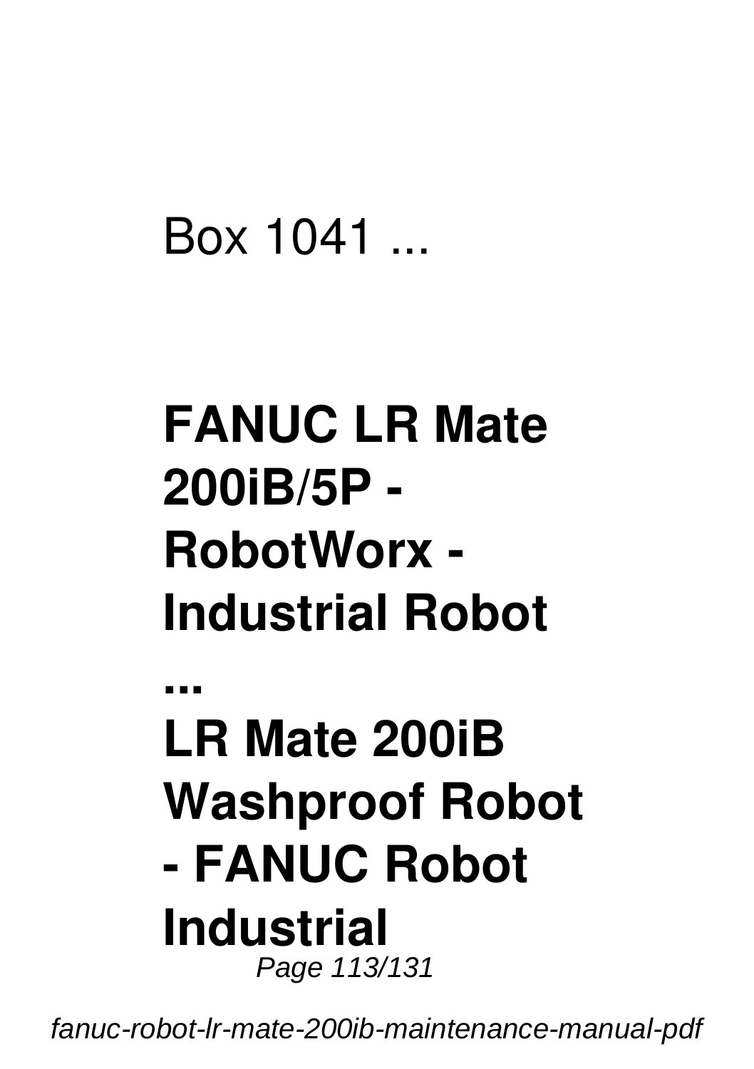Box 1041 ...

## FANUC LR Mate 200iB/5P - RobotWorx - Industrial Robot ...

## LR Mate 200iB Washproof Robot - FANUC Robot Industrial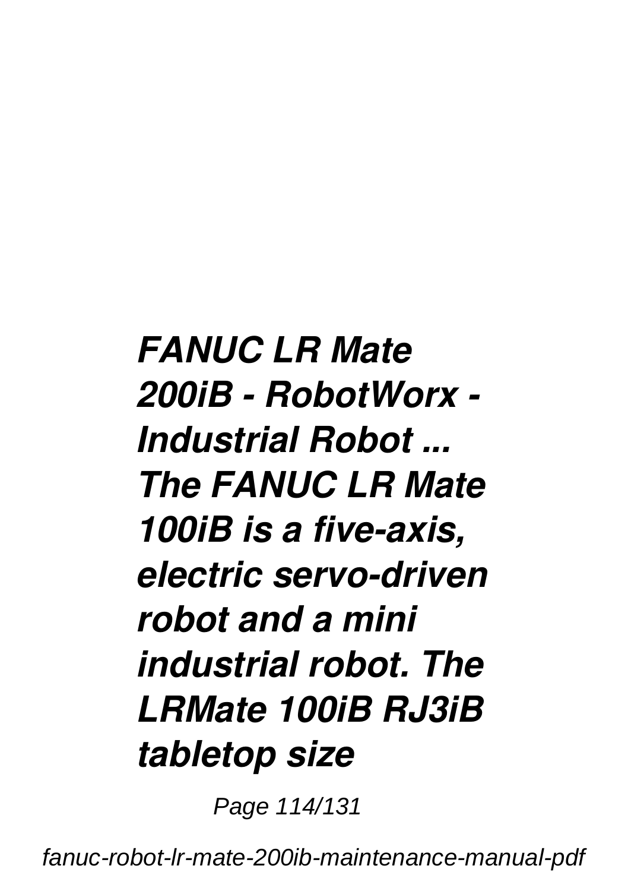***FANUC LR Mate 200iB - RobotWorx - Industrial Robot ...***
***The FANUC LR Mate 100iB is a five-axis, electric servo-driven robot and a mini industrial robot. The LRMate 100iB RJ3iB tabletop size***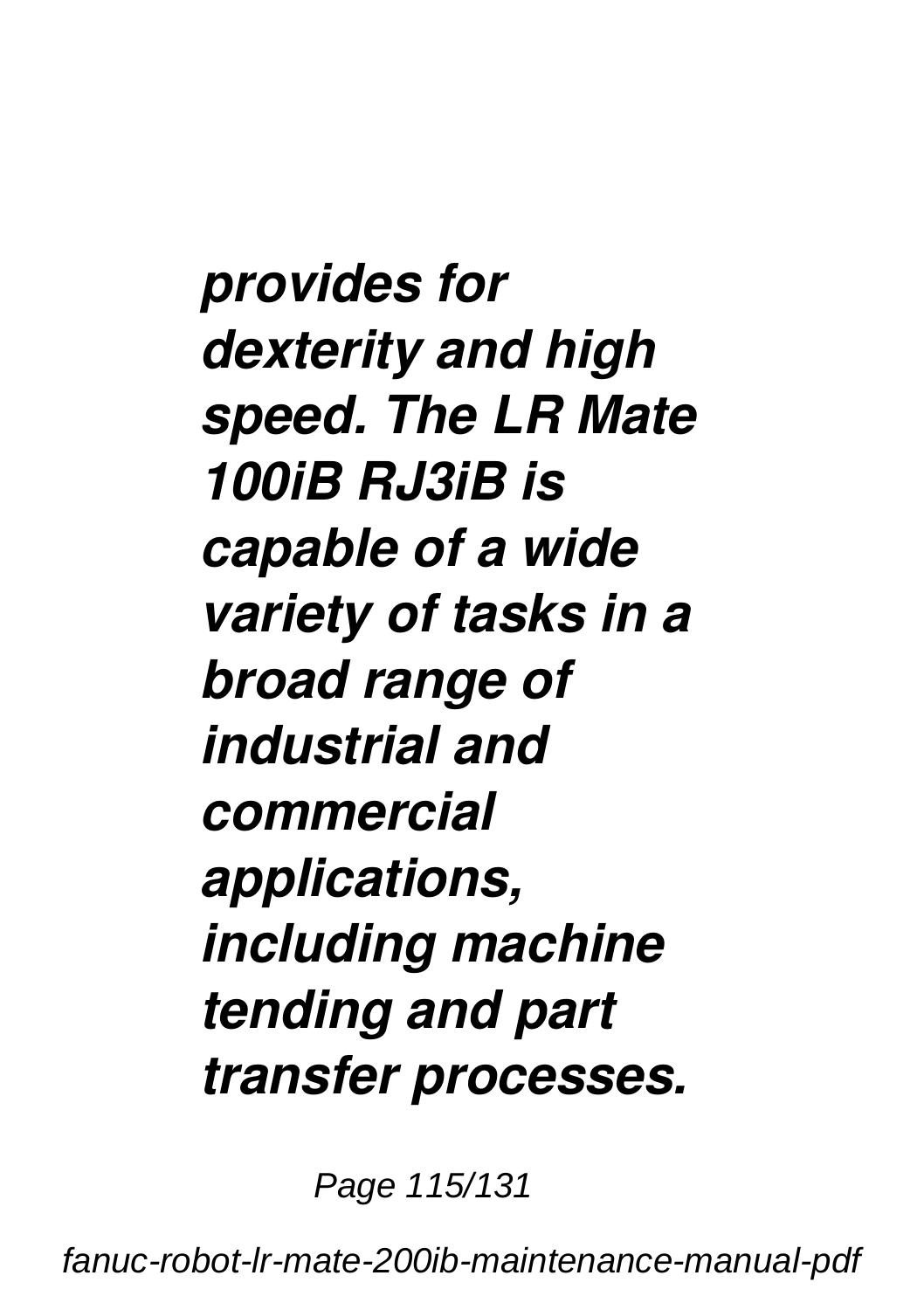***provides for dexterity and high speed. The LR Mate 100iB RJ3iB is capable of a wide variety of tasks in a broad range of industrial and commercial applications, including machine tending and part transfer processes.***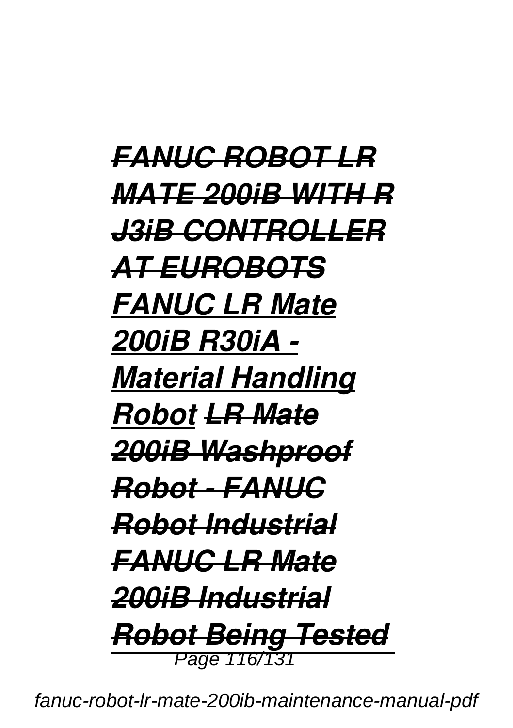*FANUC ROBOT LR MATE 200iB WITH R J3iB CONTROLLER AT EUROBOTS* *FANUC LR Mate 200iB R30iA - Material Handling Robot* *LR Mate 200iB Washproof Robot - FANUC Robot Industrial* *FANUC LR Mate 200iB Industrial Robot Being Tested*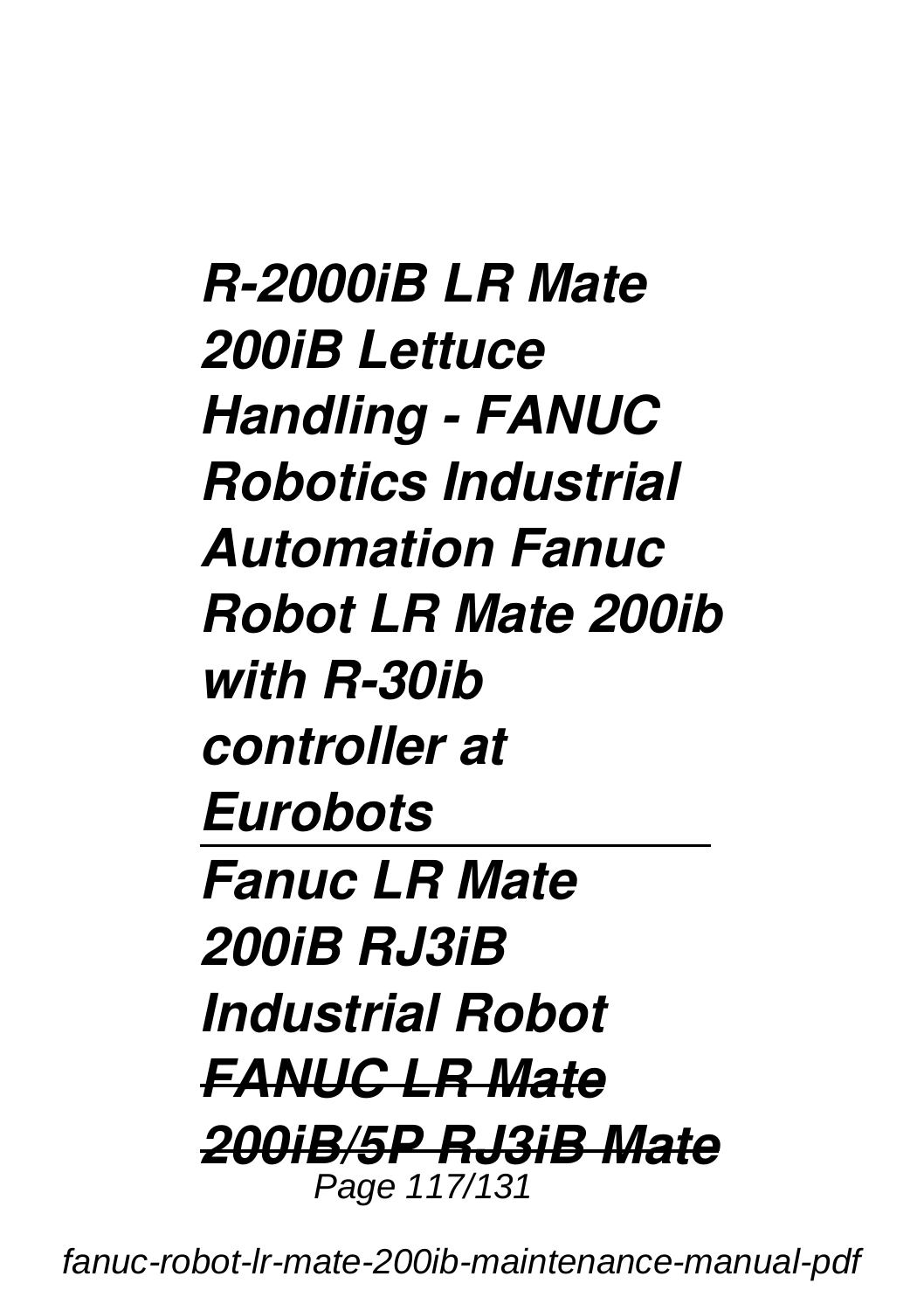***R-2000iB LR Mate 200iB Lettuce Handling - FANUC Robotics Industrial Automation Fanuc Robot LR Mate 200ib with R-30ib controller at Eurobots***

---

***Fanuc LR Mate 200iB RJ3iB Industrial Robot***

***~~FANUC LR Mate 200iB/5P RJ3iB Mate~~***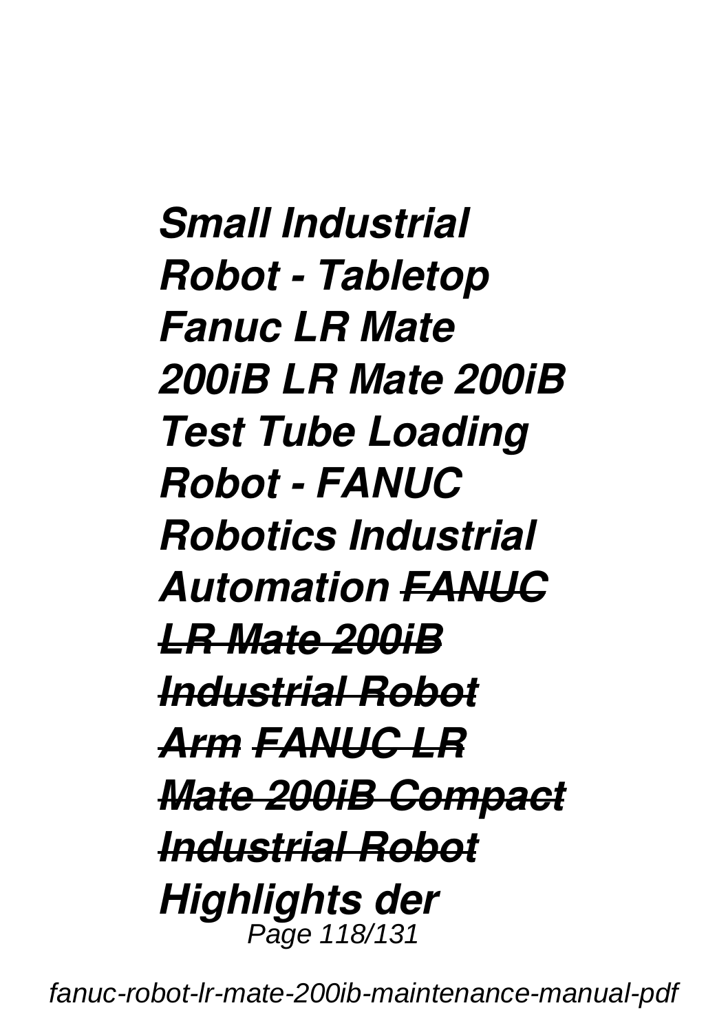***Small Industrial Robot - Tabletop Fanuc LR Mate 200iB LR Mate 200iB Test Tube Loading Robot - FANUC Robotics Industrial Automation*** ***~~FANUC LR Mate 200iB Industrial Robot Arm~~*** ***~~FANUC LR Mate 200iB Compact Industrial Robot~~*** ***Highlights der***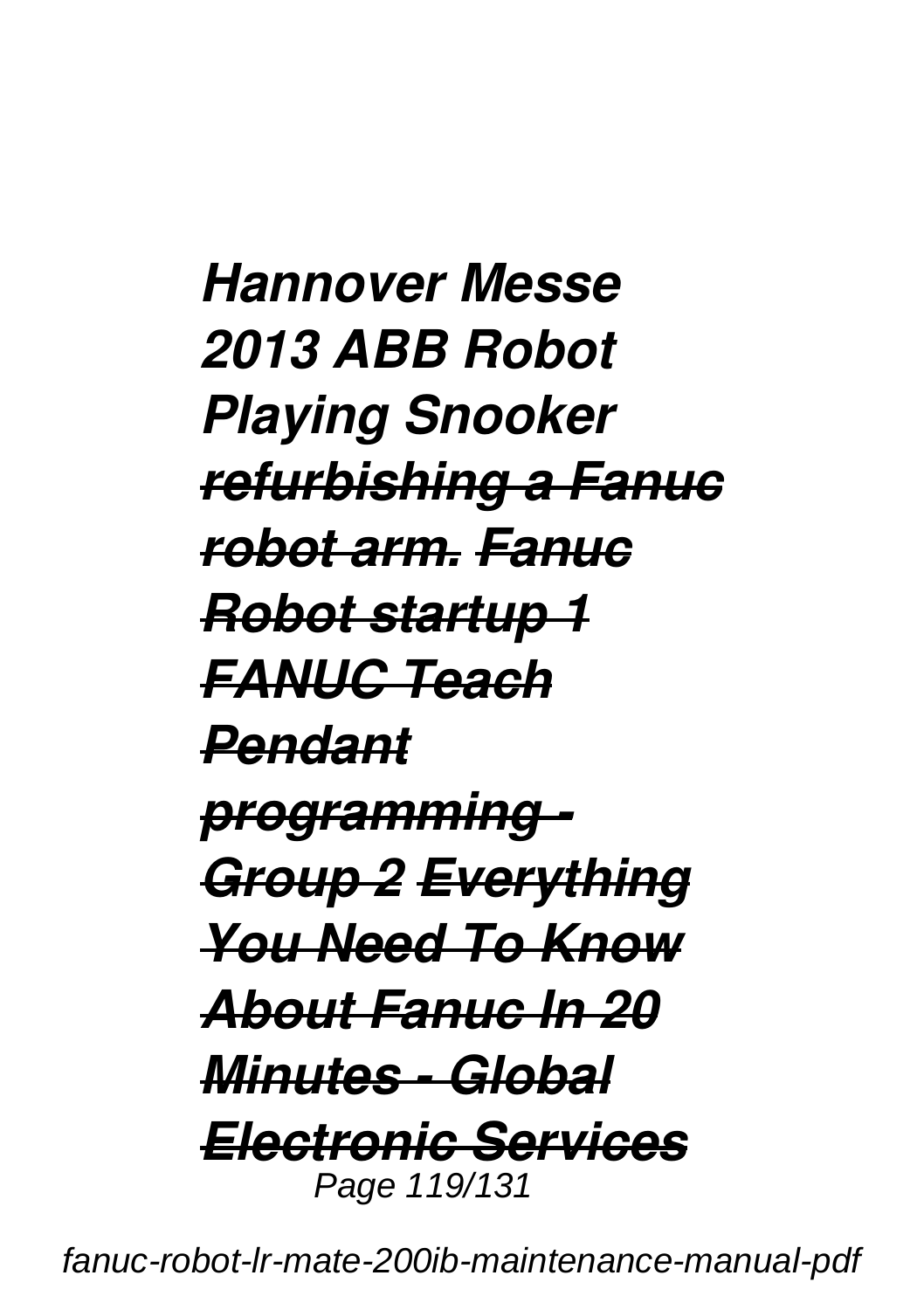*Hannover Messe 2013 ABB Robot Playing Snooker* *refurbishing a Fanuc robot arm.* *Fanuc Robot startup 1* *FANUC Teach Pendant programming - Group 2* *Everything You Need To Know About Fanuc In 20 Minutes - Global Electronic Services*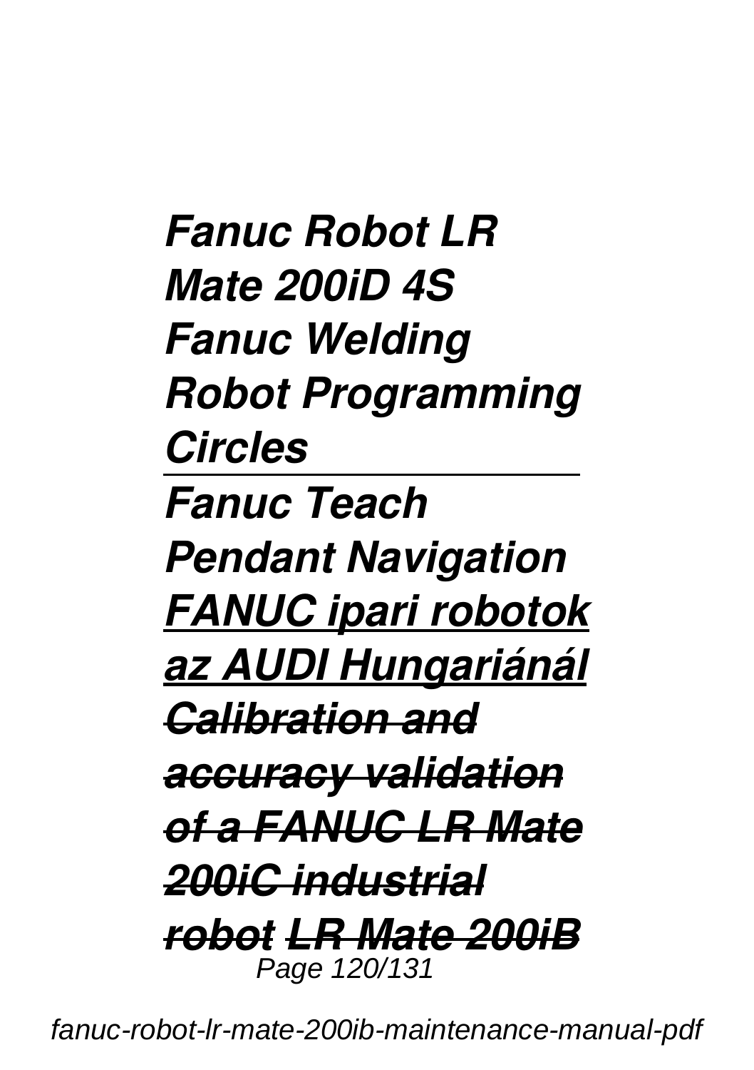***Fanuc Robot LR Mate 200iD 4S Fanuc Welding Robot Programming Circles***

***Fanuc Teach Pendant Navigation*** ***FANUC ipari robotok az AUDI Hungariánál*** ~~***Calibration and accuracy validation of a FANUC LR Mate 200iC industrial robot***~~ ~~***LR Mate 200iB***~~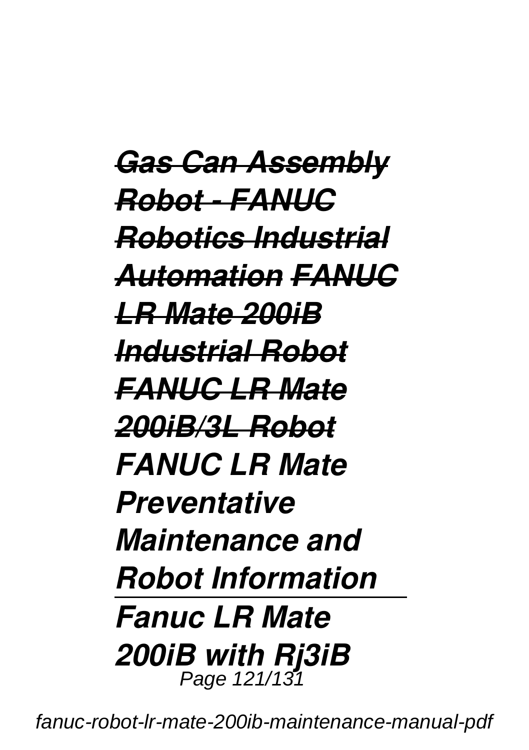*Gas Can Assembly Robot - FANUC Robotics Industrial Automation FANUC LR Mate 200iB Industrial Robot FANUC LR Mate 200iB/3L Robot*

***FANUC LR Mate Preventative Maintenance and Robot Information***

***Fanuc LR Mate 200iB with Rj3iB***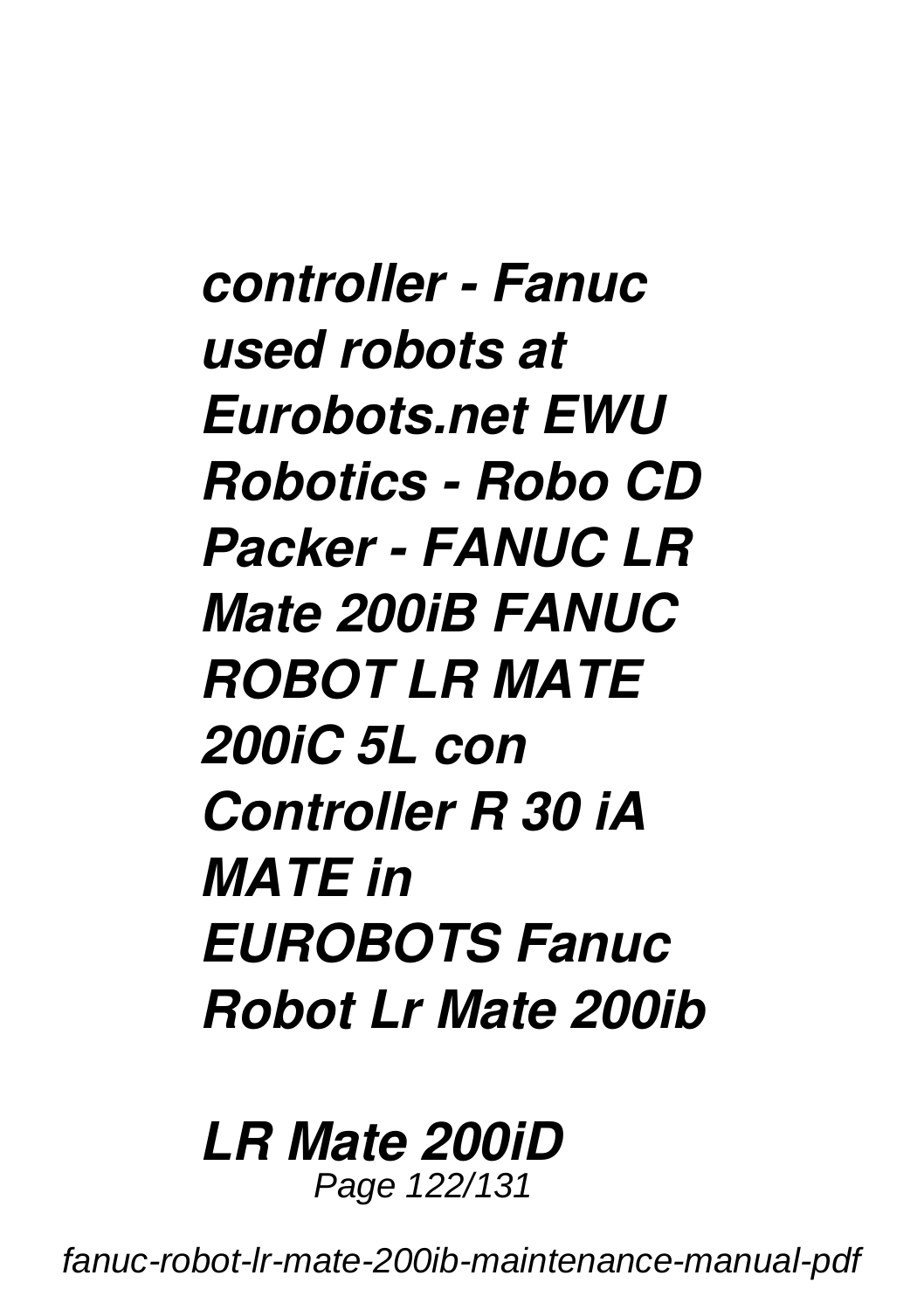***controller - Fanuc used robots at Eurobots.net EWU Robotics - Robo CD Packer - FANUC LR Mate 200iB FANUC ROBOT LR MATE 200iC 5L con Controller R 30 iA MATE in EUROBOTS Fanuc Robot Lr Mate 200ib***

***LR Mate 200iD***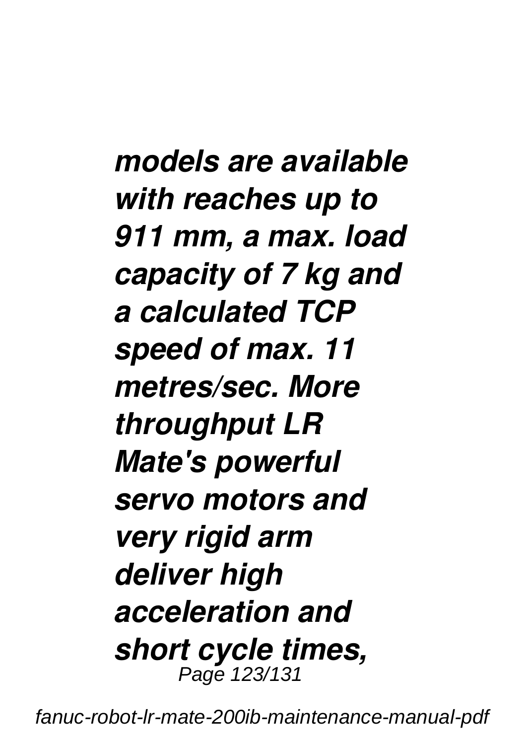***models are available with reaches up to 911 mm, a max. load capacity of 7 kg and a calculated TCP speed of max. 11 metres/sec. More throughput LR Mate's powerful servo motors and very rigid arm deliver high acceleration and short cycle times,***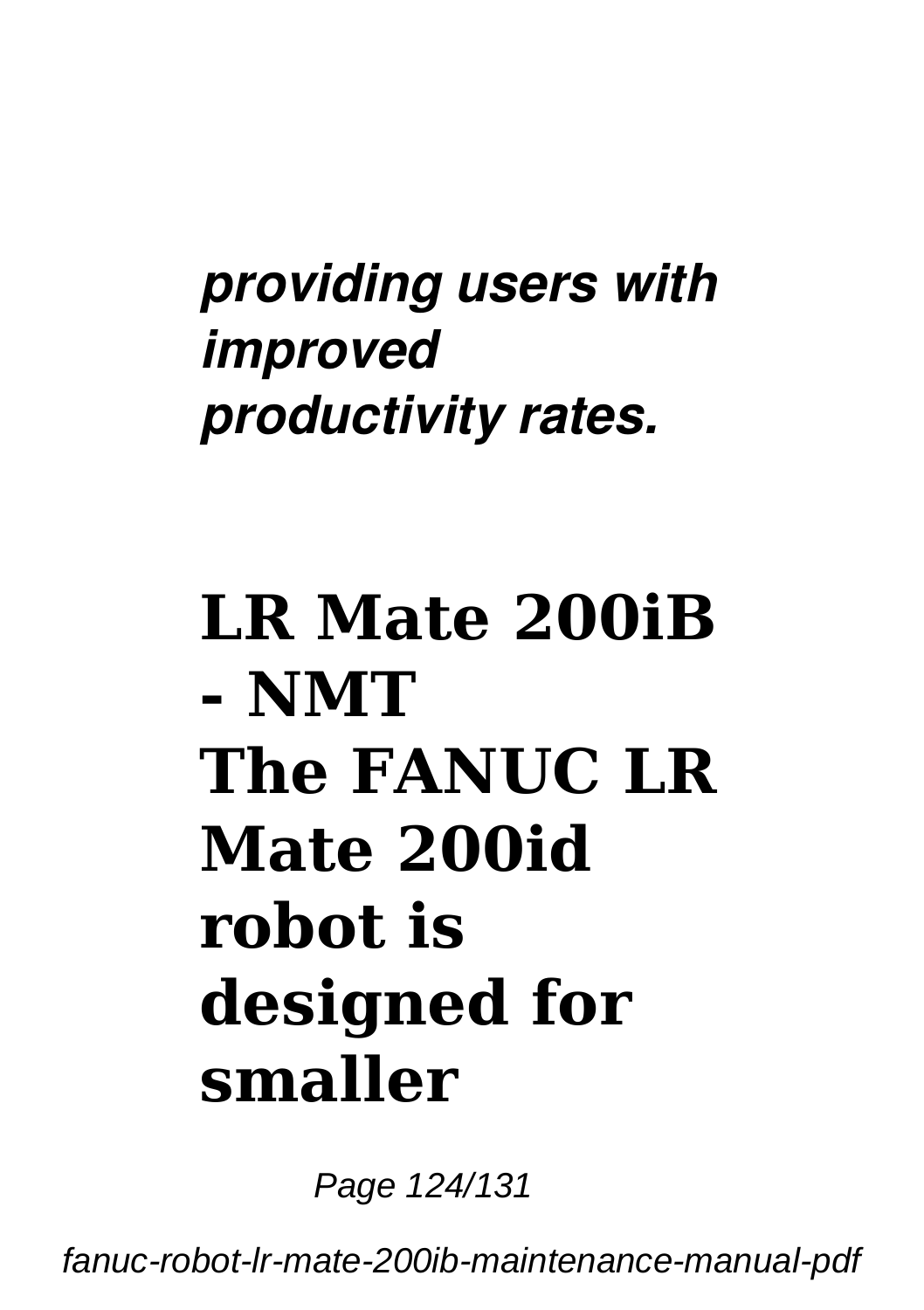***providing users with improved productivity rates.***

**LR Mate 200iB - NMT**

**The FANUC LR Mate 200id robot is designed for smaller**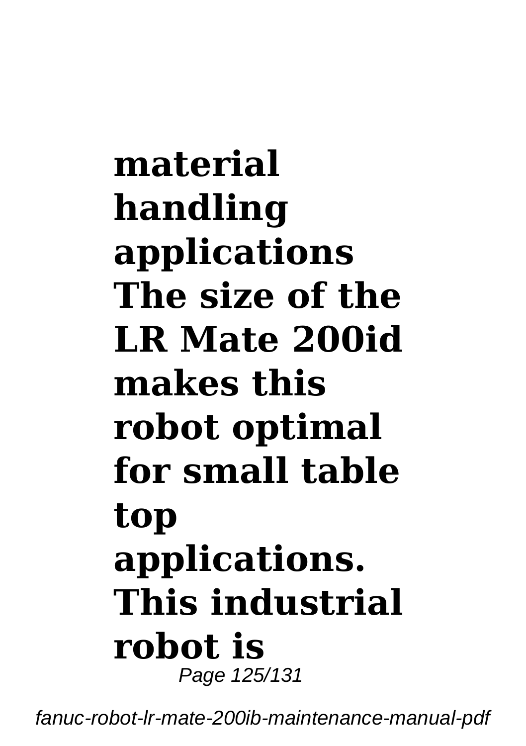**material handling applications The size of the LR Mate 200id makes this robot optimal for small table top applications. This industrial robot is**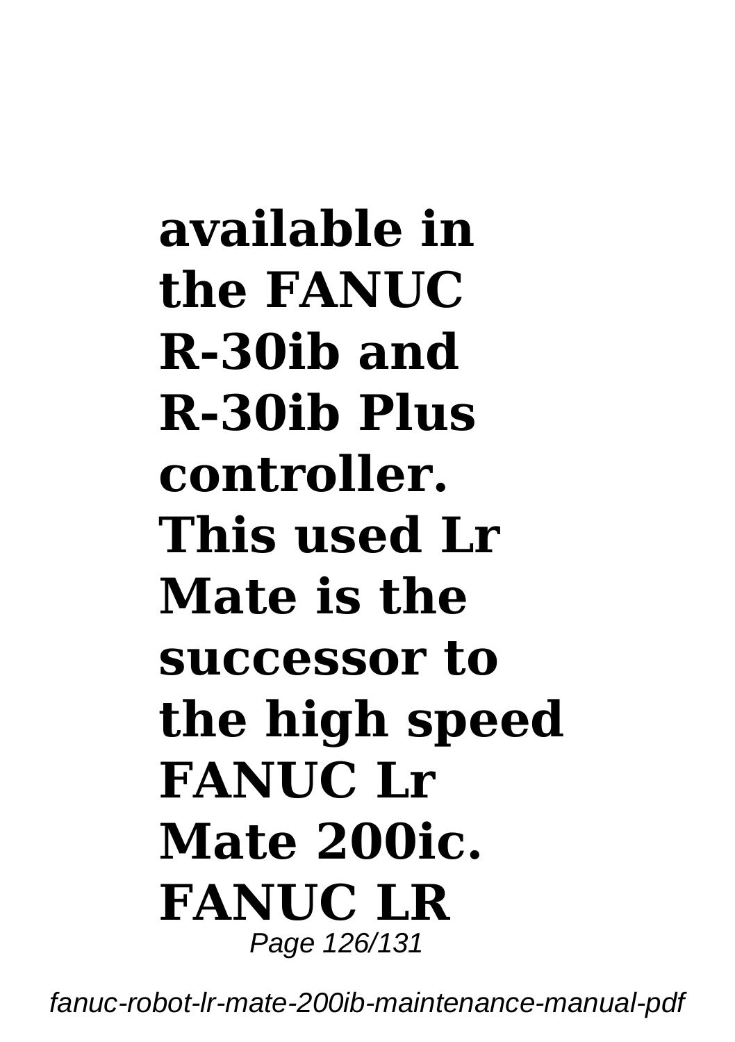**available in the FANUC R-30ib and R-30ib Plus controller. This used Lr Mate is the successor to the high speed FANUC Lr Mate 200ic. FANUC LR**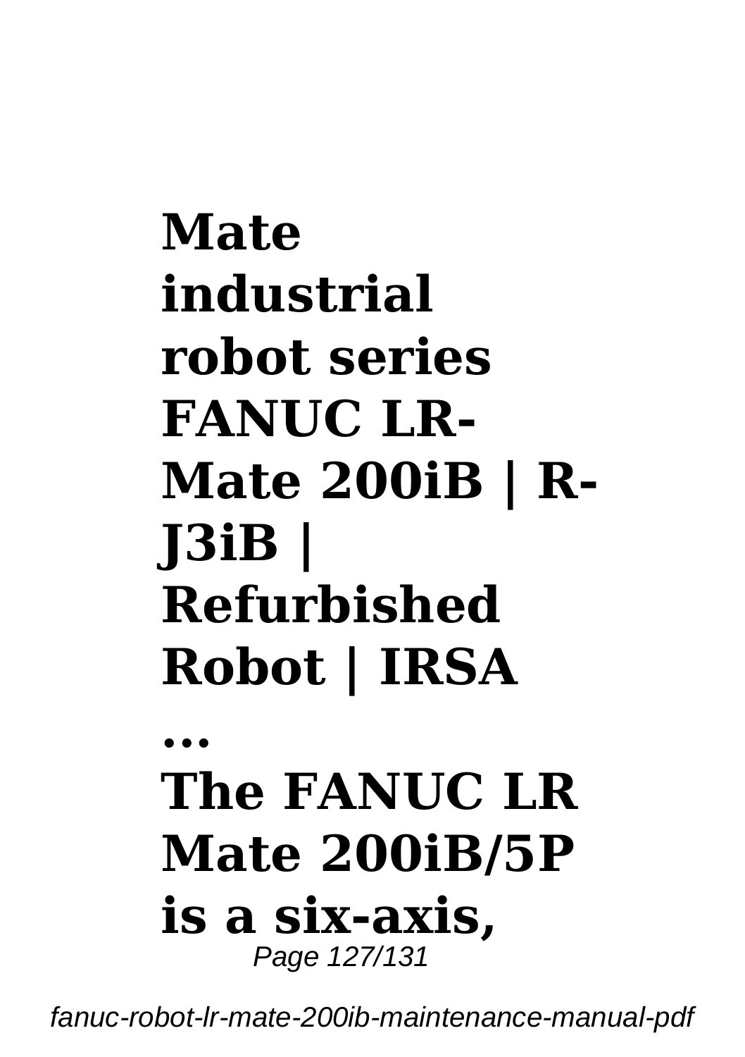**Mate industrial robot series FANUC LR-Mate 200iB | R-J3iB | Refurbished Robot | IRSA ...**

**The FANUC LR Mate 200iB/5P is a six-axis,**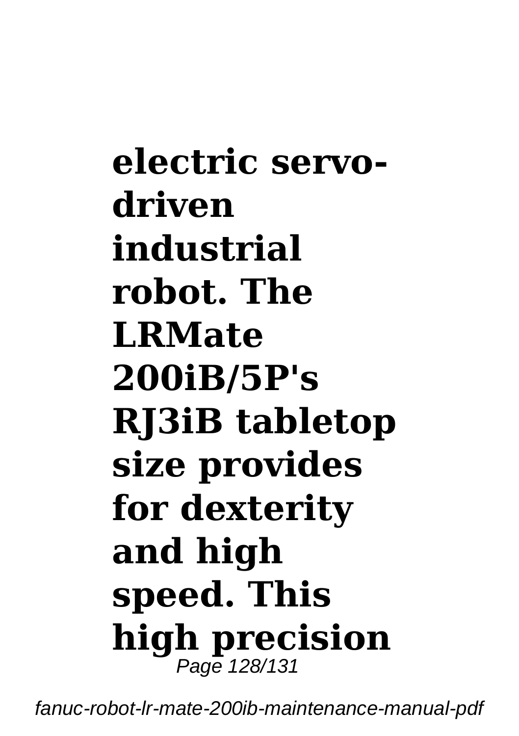**electric servo-driven industrial robot. The LRMate 200iB/5P's RJ3iB tabletop size provides for dexterity and high speed. This high precision**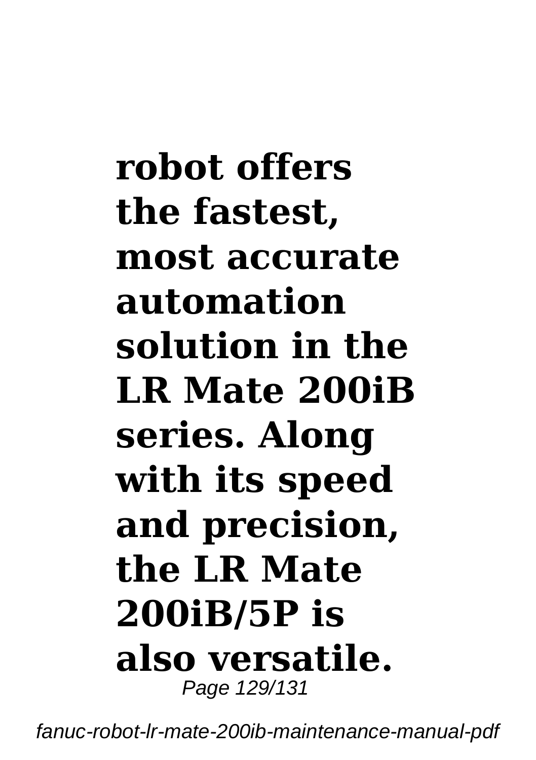**robot offers the fastest, most accurate automation solution in the LR Mate 200iB series. Along with its speed and precision, the LR Mate 200iB/5P is also versatile.**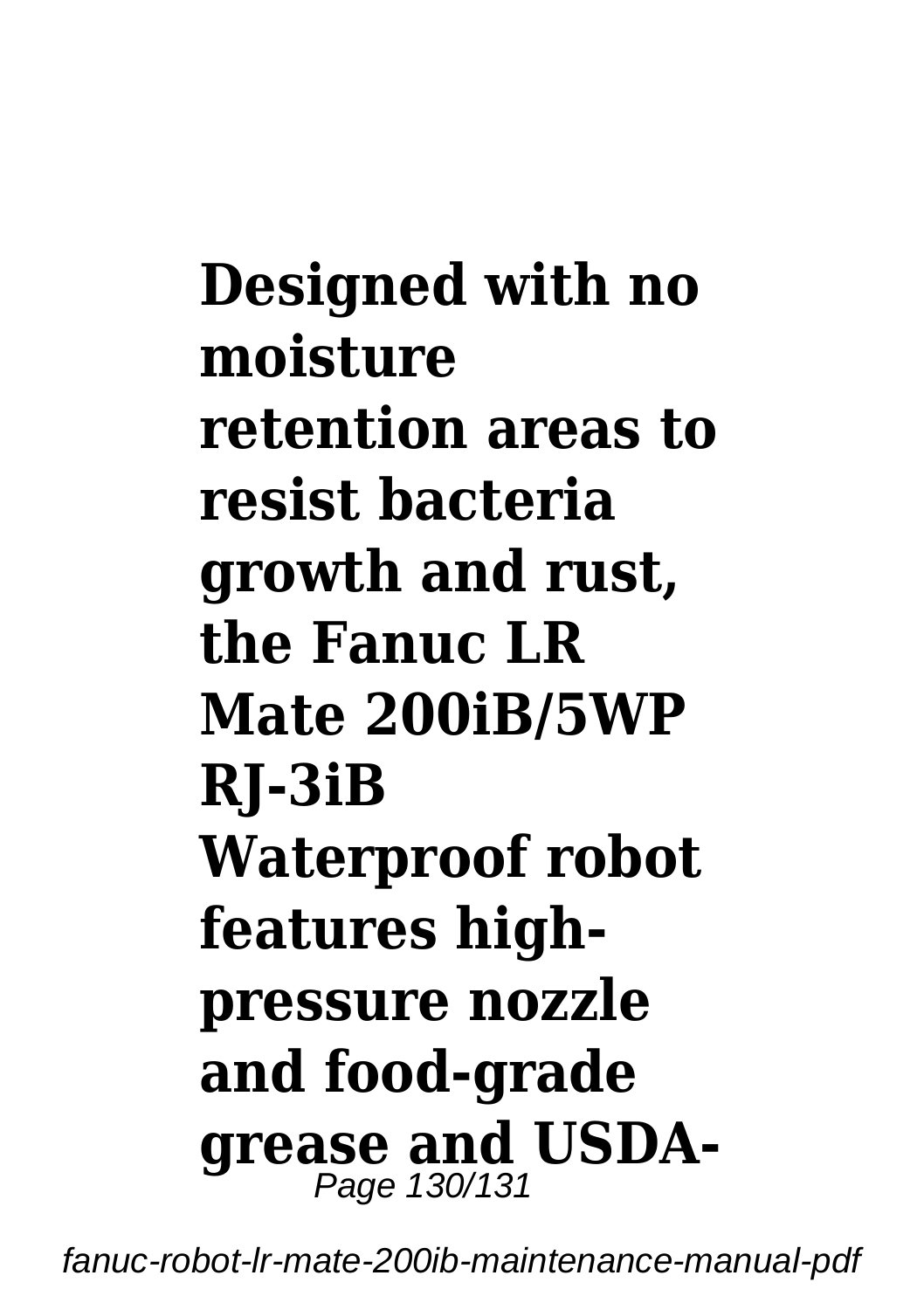**Designed with no moisture retention areas to resist bacteria growth and rust, the Fanuc LR Mate 200iB/5WP RJ-3iB Waterproof robot features high-pressure nozzle and food-grade grease and USDA-**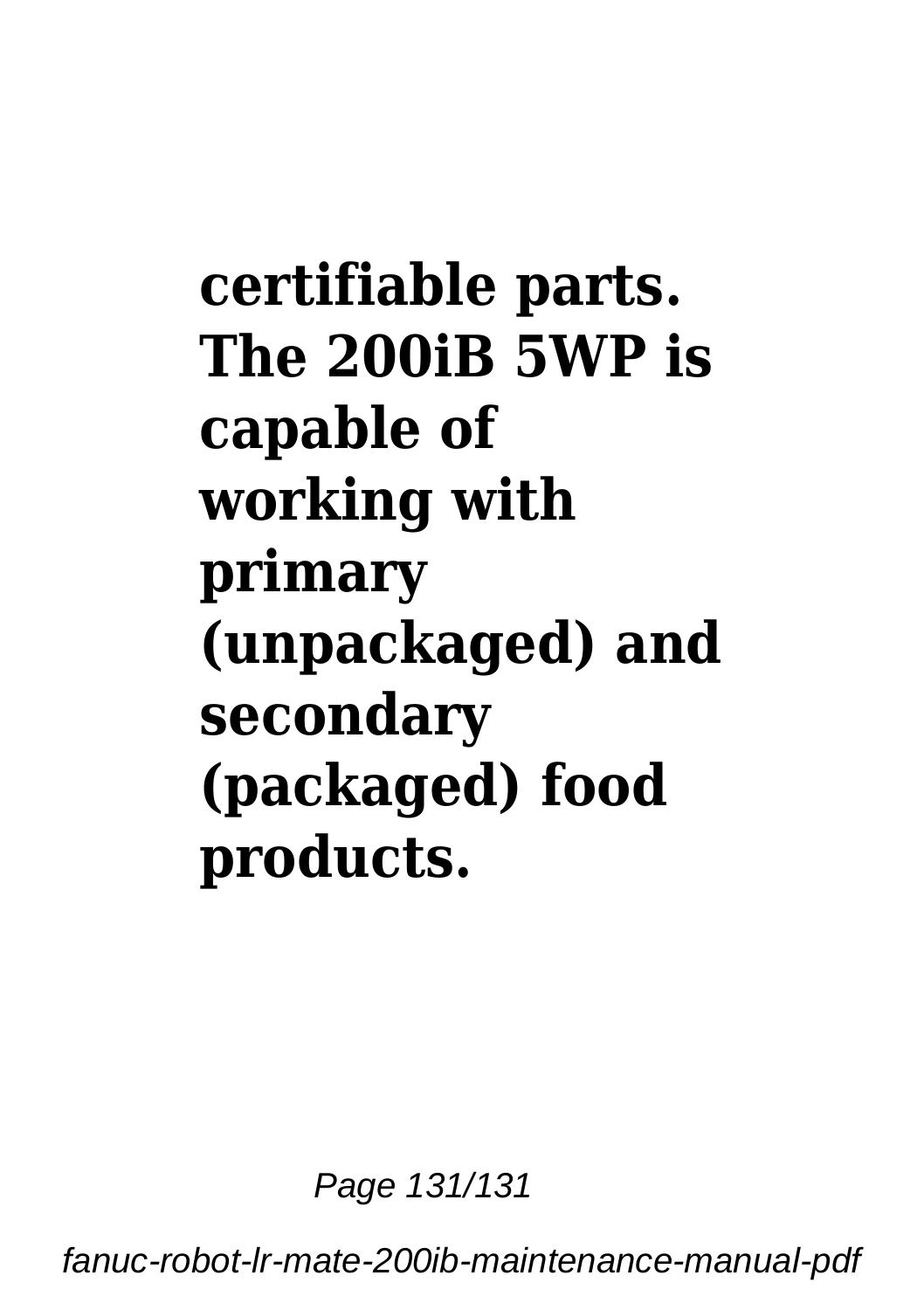**certifiable parts. The 200iB 5WP is capable of working with primary (unpackaged) and secondary (packaged) food products.**